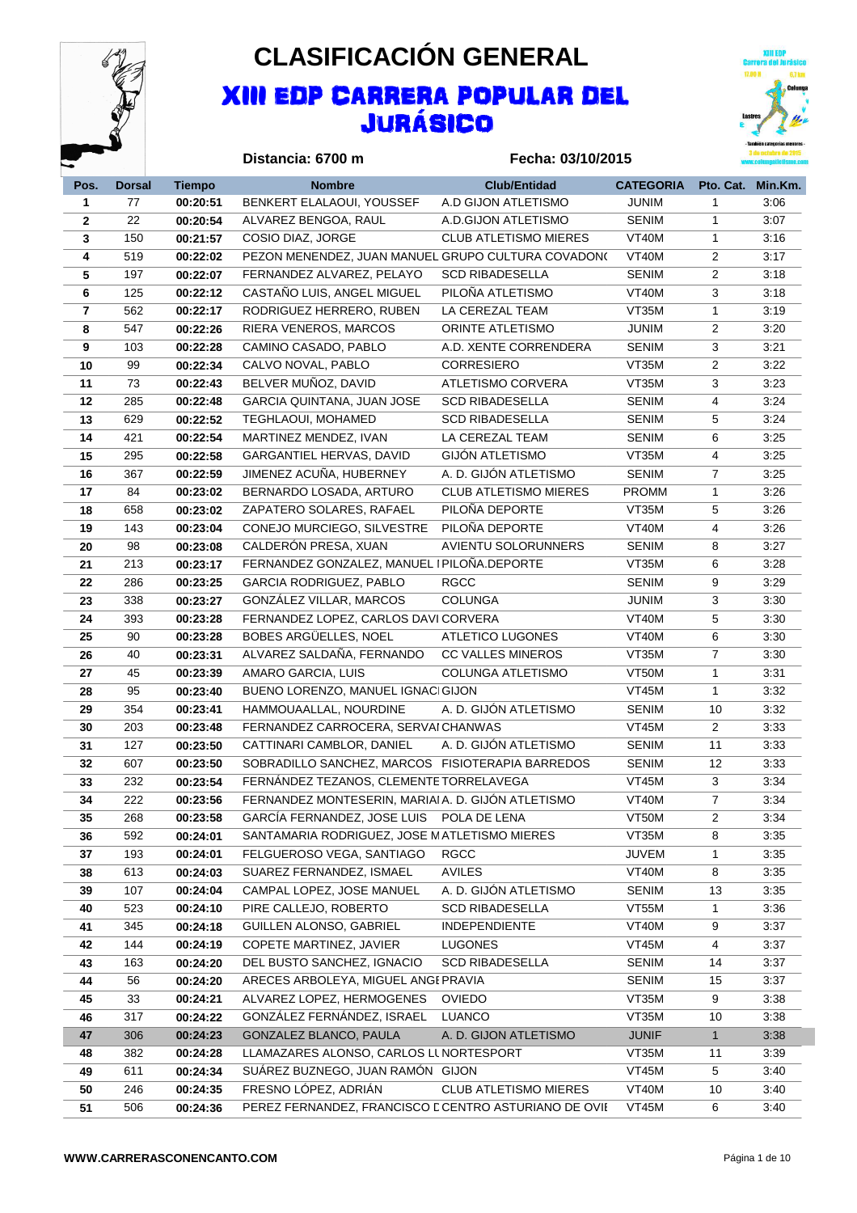# CLASIFICACIÓN GENERAL

## XIII EDP CARRERA POPULAR DEL JURÁSICO

**Distancia: 6700 m** **Fecha: 03/10/2015**

| Pos. | Dorsal | Tiempo | Nombre | Club/Entidad | CATEGORIA | Pto. Cat. | Min.Km. |
|---|---|---|---|---|---|---|---|
| 1 | 77 | 00:20:51 | BENKERT ELALAOUI, YOUSSEF | A.D GIJON ATLETISMO | JUNIM | 1 | 3:06 |
| 2 | 22 | 00:20:54 | ALVAREZ BENGOA, RAUL | A.D.GIJON ATLETISMO | SENIM | 1 | 3:07 |
| 3 | 150 | 00:21:57 | COSIO DIAZ, JORGE | CLUB ATLETISMO MIERES | VT40M | 1 | 3:16 |
| 4 | 519 | 00:22:02 | PEZON MENENDEZ, JUAN MANUEL | GRUPO CULTURA COVADON( | VT40M | 2 | 3:17 |
| 5 | 197 | 00:22:07 | FERNANDEZ ALVAREZ, PELAYO | SCD RIBADESELLA | SENIM | 2 | 3:18 |
| 6 | 125 | 00:22:12 | CASTAÑO LUIS, ANGEL MIGUEL | PILOÑA ATLETISMO | VT40M | 3 | 3:18 |
| 7 | 562 | 00:22:17 | RODRIGUEZ HERRERO, RUBEN | LA CEREZAL TEAM | VT35M | 1 | 3:19 |
| 8 | 547 | 00:22:26 | RIERA VENEROS, MARCOS | ORINTE ATLETISMO | JUNIM | 2 | 3:20 |
| 9 | 103 | 00:22:28 | CAMINO CASADO, PABLO | A.D. XENTE CORRENDERA | SENIM | 3 | 3:21 |
| 10 | 99 | 00:22:34 | CALVO NOVAL, PABLO | CORRESIERO | VT35M | 2 | 3:22 |
| 11 | 73 | 00:22:43 | BELVER MUÑOZ, DAVID | ATLETISMO CORVERA | VT35M | 3 | 3:23 |
| 12 | 285 | 00:22:48 | GARCIA QUINTANA, JUAN JOSE | SCD RIBADESELLA | SENIM | 4 | 3:24 |
| 13 | 629 | 00:22:52 | TEGHLAOUI, MOHAMED | SCD RIBADESELLA | SENIM | 5 | 3:24 |
| 14 | 421 | 00:22:54 | MARTINEZ MENDEZ, IVAN | LA CEREZAL TEAM | SENIM | 6 | 3:25 |
| 15 | 295 | 00:22:58 | GARGANTIEL HERVAS, DAVID | GIJÓN ATLETISMO | VT35M | 4 | 3:25 |
| 16 | 367 | 00:22:59 | JIMENEZ ACUÑA, HUBERNEY | A. D. GIJÓN ATLETISMO | SENIM | 7 | 3:25 |
| 17 | 84 | 00:23:02 | BERNARDO LOSADA, ARTURO | CLUB ATLETISMO MIERES | PROMM | 1 | 3:26 |
| 18 | 658 | 00:23:02 | ZAPATERO SOLARES, RAFAEL | PILOÑA DEPORTE | VT35M | 5 | 3:26 |
| 19 | 143 | 00:23:04 | CONEJO MURCIEGO, SILVESTRE | PILOÑA DEPORTE | VT40M | 4 | 3:26 |
| 20 | 98 | 00:23:08 | CALDERÓN PRESA, XUAN | AVIENTU SOLORUNNERS | SENIM | 8 | 3:27 |
| 21 | 213 | 00:23:17 | FERNANDEZ GONZALEZ, MANUEL I | PILOÑA.DEPORTE | VT35M | 6 | 3:28 |
| 22 | 286 | 00:23:25 | GARCIA RODRIGUEZ, PABLO | RGCC | SENIM | 9 | 3:29 |
| 23 | 338 | 00:23:27 | GONZÁLEZ VILLAR, MARCOS | COLUNGA | JUNIM | 3 | 3:30 |
| 24 | 393 | 00:23:28 | FERNANDEZ LOPEZ, CARLOS DAVI | CORVERA | VT40M | 5 | 3:30 |
| 25 | 90 | 00:23:28 | BOBES ARGÜELLES, NOEL | ATLETICO LUGONES | VT40M | 6 | 3:30 |
| 26 | 40 | 00:23:31 | ALVAREZ SALDAÑA, FERNANDO | CC VALLES MINEROS | VT35M | 7 | 3:30 |
| 27 | 45 | 00:23:39 | AMARO GARCIA, LUIS | COLUNGA ATLETISMO | VT50M | 1 | 3:31 |
| 28 | 95 | 00:23:40 | BUENO LORENZO, MANUEL IGNACI | GIJON | VT45M | 1 | 3:32 |
| 29 | 354 | 00:23:41 | HAMMOUAALLAL, NOURDINE | A. D. GIJÓN ATLETISMO | SENIM | 10 | 3:32 |
| 30 | 203 | 00:23:48 | FERNANDEZ CARROCERA, SERVAI | CHANWAS | VT45M | 2 | 3:33 |
| 31 | 127 | 00:23:50 | CATTINARI CAMBLOR, DANIEL | A. D. GIJÓN ATLETISMO | SENIM | 11 | 3:33 |
| 32 | 607 | 00:23:50 | SOBRADILLO SANCHEZ, MARCOS | FISIOTERAPIA BARREDOS | SENIM | 12 | 3:33 |
| 33 | 232 | 00:23:54 | FERNÁNDEZ TEZANOS, CLEMENTE | TORRELAVEGA | VT45M | 3 | 3:34 |
| 34 | 222 | 00:23:56 | FERNANDEZ MONTESERIN, MARIA | A. D. GIJÓN ATLETISMO | VT40M | 7 | 3:34 |
| 35 | 268 | 00:23:58 | GARCÍA FERNANDEZ, JOSE LUIS | POLA DE LENA | VT50M | 2 | 3:34 |
| 36 | 592 | 00:24:01 | SANTAMARIA RODRIGUEZ, JOSE M | ATLETISMO MIERES | VT35M | 8 | 3:35 |
| 37 | 193 | 00:24:01 | FELGUEROSO VEGA, SANTIAGO | RGCC | JUVEM | 1 | 3:35 |
| 38 | 613 | 00:24:03 | SUAREZ FERNANDEZ, ISMAEL | AVILES | VT40M | 8 | 3:35 |
| 39 | 107 | 00:24:04 | CAMPAL LOPEZ, JOSE MANUEL | A. D. GIJÓN ATLETISMO | SENIM | 13 | 3:35 |
| 40 | 523 | 00:24:10 | PIRE CALLEJO, ROBERTO | SCD RIBADESELLA | VT55M | 1 | 3:36 |
| 41 | 345 | 00:24:18 | GUILLEN ALONSO, GABRIEL | INDEPENDIENTE | VT40M | 9 | 3:37 |
| 42 | 144 | 00:24:19 | COPETE MARTINEZ, JAVIER | LUGONES | VT45M | 4 | 3:37 |
| 43 | 163 | 00:24:20 | DEL BUSTO SANCHEZ, IGNACIO | SCD RIBADESELLA | SENIM | 14 | 3:37 |
| 44 | 56 | 00:24:20 | ARECES ARBOLEYA, MIGUEL ANGE | PRAVIA | SENIM | 15 | 3:37 |
| 45 | 33 | 00:24:21 | ALVAREZ LOPEZ, HERMOGENES | OVIEDO | VT35M | 9 | 3:38 |
| 46 | 317 | 00:24:22 | GONZÁLEZ FERNÁNDEZ, ISRAEL | LUANCO | VT35M | 10 | 3:38 |
| 47 | 306 | 00:24:23 | GONZALEZ BLANCO, PAULA | A. D. GIJON ATLETISMO | JUNIF | 1 | 3:38 |
| 48 | 382 | 00:24:28 | LLAMAZARES ALONSO, CARLOS LU | NORTESPORT | VT35M | 11 | 3:39 |
| 49 | 611 | 00:24:34 | SUÁREZ BUZNEGO, JUAN RAMÓN | GIJON | VT45M | 5 | 3:40 |
| 50 | 246 | 00:24:35 | FRESNO LÓPEZ, ADRIÁN | CLUB ATLETISMO MIERES | VT40M | 10 | 3:40 |
| 51 | 506 | 00:24:36 | PEREZ FERNANDEZ, FRANCISCO D | CENTRO ASTURIANO DE OVIE | VT45M | 6 | 3:40 |

WWW.CARRERASCONENCANTO.COM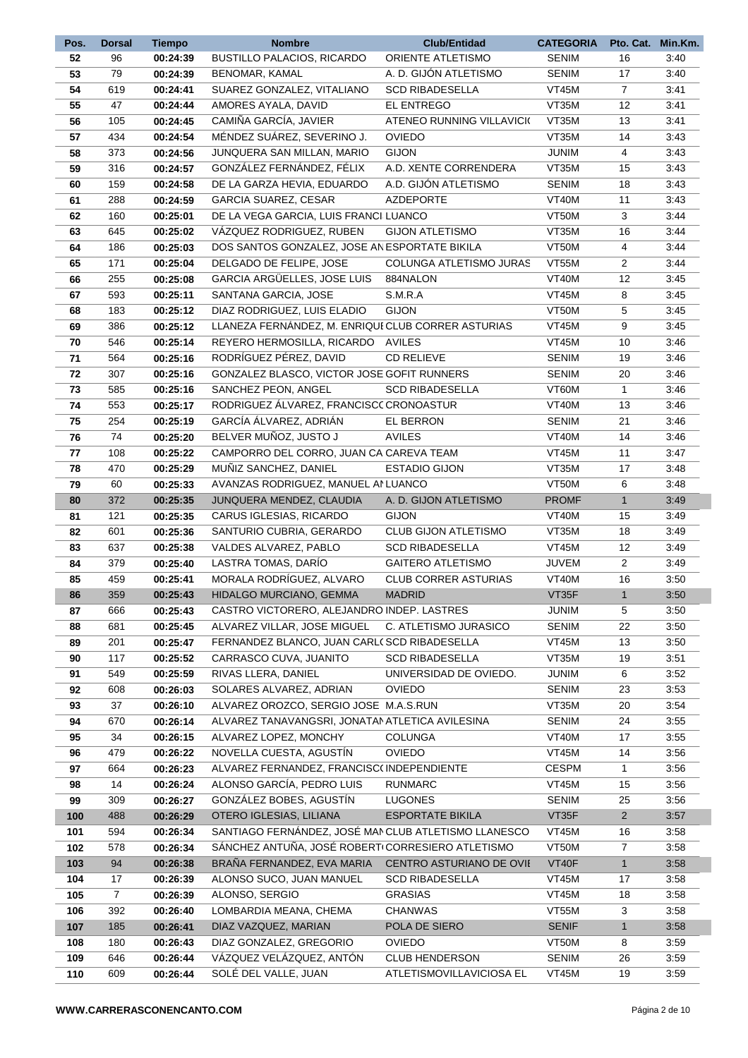| Pos. | Dorsal | Tiempo | Nombre | Club/Entidad | CATEGORIA | Pto. Cat. | Min.Km. |
|---|---|---|---|---|---|---|---|
| 52 | 96 | 00:24:39 | BUSTILLO PALACIOS, RICARDO | ORIENTE ATLETISMO | SENIM | 16 | 3:40 |
| 53 | 79 | 00:24:39 | BENOMAR, KAMAL | A. D. GIJÓN ATLETISMO | SENIM | 17 | 3:40 |
| 54 | 619 | 00:24:41 | SUAREZ GONZALEZ, VITALIANO | SCD RIBADESELLA | VT45M | 7 | 3:41 |
| 55 | 47 | 00:24:44 | AMORES AYALA, DAVID | EL ENTREGO | VT35M | 12 | 3:41 |
| 56 | 105 | 00:24:45 | CAMIÑA GARCÍA, JAVIER | ATENEO RUNNING VILLAVICI( | VT35M | 13 | 3:41 |
| 57 | 434 | 00:24:54 | MÉNDEZ SUÁREZ, SEVERINO J. | OVIEDO | VT35M | 14 | 3:43 |
| 58 | 373 | 00:24:56 | JUNQUERA SAN MILLAN, MARIO | GIJON | JUNIM | 4 | 3:43 |
| 59 | 316 | 00:24:57 | GONZÁLEZ FERNÁNDEZ, FÉLIX | A.D. XENTE CORRENDERA | VT35M | 15 | 3:43 |
| 60 | 159 | 00:24:58 | DE LA GARZA HEVIA, EDUARDO | A.D. GIJÓN ATLETISMO | SENIM | 18 | 3:43 |
| 61 | 288 | 00:24:59 | GARCIA SUAREZ, CESAR | AZDEPORTE | VT40M | 11 | 3:43 |
| 62 | 160 | 00:25:01 | DE LA VEGA GARCIA, LUIS FRANCI | LUANCO | VT50M | 3 | 3:44 |
| 63 | 645 | 00:25:02 | VÁZQUEZ RODRIGUEZ, RUBEN | GIJON ATLETISMO | VT35M | 16 | 3:44 |
| 64 | 186 | 00:25:03 | DOS SANTOS GONZALEZ, JOSE AN | ESPORTATE BIKILA | VT50M | 4 | 3:44 |
| 65 | 171 | 00:25:04 | DELGADO DE FELIPE, JOSE | COLUNGA ATLETISMO JURAS | VT55M | 2 | 3:44 |
| 66 | 255 | 00:25:08 | GARCIA ARGÜELLES, JOSE LUIS | 884NALON | VT40M | 12 | 3:45 |
| 67 | 593 | 00:25:11 | SANTANA GARCIA, JOSE | S.M.R.A | VT45M | 8 | 3:45 |
| 68 | 183 | 00:25:12 | DIAZ RODRIGUEZ, LUIS ELADIO | GIJON | VT50M | 5 | 3:45 |
| 69 | 386 | 00:25:12 | LLANEZA FERNÁNDEZ, M. ENRIQUI | CLUB CORRER ASTURIAS | VT45M | 9 | 3:45 |
| 70 | 546 | 00:25:14 | REYERO HERMOSILLA, RICARDO | AVILES | VT45M | 10 | 3:46 |
| 71 | 564 | 00:25:16 | RODRÍGUEZ PÉREZ, DAVID | CD RELIEVE | SENIM | 19 | 3:46 |
| 72 | 307 | 00:25:16 | GONZALEZ BLASCO, VICTOR JOSE | GOFIT RUNNERS | SENIM | 20 | 3:46 |
| 73 | 585 | 00:25:16 | SANCHEZ PEON, ANGEL | SCD RIBADESELLA | VT60M | 1 | 3:46 |
| 74 | 553 | 00:25:17 | RODRIGUEZ ÁLVAREZ, FRANCISC( | CRONOASTUR | VT40M | 13 | 3:46 |
| 75 | 254 | 00:25:19 | GARCÍA ÁLVAREZ, ADRIÁN | EL BERRON | SENIM | 21 | 3:46 |
| 76 | 74 | 00:25:20 | BELVER MUÑOZ, JUSTO J | AVILES | VT40M | 14 | 3:46 |
| 77 | 108 | 00:25:22 | CAMPORRO DEL CORRO, JUAN CA | CAREVA TEAM | VT45M | 11 | 3:47 |
| 78 | 470 | 00:25:29 | MUÑIZ SANCHEZ, DANIEL | ESTADIO GIJON | VT35M | 17 | 3:48 |
| 79 | 60 | 00:25:33 | AVANZAS RODRIGUEZ, MANUEL AI | LUANCO | VT50M | 6 | 3:48 |
| 80 | 372 | 00:25:35 | JUNQUERA MENDEZ, CLAUDIA | A. D. GIJON ATLETISMO | PROMF | 1 | 3:49 |
| 81 | 121 | 00:25:35 | CARUS IGLESIAS, RICARDO | GIJON | VT40M | 15 | 3:49 |
| 82 | 601 | 00:25:36 | SANTURIO CUBRIA, GERARDO | CLUB GIJON ATLETISMO | VT35M | 18 | 3:49 |
| 83 | 637 | 00:25:38 | VALDES ALVAREZ, PABLO | SCD RIBADESELLA | VT45M | 12 | 3:49 |
| 84 | 379 | 00:25:40 | LASTRA TOMAS, DARÍO | GAITERO ATLETISMO | JUVEM | 2 | 3:49 |
| 85 | 459 | 00:25:41 | MORALA RODRÍGUEZ, ALVARO | CLUB CORRER ASTURIAS | VT40M | 16 | 3:50 |
| 86 | 359 | 00:25:43 | HIDALGO MURCIANO, GEMMA | MADRID | VT35F | 1 | 3:50 |
| 87 | 666 | 00:25:43 | CASTRO VICTORERO, ALEJANDRO | INDEP. LASTRES | JUNIM | 5 | 3:50 |
| 88 | 681 | 00:25:45 | ALVAREZ VILLAR, JOSE MIGUEL | C. ATLETISMO JURASICO | SENIM | 22 | 3:50 |
| 89 | 201 | 00:25:47 | FERNANDEZ BLANCO, JUAN CARL( | SCD RIBADESELLA | VT45M | 13 | 3:50 |
| 90 | 117 | 00:25:52 | CARRASCO CUVA, JUANITO | SCD RIBADESELLA | VT35M | 19 | 3:51 |
| 91 | 549 | 00:25:59 | RIVAS LLERA, DANIEL | UNIVERSIDAD DE OVIEDO. | JUNIM | 6 | 3:52 |
| 92 | 608 | 00:26:03 | SOLARES ALVAREZ, ADRIAN | OVIEDO | SENIM | 23 | 3:53 |
| 93 | 37 | 00:26:10 | ALVAREZ OROZCO, SERGIO JOSE | M.A.S.RUN | VT35M | 20 | 3:54 |
| 94 | 670 | 00:26:14 | ALVAREZ TANAVANGSRI, JONATAI | ATLETICA AVILESINA | SENIM | 24 | 3:55 |
| 95 | 34 | 00:26:15 | ALVAREZ LOPEZ, MONCHY | COLUNGA | VT40M | 17 | 3:55 |
| 96 | 479 | 00:26:22 | NOVELLA CUESTA, AGUSTÍN | OVIEDO | VT45M | 14 | 3:56 |
| 97 | 664 | 00:26:23 | ALVAREZ FERNANDEZ, FRANCISC( | INDEPENDIENTE | CESPM | 1 | 3:56 |
| 98 | 14 | 00:26:24 | ALONSO GARCÍA, PEDRO LUIS | RUNMARC | VT45M | 15 | 3:56 |
| 99 | 309 | 00:26:27 | GONZÁLEZ BOBES, AGUSTÍN | LUGONES | SENIM | 25 | 3:56 |
| 100 | 488 | 00:26:29 | OTERO IGLESIAS, LILIANA | ESPORTATE BIKILA | VT35F | 2 | 3:57 |
| 101 | 594 | 00:26:34 | SANTIAGO FERNÁNDEZ, JOSÉ MAI | CLUB ATLETISMO LLANESCO | VT45M | 16 | 3:58 |
| 102 | 578 | 00:26:34 | SÁNCHEZ ANTUÑA, JOSÉ ROBERT( | CORRESIERO ATLETISMO | VT50M | 7 | 3:58 |
| 103 | 94 | 00:26:38 | BRAÑA FERNANDEZ, EVA MARIA | CENTRO ASTURIANO DE OVII | VT40F | 1 | 3:58 |
| 104 | 17 | 00:26:39 | ALONSO SUCO, JUAN MANUEL | SCD RIBADESELLA | VT45M | 17 | 3:58 |
| 105 | 7 | 00:26:39 | ALONSO, SERGIO | GRASIAS | VT45M | 18 | 3:58 |
| 106 | 392 | 00:26:40 | LOMBARDIA MEANA, CHEMA | CHANWAS | VT55M | 3 | 3:58 |
| 107 | 185 | 00:26:41 | DIAZ VAZQUEZ, MARIAN | POLA DE SIERO | SENIF | 1 | 3:58 |
| 108 | 180 | 00:26:43 | DIAZ GONZALEZ, GREGORIO | OVIEDO | VT50M | 8 | 3:59 |
| 109 | 646 | 00:26:44 | VÁZQUEZ VELÁZQUEZ, ANTÓN | CLUB HENDERSON | SENIM | 26 | 3:59 |
| 110 | 609 | 00:26:44 | SOLÉ DEL VALLE, JUAN | ATLETISMOVILLAVICIOSA EL | VT45M | 19 | 3:59 |

WWW.CARRERASCONENCANTO.COM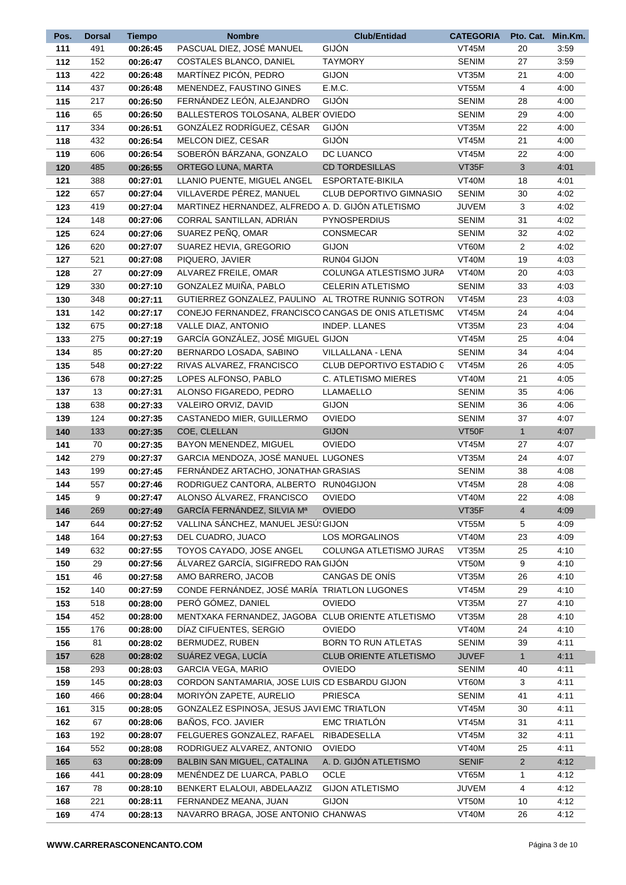| Pos. | Dorsal | Tiempo | Nombre | Club/Entidad | CATEGORIA | Pto. Cat. | Min.Km. |
|---|---|---|---|---|---|---|---|
| 111 | 491 | 00:26:45 | PASCUAL DIEZ, JOSÉ MANUEL | GIJÓN | VT45M | 20 | 3:59 |
| 112 | 152 | 00:26:47 | COSTALES BLANCO, DANIEL | TAYMORY | SENIM | 27 | 3:59 |
| 113 | 422 | 00:26:48 | MARTÍNEZ PICÓN, PEDRO | GIJON | VT35M | 21 | 4:00 |
| 114 | 437 | 00:26:48 | MENENDEZ, FAUSTINO GINES | E.M.C. | VT55M | 4 | 4:00 |
| 115 | 217 | 00:26:50 | FERNÁNDEZ LEÓN, ALEJANDRO | GIJÓN | SENIM | 28 | 4:00 |
| 116 | 65 | 00:26:50 | BALLESTEROS TOLOSANA, ALBER | OVIEDO | SENIM | 29 | 4:00 |
| 117 | 334 | 00:26:51 | GONZÁLEZ RODRÍGUEZ, CÉSAR | GIJÓN | VT35M | 22 | 4:00 |
| 118 | 432 | 00:26:54 | MELCON DIEZ, CESAR | GIJÓN | VT45M | 21 | 4:00 |
| 119 | 606 | 00:26:54 | SOBERÓN BÁRZANA, GONZALO | DC LUANCO | VT45M | 22 | 4:00 |
| 120 | 485 | 00:26:55 | ORTEGO LUNA, MARTA | CD TORDESILLAS | VT35F | 3 | 4:01 |
| 121 | 388 | 00:27:01 | LLANIO PUENTE, MIGUEL ANGEL | ESPORTATE-BIKILA | VT40M | 18 | 4:01 |
| 122 | 657 | 00:27:04 | VILLAVERDE PÉREZ, MANUEL | CLUB DEPORTIVO GIMNASIO | SENIM | 30 | 4:02 |
| 123 | 419 | 00:27:04 | MARTINEZ HERNANDEZ, ALFREDO | A. D. GIJÓN ATLETISMO | JUVEM | 3 | 4:02 |
| 124 | 148 | 00:27:06 | CORRAL SANTILLAN, ADRIÁN | PYNOSPERDIUS | SENIM | 31 | 4:02 |
| 125 | 624 | 00:27:06 | SUAREZ PEÑQ, OMAR | CONSMECAR | SENIM | 32 | 4:02 |
| 126 | 620 | 00:27:07 | SUAREZ HEVIA, GREGORIO | GIJON | VT60M | 2 | 4:02 |
| 127 | 521 | 00:27:08 | PIQUERO, JAVIER | RUN04 GIJON | VT40M | 19 | 4:03 |
| 128 | 27 | 00:27:09 | ALVAREZ FREILE, OMAR | COLUNGA ATLESTISMO JURA | VT40M | 20 | 4:03 |
| 129 | 330 | 00:27:10 | GONZALEZ MUIÑA, PABLO | CELERIN ATLETISMO | SENIM | 33 | 4:03 |
| 130 | 348 | 00:27:11 | GUTIERREZ GONZALEZ, PAULINO | AL TROTRE RUNNIG SOTRON | VT45M | 23 | 4:03 |
| 131 | 142 | 00:27:17 | CONEJO FERNANDEZ, FRANCISCO | CANGAS DE ONIS ATLETISMC | VT45M | 24 | 4:04 |
| 132 | 675 | 00:27:18 | VALLE DIAZ, ANTONIO | INDEP. LLANES | VT35M | 23 | 4:04 |
| 133 | 275 | 00:27:19 | GARCÍA GONZÁLEZ, JOSÉ MIGUEL | GIJON | VT45M | 25 | 4:04 |
| 134 | 85 | 00:27:20 | BERNARDO LOSADA, SABINO | VILLALLANA - LENA | SENIM | 34 | 4:04 |
| 135 | 548 | 00:27:22 | RIVAS ALVAREZ, FRANCISCO | CLUB DEPORTIVO ESTADIO C | VT45M | 26 | 4:05 |
| 136 | 678 | 00:27:25 | LOPES ALFONSO, PABLO | C. ATLETISMO MIERES | VT40M | 21 | 4:05 |
| 137 | 13 | 00:27:31 | ALONSO FIGAREDO, PEDRO | LLAMAELLO | SENIM | 35 | 4:06 |
| 138 | 638 | 00:27:33 | VALEIRO ORVIZ, DAVID | GIJON | SENIM | 36 | 4:06 |
| 139 | 124 | 00:27:35 | CASTANEDO MIER, GUILLERMO | OVIEDO | SENIM | 37 | 4:07 |
| 140 | 133 | 00:27:35 | COE, CLELLAN | GIJON | VT50F | 1 | 4:07 |
| 141 | 70 | 00:27:35 | BAYON MENENDEZ, MIGUEL | OVIEDO | VT45M | 27 | 4:07 |
| 142 | 279 | 00:27:37 | GARCIA MENDOZA, JOSÉ MANUEL | LUGONES | VT35M | 24 | 4:07 |
| 143 | 199 | 00:27:45 | FERNÁNDEZ ARTACHO, JONATHAN | GRASIAS | SENIM | 38 | 4:08 |
| 144 | 557 | 00:27:46 | RODRIGUEZ CANTORA, ALBERTO | RUN04GIJON | VT45M | 28 | 4:08 |
| 145 | 9 | 00:27:47 | ALONSO ÁLVAREZ, FRANCISCO | OVIEDO | VT40M | 22 | 4:08 |
| 146 | 269 | 00:27:49 | GARCÍA FERNÁNDEZ, SILVIA Mª | OVIEDO | VT35F | 4 | 4:09 |
| 147 | 644 | 00:27:52 | VALLINA SÁNCHEZ, MANUEL JESÚS | GIJON | VT55M | 5 | 4:09 |
| 148 | 164 | 00:27:53 | DEL CUADRO, JUACO | LOS MORGALINOS | VT40M | 23 | 4:09 |
| 149 | 632 | 00:27:55 | TOYOS CAYADO, JOSE ANGEL | COLUNGA ATLETISMO JURAS | VT35M | 25 | 4:10 |
| 150 | 29 | 00:27:56 | ÁLVAREZ GARCÍA, SIGIFREDO RAM | GIJÓN | VT50M | 9 | 4:10 |
| 151 | 46 | 00:27:58 | AMO BARRERO, JACOB | CANGAS DE ONÍS | VT35M | 26 | 4:10 |
| 152 | 140 | 00:27:59 | CONDE FERNÁNDEZ, JOSÉ MARÍA | TRIATLON LUGONES | VT45M | 29 | 4:10 |
| 153 | 518 | 00:28:00 | PERÓ GÓMEZ, DANIEL | OVIEDO | VT35M | 27 | 4:10 |
| 154 | 452 | 00:28:00 | MENTXAKA FERNANDEZ, JAGOBA | CLUB ORIENTE ATLETISMO | VT35M | 28 | 4:10 |
| 155 | 176 | 00:28:00 | DÍAZ CIFUENTES, SERGIO | OVIEDO | VT40M | 24 | 4:10 |
| 156 | 81 | 00:28:02 | BERMUDEZ, RUBEN | BORN TO RUN ATLETAS | SENIM | 39 | 4:11 |
| 157 | 628 | 00:28:02 | SUÁREZ VEGA, LUCÍA | CLUB ORIENTE ATLETISMO | JUVEF | 1 | 4:11 |
| 158 | 293 | 00:28:03 | GARCIA VEGA, MARIO | OVIEDO | SENIM | 40 | 4:11 |
| 159 | 145 | 00:28:03 | CORDON SANTAMARIA, JOSE LUIS | CD ESBARDU GIJON | VT60M | 3 | 4:11 |
| 160 | 466 | 00:28:04 | MORIYÓN ZAPETE, AURELIO | PRIESCA | SENIM | 41 | 4:11 |
| 161 | 315 | 00:28:05 | GONZALEZ ESPINOSA, JESUS JAVI | EMC TRIATLON | VT45M | 30 | 4:11 |
| 162 | 67 | 00:28:06 | BAÑOS, FCO. JAVIER | EMC TRIATLÓN | VT45M | 31 | 4:11 |
| 163 | 192 | 00:28:07 | FELGUERES GONZALEZ, RAFAEL | RIBADESELLA | VT45M | 32 | 4:11 |
| 164 | 552 | 00:28:08 | RODRIGUEZ ALVAREZ, ANTONIO | OVIEDO | VT40M | 25 | 4:11 |
| 165 | 63 | 00:28:09 | BALBIN SAN MIGUEL, CATALINA | A. D. GIJÓN ATLETISMO | SENIF | 2 | 4:12 |
| 166 | 441 | 00:28:09 | MENÉNDEZ DE LUARCA, PABLO | OCLE | VT65M | 1 | 4:12 |
| 167 | 78 | 00:28:10 | BENKERT ELALOUI, ABDELAAZIZ | GIJON ATLETISMO | JUVEM | 4 | 4:12 |
| 168 | 221 | 00:28:11 | FERNANDEZ MEANA, JUAN | GIJON | VT50M | 10 | 4:12 |
| 169 | 474 | 00:28:13 | NAVARRO BRAGA, JOSE ANTONIO | CHANWAS | VT40M | 26 | 4:12 |

**WWW.CARRERASCONENCANTO.COM**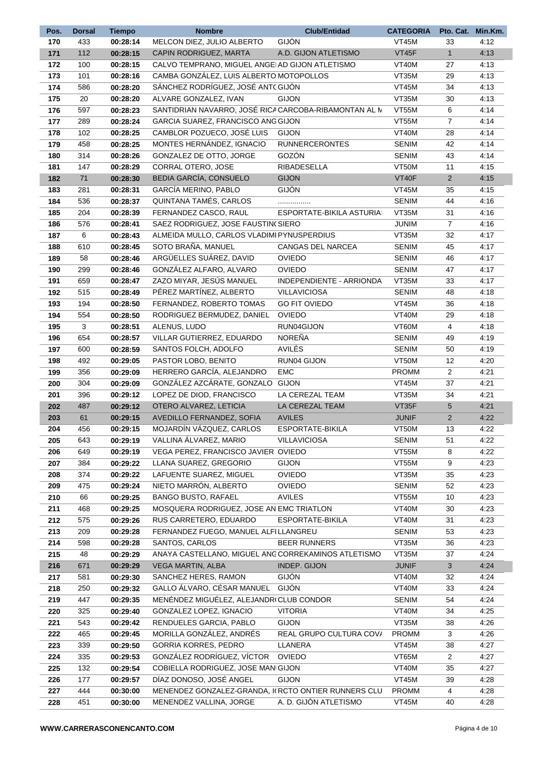| Pos. | Dorsal | Tiempo | Nombre | Club/Entidad | CATEGORIA | Pto. Cat. | Min.Km. |
|---|---|---|---|---|---|---|---|
| 170 | 433 | 00:28:14 | MELCON DIEZ, JULIO ALBERTO | GIJÓN | VT45M | 33 | 4:12 |
| 171 | 112 | 00:28:15 | CAPIN RODRIGUEZ, MARTA | A.D. GIJON ATLETISMO | VT45F | 1 | 4:13 |
| 172 | 100 | 00:28:15 | CALVO TEMPRANO, MIGUEL ANGEI | AD GIJON ATLETISMO | VT40M | 27 | 4:13 |
| 173 | 101 | 00:28:16 | CAMBA GONZÁLEZ, LUIS ALBERTO | MOTOPOLLOS | VT35M | 29 | 4:13 |
| 174 | 586 | 00:28:20 | SÁNCHEZ RODRÍGUEZ, JOSÉ ANT( | GIJÓN | VT45M | 34 | 4:13 |
| 175 | 20 | 00:28:20 | ALVARE GONZALEZ, IVAN | GIJON | VT35M | 30 | 4:13 |
| 176 | 597 | 00:28:23 | SANTIDRIAN NAVARRO, JOSÉ RICA | CARCOBA-RIBAMONTAN AL M | VT55M | 6 | 4:14 |
| 177 | 289 | 00:28:24 | GARCIA SUAREZ, FRANCISCO ANG | GIJON | VT55M | 7 | 4:14 |
| 178 | 102 | 00:28:25 | CAMBLOR POZUECO, JOSÉ LUIS | GIJON | VT40M | 28 | 4:14 |
| 179 | 458 | 00:28:25 | MONTES HERNÁNDEZ, IGNACIO | RUNNERCERONTES | SENIM | 42 | 4:14 |
| 180 | 314 | 00:28:26 | GONZALEZ DE OTTO, JORGE | GOZÓN | SENIM | 43 | 4:14 |
| 181 | 147 | 00:28:29 | CORRAL OTERO, JOSE | RIBADESELLA | VT50M | 11 | 4:15 |
| 182 | 71 | 00:28:30 | BEDIA GARCÍA, CONSUELO | GIJON | VT40F | 2 | 4:15 |
| 183 | 281 | 00:28:31 | GARCÍA MERINO, PABLO | GIJÓN | VT45M | 35 | 4:15 |
| 184 | 536 | 00:28:37 | QUINTANA TAMÉS, CARLOS | ................ | SENIM | 44 | 4:16 |
| 185 | 204 | 00:28:39 | FERNANDEZ CASCO, RAUL | ESPORTATE-BIKILA ASTURIA | VT35M | 31 | 4:16 |
| 186 | 576 | 00:28:41 | SAEZ RODRIGUEZ, JOSE FAUSTIN( | SIERO | JUNIM | 7 | 4:16 |
| 187 | 6 | 00:28:43 | ALMEIDA MULLO, CARLOS VLADIMI | PYNUSPERDIUS | VT35M | 32 | 4:17 |
| 188 | 610 | 00:28:45 | SOTO BRAÑA, MANUEL | CANGAS DEL NARCEA | SENIM | 45 | 4:17 |
| 189 | 58 | 00:28:46 | ARGÜELLES SUÁREZ, DAVID | OVIEDO | SENIM | 46 | 4:17 |
| 190 | 299 | 00:28:46 | GONZÁLEZ ALFARO, ALVARO | OVIEDO | SENIM | 47 | 4:17 |
| 191 | 659 | 00:28:47 | ZAZO MIYAR, JESÚS MANUEL | INDEPENDIENTE - ARRIONDA | VT35M | 33 | 4:17 |
| 192 | 515 | 00:28:49 | PÉREZ MARTÍNEZ, ALBERTO | VILLAVICIOSA | SENIM | 48 | 4:18 |
| 193 | 194 | 00:28:50 | FERNANDEZ, ROBERTO TOMAS | GO FIT OVIEDO | VT45M | 36 | 4:18 |
| 194 | 554 | 00:28:50 | RODRIGUEZ BERMUDEZ, DANIEL | OVIEDO | VT40M | 29 | 4:18 |
| 195 | 3 | 00:28:51 | ALENUS, LUDO | RUN04GIJON | VT60M | 4 | 4:18 |
| 196 | 654 | 00:28:57 | VILLAR GUTIERREZ, EDUARDO | NOREÑA | SENIM | 49 | 4:19 |
| 197 | 600 | 00:28:59 | SANTOS FOLCH, ADOLFO | AVILÉS | SENIM | 50 | 4:19 |
| 198 | 492 | 00:29:05 | PASTOR LOBO, BENITO | RUN04 GIJON | VT50M | 12 | 4:20 |
| 199 | 356 | 00:29:09 | HERRERO GARCÍA, ALEJANDRO | EMC | PROMM | 2 | 4:21 |
| 200 | 304 | 00:29:09 | GONZÁLEZ AZCÁRATE, GONZALO | GIJON | VT45M | 37 | 4:21 |
| 201 | 396 | 00:29:12 | LOPEZ DE DIOD, FRANCISCO | LA CEREZAL TEAM | VT35M | 34 | 4:21 |
| 202 | 487 | 00:29:12 | OTERO ALVAREZ, LETICIA | LA CEREZAL TEAM | VT35F | 5 | 4:21 |
| 203 | 61 | 00:29:15 | AVEDILLO FERNANDEZ, SOFIA | AVILES | JUNIF | 2 | 4:22 |
| 204 | 456 | 00:29:15 | MOJARDÍN VÁZQUEZ, CARLOS | ESPORTATE-BIKILA | VT50M | 13 | 4:22 |
| 205 | 643 | 00:29:19 | VALLINA ÁLVAREZ, MARIO | VILLAVICIOSA | SENIM | 51 | 4:22 |
| 206 | 649 | 00:29:19 | VEGA PEREZ, FRANCISCO JAVIER | OVIEDO | VT55M | 8 | 4:22 |
| 207 | 384 | 00:29:22 | LLANA SUAREZ, GREGORIO | GIJON | VT55M | 9 | 4:23 |
| 208 | 374 | 00:29:22 | LAFUENTE SUAREZ, MIGUEL | OVIEDO | VT35M | 35 | 4:23 |
| 209 | 475 | 00:29:24 | NIETO MARRÓN, ALBERTO | OVIEDO | SENIM | 52 | 4:23 |
| 210 | 66 | 00:29:25 | BANGO BUSTO, RAFAEL | AVILES | VT55M | 10 | 4:23 |
| 211 | 468 | 00:29:25 | MOSQUERA RODRIGUEZ, JOSE AN | EMC TRIATLON | VT40M | 30 | 4:23 |
| 212 | 575 | 00:29:26 | RUS CARRETERO, EDUARDO | ESPORTATE-BIKILA | VT40M | 31 | 4:23 |
| 213 | 209 | 00:29:28 | FERNANDEZ FUEGO, MANUEL ALFI | LLANGREU | SENIM | 53 | 4:23 |
| 214 | 598 | 00:29:28 | SANTOS, CARLOS | BEER RUNNERS | VT35M | 36 | 4:23 |
| 215 | 48 | 00:29:29 | ANAYA CASTELLANO, MIGUEL ANG | CORREKAMINOS ATLETISMO | VT35M | 37 | 4:24 |
| 216 | 671 | 00:29:29 | VEGA MARTIN, ALBA | INDEP. GIJON | JUNIF | 3 | 4:24 |
| 217 | 581 | 00:29:30 | SANCHEZ HERES, RAMON | GIJÓN | VT40M | 32 | 4:24 |
| 218 | 250 | 00:29:32 | GALLO ÁLVARO, CÉSAR MANUEL | GIJÓN | VT40M | 33 | 4:24 |
| 219 | 447 | 00:29:35 | MENÉNDEZ MIGUÉLEZ, ALEJANDR( | CLUB CONDOR | SENIM | 54 | 4:24 |
| 220 | 325 | 00:29:40 | GONZALEZ LOPEZ, IGNACIO | VITORIA | VT40M | 34 | 4:25 |
| 221 | 543 | 00:29:42 | RENDUELES GARCIA, PABLO | GIJON | VT35M | 38 | 4:26 |
| 222 | 465 | 00:29:45 | MORILLA GONZÁLEZ, ANDRÉS | REAL GRUPO CULTURA COV/ | PROMM | 3 | 4:26 |
| 223 | 339 | 00:29:50 | GORRIA KORRES, PEDRO | LLANERA | VT45M | 38 | 4:27 |
| 224 | 335 | 00:29:53 | GONZÁLEZ RODRÍGUEZ, VÍCTOR | OVIEDO | VT65M | 2 | 4:27 |
| 225 | 132 | 00:29:54 | COBIELLA RODRIGUEZ, JOSE MAN | GIJON | VT40M | 35 | 4:27 |
| 226 | 177 | 00:29:57 | DÍAZ DONOSO, JOSÉ ANGEL | GIJON | VT45M | 39 | 4:28 |
| 227 | 444 | 00:30:00 | MENENDEZ GONZALEZ-GRANDA, I( | RCTO ONTIER RUNNERS CLU | PROMM | 4 | 4:28 |
| 228 | 451 | 00:30:00 | MENENDEZ VALLINA, JORGE | A. D. GIJÓN ATLETISMO | VT45M | 40 | 4:28 |

WWW.CARRERASCONENCANTO.COM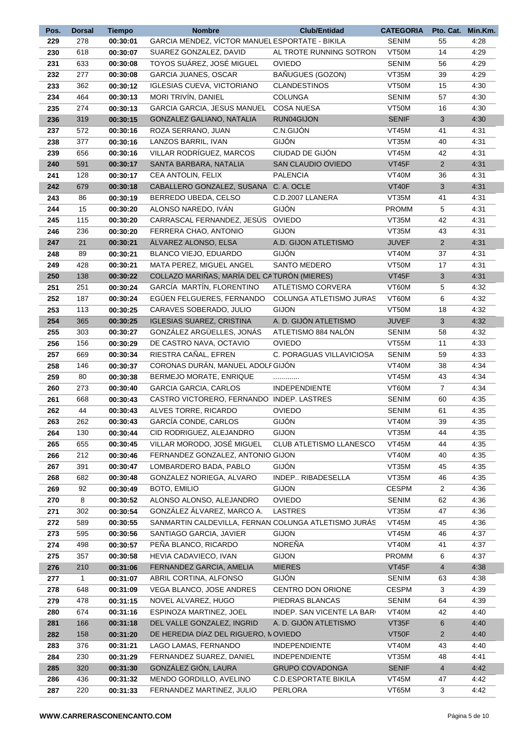| Pos. | Dorsal | Tiempo | Nombre | Club/Entidad | CATEGORIA | Pto. Cat. | Min.Km. |
|---|---|---|---|---|---|---|---|
| 229 | 278 | 00:30:01 | GARCIA MENDEZ, VÍCTOR MANUEL | ESPORTATE - BIKILA | SENIM | 55 | 4:28 |
| 230 | 618 | 00:30:07 | SUAREZ GONZALEZ, DAVID | AL TROTE RUNNING SOTRON | VT50M | 14 | 4:29 |
| 231 | 633 | 00:30:08 | TOYOS SUÁREZ, JOSÉ MIGUEL | OVIEDO | SENIM | 56 | 4:29 |
| 232 | 277 | 00:30:08 | GARCIA JUANES, OSCAR | BAÑUGUES (GOZON) | VT35M | 39 | 4:29 |
| 233 | 362 | 00:30:12 | IGLESIAS CUEVA, VICTORIANO | CLANDESTINOS | VT50M | 15 | 4:30 |
| 234 | 464 | 00:30:13 | MORI TRIVÍN, DANIEL | COLUNGA | SENIM | 57 | 4:30 |
| 235 | 274 | 00:30:13 | GARCIA GARCIA, JESUS MANUEL | COSA NUESA | VT50M | 16 | 4:30 |
| 236 | 319 | 00:30:15 | GONZALEZ GALIANO, NATALIA | RUN04GIJON | SENIF | 3 | 4:30 |
| 237 | 572 | 00:30:16 | ROZA SERRANO, JUAN | C.N.GIJÓN | VT45M | 41 | 4:31 |
| 238 | 377 | 00:30:16 | LANZOS BARRIL, IVAN | GIJÓN | VT35M | 40 | 4:31 |
| 239 | 656 | 00:30:16 | VILLAR RODRÍGUEZ, MARCOS | CIUDAD DE GIJÓN | VT45M | 42 | 4:31 |
| 240 | 591 | 00:30:17 | SANTA BARBARA, NATALIA | SAN CLAUDIO OVIEDO | VT45F | 2 | 4:31 |
| 241 | 128 | 00:30:17 | CEA ANTOLIN, FELIX | PALENCIA | VT40M | 36 | 4:31 |
| 242 | 679 | 00:30:18 | CABALLERO GONZALEZ, SUSANA | C. A. OCLE | VT40F | 3 | 4:31 |
| 243 | 86 | 00:30:19 | BERREDO UBEDA, CELSO | C.D.2007 LLANERA | VT35M | 41 | 4:31 |
| 244 | 15 | 00:30:20 | ALONSO NAREDO, IVÁN | GIJÓN | PROMM | 5 | 4:31 |
| 245 | 115 | 00:30:20 | CARRASCAL FERNANDEZ, JESÚS | OVIEDO | VT35M | 42 | 4:31 |
| 246 | 236 | 00:30:20 | FERRERA CHAO, ANTONIO | GIJON | VT35M | 43 | 4:31 |
| 247 | 21 | 00:30:21 | ÁLVAREZ ALONSO, ELSA | A.D. GIJON ATLETISMO | JUVEF | 2 | 4:31 |
| 248 | 89 | 00:30:21 | BLANCO VIEJO, EDUARDO | GIJÓN | VT40M | 37 | 4:31 |
| 249 | 428 | 00:30:21 | MATA PEREZ, MIGUEL ANGEL | SANTO MEDERO | VT50M | 17 | 4:31 |
| 250 | 138 | 00:30:22 | COLLAZO MARIÑAS, MARÍA DEL CA | TURÓN (MIERES) | VT45F | 3 | 4:31 |
| 251 | 251 | 00:30:24 | GARCÍA MARTÍN, FLORENTINO | ATLETISMO CORVERA | VT60M | 5 | 4:32 |
| 252 | 187 | 00:30:24 | EGÜEN FELGUERES, FERNANDO | COLUNGA ATLETISMO JURAS | VT60M | 6 | 4:32 |
| 253 | 113 | 00:30:25 | CARAVES SOBERADO, JULIO | GIJON | VT50M | 18 | 4:32 |
| 254 | 365 | 00:30:25 | IGLESIAS SUAREZ, CRISTINA | A. D. GIJÓN ATLETISMO | JUVEF | 3 | 4:32 |
| 255 | 303 | 00:30:27 | GONZÁLEZ ARGÜELLES, JONÁS | ATLETISMO 884 NALÓN | SENIM | 58 | 4:32 |
| 256 | 156 | 00:30:29 | DE CASTRO NAVA, OCTAVIO | OVIEDO | VT55M | 11 | 4:33 |
| 257 | 669 | 00:30:34 | RIESTRA CAÑAL, EFREN | C. PORAGUAS VILLAVICIOSA | SENIM | 59 | 4:33 |
| 258 | 146 | 00:30:37 | CORONAS DURÁN, MANUEL ADOLF | GIJÓN | VT40M | 38 | 4:34 |
| 259 | 80 | 00:30:38 | BERMEJO MORATE, ENRIQUE | ............ | VT45M | 43 | 4:34 |
| 260 | 273 | 00:30:40 | GARCIA GARCIA, CARLOS | INDEPENDIENTE | VT60M | 7 | 4:34 |
| 261 | 668 | 00:30:43 | CASTRO VICTORERO, FERNANDO | INDEP. LASTRES | SENIM | 60 | 4:35 |
| 262 | 44 | 00:30:43 | ALVES TORRE, RICARDO | OVIEDO | SENIM | 61 | 4:35 |
| 263 | 262 | 00:30:43 | GARCÍA CONDE, CARLOS | GIJÓN | VT40M | 39 | 4:35 |
| 264 | 130 | 00:30:44 | CID RODRIGUEZ, ALEJANDRO | GIJON | VT35M | 44 | 4:35 |
| 265 | 655 | 00:30:45 | VILLAR MORODO, JOSÉ MIGUEL | CLUB ATLETISMO LLANESCO | VT45M | 44 | 4:35 |
| 266 | 212 | 00:30:46 | FERNANDEZ GONZALEZ, ANTONIO | GIJON | VT40M | 40 | 4:35 |
| 267 | 391 | 00:30:47 | LOMBARDERO BADA, PABLO | GIJÓN | VT35M | 45 | 4:35 |
| 268 | 682 | 00:30:48 | GONZALEZ NORIEGA, ALVARO | INDEP.. RIBADESELLA | VT35M | 46 | 4:35 |
| 269 | 92 | 00:30:49 | BOTO, EMILIO | GIJON | CESPM | 2 | 4:36 |
| 270 | 8 | 00:30:52 | ALONSO ALONSO, ALEJANDRO | OVIEDO | SENIM | 62 | 4:36 |
| 271 | 302 | 00:30:54 | GONZÁLEZ ÁLVAREZ, MARCO A. | LASTRES | VT35M | 47 | 4:36 |
| 272 | 589 | 00:30:55 | SANMARTIN CALDEVILLA, FERNAN | COLUNGA ATLETISMO JURÁS | VT45M | 45 | 4:36 |
| 273 | 595 | 00:30:56 | SANTIAGO GARCIA, JAVIER | GIJON | VT45M | 46 | 4:37 |
| 274 | 498 | 00:30:57 | PEÑA BLANCO, RICARDO | NOREÑA | VT40M | 41 | 4:37 |
| 275 | 357 | 00:30:58 | HEVIA CADAVIECO, IVAN | GIJON | PROMM | 6 | 4:37 |
| 276 | 210 | 00:31:06 | FERNANDEZ GARCIA, AMELIA | MIERES | VT45F | 4 | 4:38 |
| 277 | 1 | 00:31:07 | ABRIL CORTINA, ALFONSO | GIJÓN | SENIM | 63 | 4:38 |
| 278 | 648 | 00:31:09 | VEGA BLANCO, JOSE ANDRES | CENTRO DON ORIONE | CESPM | 3 | 4:39 |
| 279 | 478 | 00:31:15 | NOVEL ALVAREZ, HUGO | PIEDRAS BLANCAS | SENIM | 64 | 4:39 |
| 280 | 674 | 00:31:16 | ESPINOZA MARTINEZ, JOEL | INDEP. SAN VICENTE LA BAR | VT40M | 42 | 4:40 |
| 281 | 166 | 00:31:18 | DEL VALLE GONZALEZ, INGRID | A. D. GIJÓN ATLETISMO | VT35F | 6 | 4:40 |
| 282 | 158 | 00:31:20 | DE HEREDIA DÍAZ DEL RIGUERO, M | OVIEDO | VT50F | 2 | 4:40 |
| 283 | 376 | 00:31:21 | LAGO LAMAS, FERNANDO | INDEPENDIENTE | VT40M | 43 | 4:40 |
| 284 | 230 | 00:31:29 | FERNANDEZ SUAREZ, DANIEL | INDEPENDIENTE | VT35M | 48 | 4:41 |
| 285 | 320 | 00:31:30 | GONZÁLEZ GIÓN, LAURA | GRUPO COVADONGA | SENIF | 4 | 4:42 |
| 286 | 436 | 00:31:32 | MENDO GORDILLO, AVELINO | C.D.ESPORTATE BIKILA | VT45M | 47 | 4:42 |
| 287 | 220 | 00:31:33 | FERNANDEZ MARTINEZ, JULIO | PERLORA | VT65M | 3 | 4:42 |

WWW.CARRERASCONENCANTO.COM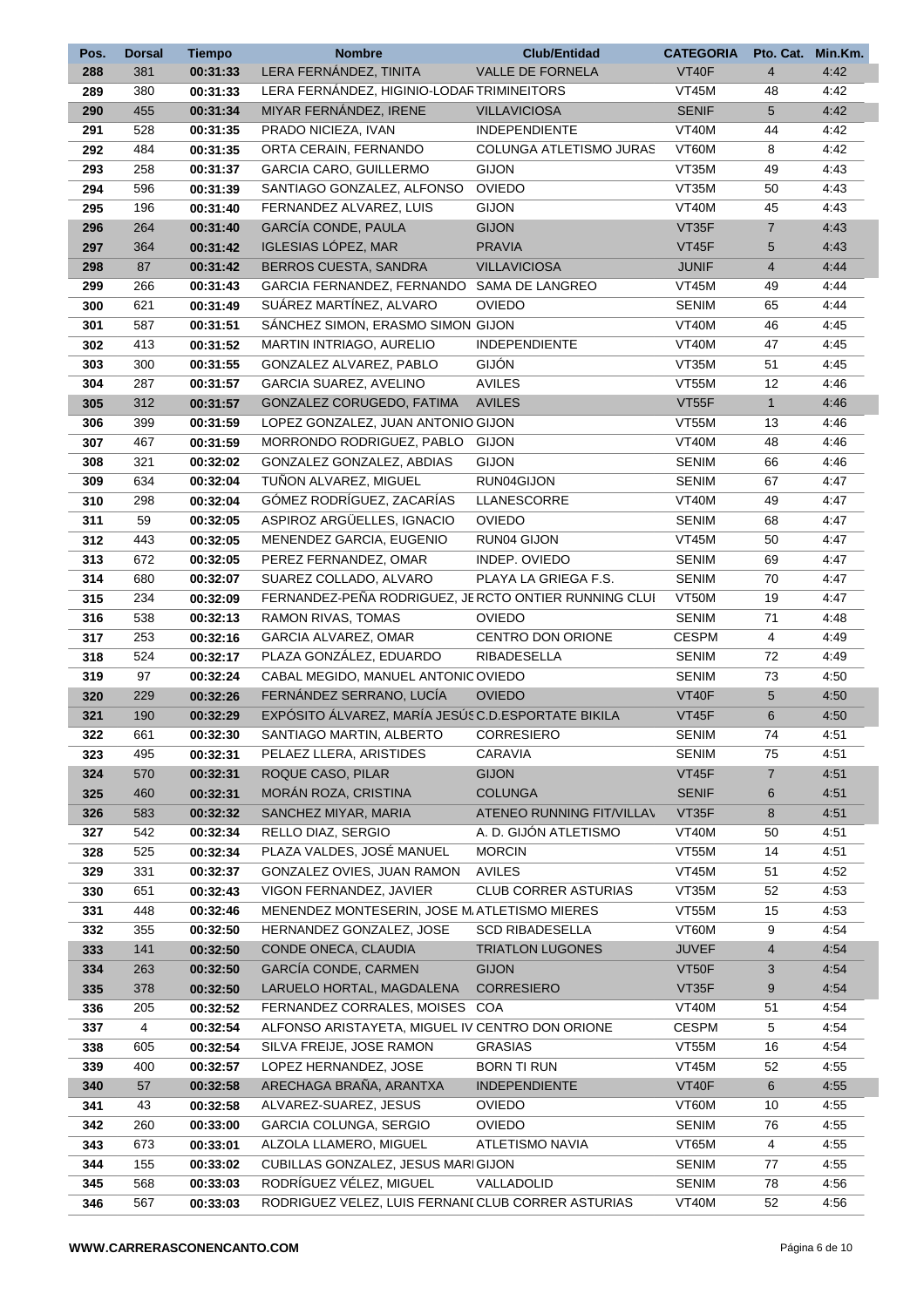| Pos. | Dorsal | Tiempo | Nombre | Club/Entidad | CATEGORIA | Pto. Cat. | Min.Km. |
|---|---|---|---|---|---|---|---|
| 288 | 381 | 00:31:33 | LERA FERNÁNDEZ, TINITA | VALLE DE FORNELA | VT40F | 4 | 4:42 |
| 289 | 380 | 00:31:33 | LERA FERNÁNDEZ, HIGINIO-LODAF | TRIMINEITORS | VT45M | 48 | 4:42 |
| 290 | 455 | 00:31:34 | MIYAR FERNÁNDEZ, IRENE | VILLAVICIOSA | SENIF | 5 | 4:42 |
| 291 | 528 | 00:31:35 | PRADO NICIEZA, IVAN | INDEPENDIENTE | VT40M | 44 | 4:42 |
| 292 | 484 | 00:31:35 | ORTA CERAIN, FERNANDO | COLUNGA ATLETISMO JURAS | VT60M | 8 | 4:42 |
| 293 | 258 | 00:31:37 | GARCIA CARO, GUILLERMO | GIJON | VT35M | 49 | 4:43 |
| 294 | 596 | 00:31:39 | SANTIAGO GONZALEZ, ALFONSO | OVIEDO | VT35M | 50 | 4:43 |
| 295 | 196 | 00:31:40 | FERNANDEZ ALVAREZ, LUIS | GIJON | VT40M | 45 | 4:43 |
| 296 | 264 | 00:31:40 | GARCÍA CONDE, PAULA | GIJON | VT35F | 7 | 4:43 |
| 297 | 364 | 00:31:42 | IGLESIAS LÓPEZ, MAR | PRAVIA | VT45F | 5 | 4:43 |
| 298 | 87 | 00:31:42 | BERROS CUESTA, SANDRA | VILLAVICIOSA | JUNIF | 4 | 4:44 |
| 299 | 266 | 00:31:43 | GARCIA FERNANDEZ, FERNANDO | SAMA DE LANGREO | VT45M | 49 | 4:44 |
| 300 | 621 | 00:31:49 | SUÁREZ MARTÍNEZ, ALVARO | OVIEDO | SENIM | 65 | 4:44 |
| 301 | 587 | 00:31:51 | SÁNCHEZ SIMON, ERASMO SIMON | GIJON | VT40M | 46 | 4:45 |
| 302 | 413 | 00:31:52 | MARTIN INTRIAGO, AURELIO | INDEPENDIENTE | VT40M | 47 | 4:45 |
| 303 | 300 | 00:31:55 | GONZALEZ ALVAREZ, PABLO | GIJÓN | VT35M | 51 | 4:45 |
| 304 | 287 | 00:31:57 | GARCIA SUAREZ, AVELINO | AVILES | VT55M | 12 | 4:46 |
| 305 | 312 | 00:31:57 | GONZALEZ CORUGEDO, FATIMA | AVILES | VT55F | 1 | 4:46 |
| 306 | 399 | 00:31:59 | LOPEZ GONZALEZ, JUAN ANTONIO | GIJON | VT55M | 13 | 4:46 |
| 307 | 467 | 00:31:59 | MORRONDO RODRIGUEZ, PABLO | GIJON | VT40M | 48 | 4:46 |
| 308 | 321 | 00:32:02 | GONZALEZ GONZALEZ, ABDIAS | GIJON | SENIM | 66 | 4:46 |
| 309 | 634 | 00:32:04 | TUÑON ALVAREZ, MIGUEL | RUN04GIJON | SENIM | 67 | 4:47 |
| 310 | 298 | 00:32:04 | GÓMEZ RODRÍGUEZ, ZACARÍAS | LLANESCORRE | VT40M | 49 | 4:47 |
| 311 | 59 | 00:32:05 | ASPIROZ ARGÜELLES, IGNACIO | OVIEDO | SENIM | 68 | 4:47 |
| 312 | 443 | 00:32:05 | MENENDEZ GARCIA, EUGENIO | RUN04 GIJON | VT45M | 50 | 4:47 |
| 313 | 672 | 00:32:05 | PEREZ FERNANDEZ, OMAR | INDEP. OVIEDO | SENIM | 69 | 4:47 |
| 314 | 680 | 00:32:07 | SUAREZ COLLADO, ALVARO | PLAYA LA GRIEGA F.S. | SENIM | 70 | 4:47 |
| 315 | 234 | 00:32:09 | FERNANDEZ-PEÑA RODRIGUEZ, JE | RCTO ONTIER RUNNING CLUI | VT50M | 19 | 4:47 |
| 316 | 538 | 00:32:13 | RAMON RIVAS, TOMAS | OVIEDO | SENIM | 71 | 4:48 |
| 317 | 253 | 00:32:16 | GARCIA ALVAREZ, OMAR | CENTRO DON ORIONE | CESPM | 4 | 4:49 |
| 318 | 524 | 00:32:17 | PLAZA GONZÁLEZ, EDUARDO | RIBADESELLA | SENIM | 72 | 4:49 |
| 319 | 97 | 00:32:24 | CABAL MEGIDO, MANUEL ANTONIC | OVIEDO | SENIM | 73 | 4:50 |
| 320 | 229 | 00:32:26 | FERNÁNDEZ SERRANO, LUCÍA | OVIEDO | VT40F | 5 | 4:50 |
| 321 | 190 | 00:32:29 | EXPÓSITO ÁLVAREZ, MARÍA JESÚS | C.D.ESPORTATE BIKILA | VT45F | 6 | 4:50 |
| 322 | 661 | 00:32:30 | SANTIAGO MARTIN, ALBERTO | CORRESIERO | SENIM | 74 | 4:51 |
| 323 | 495 | 00:32:31 | PELAEZ LLERA, ARISTIDES | CARAVIA | SENIM | 75 | 4:51 |
| 324 | 570 | 00:32:31 | ROQUE CASO, PILAR | GIJON | VT45F | 7 | 4:51 |
| 325 | 460 | 00:32:31 | MORÁN ROZA, CRISTINA | COLUNGA | SENIF | 6 | 4:51 |
| 326 | 583 | 00:32:32 | SANCHEZ MIYAR, MARIA | ATENEO RUNNING FIT/VILLAV | VT35F | 8 | 4:51 |
| 327 | 542 | 00:32:34 | RELLO DIAZ, SERGIO | A. D. GIJÓN ATLETISMO | VT40M | 50 | 4:51 |
| 328 | 525 | 00:32:34 | PLAZA VALDES, JOSÉ MANUEL | MORCIN | VT55M | 14 | 4:51 |
| 329 | 331 | 00:32:37 | GONZALEZ OVIES, JUAN RAMON | AVILES | VT45M | 51 | 4:52 |
| 330 | 651 | 00:32:43 | VIGON FERNANDEZ, JAVIER | CLUB CORRER ASTURIAS | VT35M | 52 | 4:53 |
| 331 | 448 | 00:32:46 | MENENDEZ MONTESERIN, JOSE M. | ATLETISMO MIERES | VT55M | 15 | 4:53 |
| 332 | 355 | 00:32:50 | HERNANDEZ GONZALEZ, JOSE | SCD RIBADESELLA | VT60M | 9 | 4:54 |
| 333 | 141 | 00:32:50 | CONDE ONECA, CLAUDIA | TRIATLON LUGONES | JUVEF | 4 | 4:54 |
| 334 | 263 | 00:32:50 | GARCÍA CONDE, CARMEN | GIJON | VT50F | 3 | 4:54 |
| 335 | 378 | 00:32:50 | LARUELO HORTAL, MAGDALENA | CORRESIERO | VT35F | 9 | 4:54 |
| 336 | 205 | 00:32:52 | FERNANDEZ CORRALES, MOISES | COA | VT40M | 51 | 4:54 |
| 337 | 4 | 00:32:54 | ALFONSO ARISTAYETA, MIGUEL IV | CENTRO DON ORIONE | CESPM | 5 | 4:54 |
| 338 | 605 | 00:32:54 | SILVA FREIJE, JOSE RAMON | GRASIAS | VT55M | 16 | 4:54 |
| 339 | 400 | 00:32:57 | LOPEZ HERNANDEZ, JOSE | BORN TI RUN | VT45M | 52 | 4:55 |
| 340 | 57 | 00:32:58 | ARECHAGA BRAÑA, ARANTXA | INDEPENDIENTE | VT40F | 6 | 4:55 |
| 341 | 43 | 00:32:58 | ALVAREZ-SUAREZ, JESUS | OVIEDO | VT60M | 10 | 4:55 |
| 342 | 260 | 00:33:00 | GARCIA COLUNGA, SERGIO | OVIEDO | SENIM | 76 | 4:55 |
| 343 | 673 | 00:33:01 | ALZOLA LLAMERO, MIGUEL | ATLETISMO NAVIA | VT65M | 4 | 4:55 |
| 344 | 155 | 00:33:02 | CUBILLAS GONZALEZ, JESUS MARI | GIJON | SENIM | 77 | 4:55 |
| 345 | 568 | 00:33:03 | RODRÍGUEZ VÉLEZ, MIGUEL | VALLADOLID | SENIM | 78 | 4:56 |
| 346 | 567 | 00:33:03 | RODRIGUEZ VELEZ, LUIS FERNANI | CLUB CORRER ASTURIAS | VT40M | 52 | 4:56 |

WWW.CARRERASCONENCANTO.COM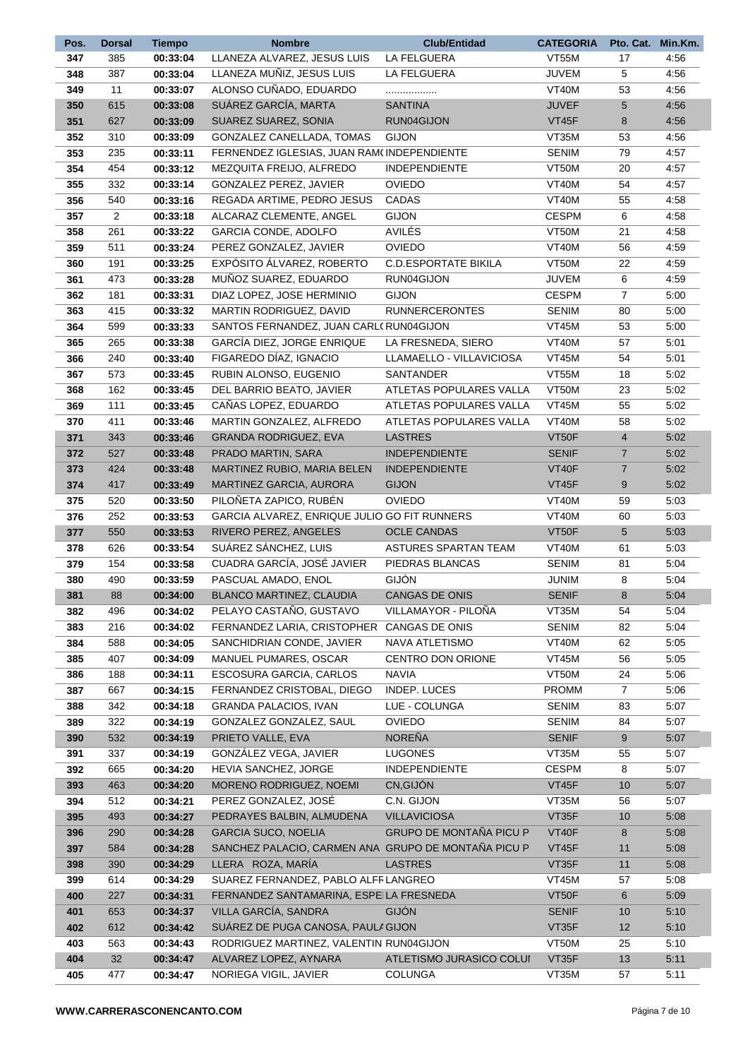| Pos. | Dorsal | Tiempo | Nombre | Club/Entidad | CATEGORIA | Pto. Cat. | Min.Km. |
|---|---|---|---|---|---|---|---|
| 347 | 385 | 00:33:04 | LLANEZA ALVAREZ, JESUS LUIS | LA FELGUERA | VT55M | 17 | 4:56 |
| 348 | 387 | 00:33:04 | LLANEZA MUÑIZ, JESUS LUIS | LA FELGUERA | JUVEM | 5 | 4:56 |
| 349 | 11 | 00:33:07 | ALONSO CUÑADO, EDUARDO | ................. | VT40M | 53 | 4:56 |
| 350 | 615 | 00:33:08 | SUÁREZ GARCÍA, MARTA | SANTINA | JUVEF | 5 | 4:56 |
| 351 | 627 | 00:33:09 | SUAREZ SUAREZ, SONIA | RUN04GIJON | VT45F | 8 | 4:56 |
| 352 | 310 | 00:33:09 | GONZALEZ CANELLADA, TOMAS | GIJON | VT35M | 53 | 4:56 |
| 353 | 235 | 00:33:11 | FERNENDEZ IGLESIAS, JUAN RAM( | INDEPENDIENTE | SENIM | 79 | 4:57 |
| 354 | 454 | 00:33:12 | MEZQUITA FREIJO, ALFREDO | INDEPENDIENTE | VT50M | 20 | 4:57 |
| 355 | 332 | 00:33:14 | GONZALEZ PEREZ, JAVIER | OVIEDO | VT40M | 54 | 4:57 |
| 356 | 540 | 00:33:16 | REGADA ARTIME, PEDRO JESUS | CADAS | VT40M | 55 | 4:58 |
| 357 | 2 | 00:33:18 | ALCARAZ CLEMENTE, ANGEL | GIJON | CESPM | 6 | 4:58 |
| 358 | 261 | 00:33:22 | GARCIA CONDE, ADOLFO | AVILÉS | VT50M | 21 | 4:58 |
| 359 | 511 | 00:33:24 | PEREZ GONZALEZ, JAVIER | OVIEDO | VT40M | 56 | 4:59 |
| 360 | 191 | 00:33:25 | EXPÓSITO ÁLVAREZ, ROBERTO | C.D.ESPORTATE BIKILA | VT50M | 22 | 4:59 |
| 361 | 473 | 00:33:28 | MUÑOZ SUAREZ, EDUARDO | RUN04GIJON | JUVEM | 6 | 4:59 |
| 362 | 181 | 00:33:31 | DIAZ LOPEZ, JOSE HERMINIO | GIJON | CESPM | 7 | 5:00 |
| 363 | 415 | 00:33:32 | MARTIN RODRIGUEZ, DAVID | RUNNERCERONTES | SENIM | 80 | 5:00 |
| 364 | 599 | 00:33:33 | SANTOS FERNANDEZ, JUAN CARL( | RUN04GIJON | VT45M | 53 | 5:00 |
| 365 | 265 | 00:33:38 | GARCÍA DIEZ, JORGE ENRIQUE | LA FRESNEDA, SIERO | VT40M | 57 | 5:01 |
| 366 | 240 | 00:33:40 | FIGAREDO DÍAZ, IGNACIO | LLAMAELLO - VILLAVICIOSA | VT45M | 54 | 5:01 |
| 367 | 573 | 00:33:45 | RUBIN ALONSO, EUGENIO | SANTANDER | VT55M | 18 | 5:02 |
| 368 | 162 | 00:33:45 | DEL BARRIO BEATO, JAVIER | ATLETAS POPULARES VALLA | VT50M | 23 | 5:02 |
| 369 | 111 | 00:33:45 | CAÑAS LOPEZ, EDUARDO | ATLETAS POPULARES VALLA | VT45M | 55 | 5:02 |
| 370 | 411 | 00:33:46 | MARTIN GONZALEZ, ALFREDO | ATLETAS POPULARES VALLA | VT40M | 58 | 5:02 |
| 371 | 343 | 00:33:46 | GRANDA RODRIGUEZ, EVA | LASTRES | VT50F | 4 | 5:02 |
| 372 | 527 | 00:33:48 | PRADO MARTIN, SARA | INDEPENDIENTE | SENIF | 7 | 5:02 |
| 373 | 424 | 00:33:48 | MARTINEZ RUBIO, MARIA BELEN | INDEPENDIENTE | VT40F | 7 | 5:02 |
| 374 | 417 | 00:33:49 | MARTINEZ GARCIA, AURORA | GIJON | VT45F | 9 | 5:02 |
| 375 | 520 | 00:33:50 | PILOÑETA ZAPICO, RUBÉN | OVIEDO | VT40M | 59 | 5:03 |
| 376 | 252 | 00:33:53 | GARCIA ALVAREZ, ENRIQUE JULIO | GO FIT RUNNERS | VT40M | 60 | 5:03 |
| 377 | 550 | 00:33:53 | RIVERO PEREZ, ANGELES | OCLE CANDAS | VT50F | 5 | 5:03 |
| 378 | 626 | 00:33:54 | SUÁREZ SÁNCHEZ, LUIS | ASTURES SPARTAN TEAM | VT40M | 61 | 5:03 |
| 379 | 154 | 00:33:58 | CUADRA GARCÍA, JOSÉ JAVIER | PIEDRAS BLANCAS | SENIM | 81 | 5:04 |
| 380 | 490 | 00:33:59 | PASCUAL AMADO, ENOL | GIJÓN | JUNIM | 8 | 5:04 |
| 381 | 88 | 00:34:00 | BLANCO MARTINEZ, CLAUDIA | CANGAS DE ONIS | SENIF | 8 | 5:04 |
| 382 | 496 | 00:34:02 | PELAYO CASTAÑO, GUSTAVO | VILLAMAYOR - PILOÑA | VT35M | 54 | 5:04 |
| 383 | 216 | 00:34:02 | FERNANDEZ LARIA, CRISTOPHER | CANGAS DE ONIS | SENIM | 82 | 5:04 |
| 384 | 588 | 00:34:05 | SANCHIDRIAN CONDE, JAVIER | NAVA ATLETISMO | VT40M | 62 | 5:05 |
| 385 | 407 | 00:34:09 | MANUEL PUMARES, OSCAR | CENTRO DON ORIONE | VT45M | 56 | 5:05 |
| 386 | 188 | 00:34:11 | ESCOSURA GARCIA, CARLOS | NAVIA | VT50M | 24 | 5:06 |
| 387 | 667 | 00:34:15 | FERNANDEZ CRISTOBAL, DIEGO | INDEP. LUCES | PROMM | 7 | 5:06 |
| 388 | 342 | 00:34:18 | GRANDA PALACIOS, IVAN | LUE - COLUNGA | SENIM | 83 | 5:07 |
| 389 | 322 | 00:34:19 | GONZALEZ GONZALEZ, SAUL | OVIEDO | SENIM | 84 | 5:07 |
| 390 | 532 | 00:34:19 | PRIETO VALLE, EVA | NOREÑA | SENIF | 9 | 5:07 |
| 391 | 337 | 00:34:19 | GONZÁLEZ VEGA, JAVIER | LUGONES | VT35M | 55 | 5:07 |
| 392 | 665 | 00:34:20 | HEVIA SANCHEZ, JORGE | INDEPENDIENTE | CESPM | 8 | 5:07 |
| 393 | 463 | 00:34:20 | MORENO RODRIGUEZ, NOEMI | CN,GIJÓN | VT45F | 10 | 5:07 |
| 394 | 512 | 00:34:21 | PEREZ GONZALEZ, JOSÉ | C.N. GIJON | VT35M | 56 | 5:07 |
| 395 | 493 | 00:34:27 | PEDRAYES BALBIN, ALMUDENA | VILLAVICIOSA | VT35F | 10 | 5:08 |
| 396 | 290 | 00:34:28 | GARCIA SUCO, NOELIA | GRUPO DE MONTAÑA PICU P | VT40F | 8 | 5:08 |
| 397 | 584 | 00:34:28 | SANCHEZ PALACIO, CARMEN ANA | GRUPO DE MONTAÑA PICU P | VT45F | 11 | 5:08 |
| 398 | 390 | 00:34:29 | LLERA ROZA, MARÍA | LASTRES | VT35F | 11 | 5:08 |
| 399 | 614 | 00:34:29 | SUAREZ FERNANDEZ, PABLO ALFF | LANGREO | VT45M | 57 | 5:08 |
| 400 | 227 | 00:34:31 | FERNANDEZ SANTAMARINA, ESPE | LA FRESNEDA | VT50F | 6 | 5:09 |
| 401 | 653 | 00:34:37 | VILLA GARCÍA, SANDRA | GIJÓN | SENIF | 10 | 5:10 |
| 402 | 612 | 00:34:42 | SUÁREZ DE PUGA CANOSA, PAULA | GIJON | VT35F | 12 | 5:10 |
| 403 | 563 | 00:34:43 | RODRIGUEZ MARTINEZ, VALENTIN | RUN04GIJON | VT50M | 25 | 5:10 |
| 404 | 32 | 00:34:47 | ALVAREZ LOPEZ, AYNARA | ATLETISMO JURASICO COLUI | VT35F | 13 | 5:11 |
| 405 | 477 | 00:34:47 | NORIEGA VIGIL, JAVIER | COLUNGA | VT35M | 57 | 5:11 |

WWW.CARRERASCONENCANTO.COM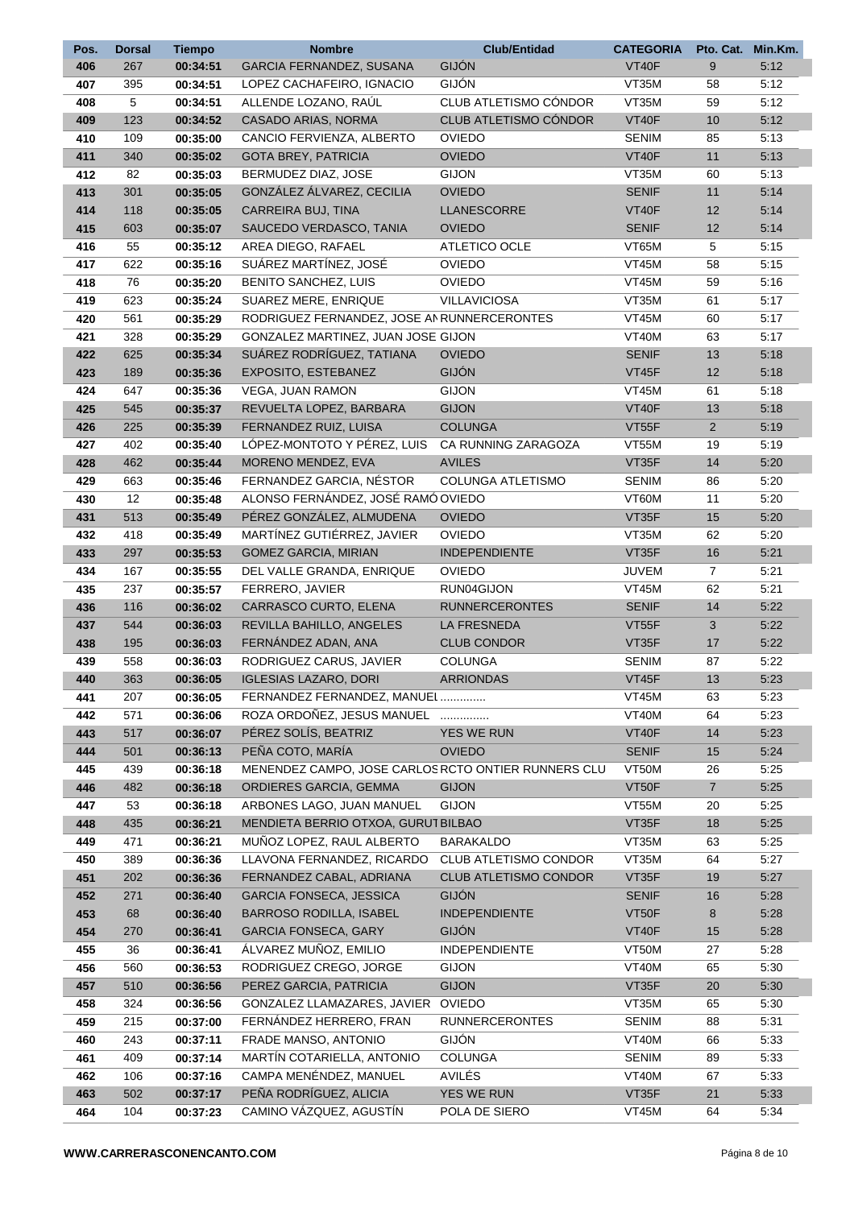| Pos. | Dorsal | Tiempo | Nombre | Club/Entidad | CATEGORIA | Pto. Cat. | Min.Km. |
|---|---|---|---|---|---|---|---|
| 406 | 267 | 00:34:51 | GARCIA FERNANDEZ, SUSANA | GIJÓN | VT40F | 9 | 5:12 |
| 407 | 395 | 00:34:51 | LOPEZ CACHAFEIRO, IGNACIO | GIJÓN | VT35M | 58 | 5:12 |
| 408 | 5 | 00:34:51 | ALLENDE LOZANO, RAÚL | CLUB ATLETISMO CÓNDOR | VT35M | 59 | 5:12 |
| 409 | 123 | 00:34:52 | CASADO ARIAS, NORMA | CLUB ATLETISMO CÓNDOR | VT40F | 10 | 5:12 |
| 410 | 109 | 00:35:00 | CANCIO FERVIENZA, ALBERTO | OVIEDO | SENIM | 85 | 5:13 |
| 411 | 340 | 00:35:02 | GOTA BREY, PATRICIA | OVIEDO | VT40F | 11 | 5:13 |
| 412 | 82 | 00:35:03 | BERMUDEZ DIAZ, JOSE | GIJON | VT35M | 60 | 5:13 |
| 413 | 301 | 00:35:05 | GONZÁLEZ ÁLVAREZ, CECILIA | OVIEDO | SENIF | 11 | 5:14 |
| 414 | 118 | 00:35:05 | CARREIRA BUJ, TINA | LLANESCORRE | VT40F | 12 | 5:14 |
| 415 | 603 | 00:35:07 | SAUCEDO VERDASCO, TANIA | OVIEDO | SENIF | 12 | 5:14 |
| 416 | 55 | 00:35:12 | AREA DIEGO, RAFAEL | ATLETICO OCLE | VT65M | 5 | 5:15 |
| 417 | 622 | 00:35:16 | SUÁREZ MARTÍNEZ, JOSÉ | OVIEDO | VT45M | 58 | 5:15 |
| 418 | 76 | 00:35:20 | BENITO SANCHEZ, LUIS | OVIEDO | VT45M | 59 | 5:16 |
| 419 | 623 | 00:35:24 | SUAREZ MERE, ENRIQUE | VILLAVICIOSA | VT35M | 61 | 5:17 |
| 420 | 561 | 00:35:29 | RODRIGUEZ FERNANDEZ, JOSE AN | RUNNERCERONTES | VT45M | 60 | 5:17 |
| 421 | 328 | 00:35:29 | GONZALEZ MARTINEZ, JUAN JOSE | GIJON | VT40M | 63 | 5:17 |
| 422 | 625 | 00:35:34 | SUÁREZ RODRÍGUEZ, TATIANA | OVIEDO | SENIF | 13 | 5:18 |
| 423 | 189 | 00:35:36 | EXPOSITO, ESTEBANEZ | GIJÓN | VT45F | 12 | 5:18 |
| 424 | 647 | 00:35:36 | VEGA, JUAN RAMON | GIJON | VT45M | 61 | 5:18 |
| 425 | 545 | 00:35:37 | REVUELTA LOPEZ, BARBARA | GIJON | VT40F | 13 | 5:18 |
| 426 | 225 | 00:35:39 | FERNANDEZ RUIZ, LUISA | COLUNGA | VT55F | 2 | 5:19 |
| 427 | 402 | 00:35:40 | LÓPEZ-MONTOTO Y PÉREZ, LUIS | CA RUNNING ZARAGOZA | VT55M | 19 | 5:19 |
| 428 | 462 | 00:35:44 | MORENO MENDEZ, EVA | AVILES | VT35F | 14 | 5:20 |
| 429 | 663 | 00:35:46 | FERNANDEZ GARCIA, NÉSTOR | COLUNGA ATLETISMO | SENIM | 86 | 5:20 |
| 430 | 12 | 00:35:48 | ALONSO FERNÁNDEZ, JOSÉ RAMÓ | OVIEDO | VT60M | 11 | 5:20 |
| 431 | 513 | 00:35:49 | PÉREZ GONZÁLEZ, ALMUDENA | OVIEDO | VT35F | 15 | 5:20 |
| 432 | 418 | 00:35:49 | MARTÍNEZ GUTIÉRREZ, JAVIER | OVIEDO | VT35M | 62 | 5:20 |
| 433 | 297 | 00:35:53 | GOMEZ GARCIA, MIRIAN | INDEPENDIENTE | VT35F | 16 | 5:21 |
| 434 | 167 | 00:35:55 | DEL VALLE GRANDA, ENRIQUE | OVIEDO | JUVEM | 7 | 5:21 |
| 435 | 237 | 00:35:57 | FERRERO, JAVIER | RUN04GIJON | VT45M | 62 | 5:21 |
| 436 | 116 | 00:36:02 | CARRASCO CURTO, ELENA | RUNNERCERONTES | SENIF | 14 | 5:22 |
| 437 | 544 | 00:36:03 | REVILLA BAHILLO, ANGELES | LA FRESNEDA | VT55F | 3 | 5:22 |
| 438 | 195 | 00:36:03 | FERNÁNDEZ ADAN, ANA | CLUB CONDOR | VT35F | 17 | 5:22 |
| 439 | 558 | 00:36:03 | RODRIGUEZ CARUS, JAVIER | COLUNGA | SENIM | 87 | 5:22 |
| 440 | 363 | 00:36:05 | IGLESIAS LAZARO, DORI | ARRIONDAS | VT45F | 13 | 5:23 |
| 441 | 207 | 00:36:05 | FERNANDEZ FERNANDEZ, MANUEL | .............. | VT45M | 63 | 5:23 |
| 442 | 571 | 00:36:06 | ROZA ORDOÑEZ, JESUS MANUEL | .............. | VT40M | 64 | 5:23 |
| 443 | 517 | 00:36:07 | PÉREZ SOLÍS, BEATRIZ | YES WE RUN | VT40F | 14 | 5:23 |
| 444 | 501 | 00:36:13 | PEÑA COTO, MARÍA | OVIEDO | SENIF | 15 | 5:24 |
| 445 | 439 | 00:36:18 | MENENDEZ CAMPO, JOSE CARLOS | RCTO ONTIER RUNNERS CLU | VT50M | 26 | 5:25 |
| 446 | 482 | 00:36:18 | ORDIERES GARCIA, GEMMA | GIJON | VT50F | 7 | 5:25 |
| 447 | 53 | 00:36:18 | ARBONES LAGO, JUAN MANUEL | GIJON | VT55M | 20 | 5:25 |
| 448 | 435 | 00:36:21 | MENDIETA BERRIO OTXOA, GURUT | BILBAO | VT35F | 18 | 5:25 |
| 449 | 471 | 00:36:21 | MUÑOZ LOPEZ, RAUL ALBERTO | BARAKALDO | VT35M | 63 | 5:25 |
| 450 | 389 | 00:36:36 | LLAVONA FERNANDEZ, RICARDO | CLUB ATLETISMO CONDOR | VT35M | 64 | 5:27 |
| 451 | 202 | 00:36:36 | FERNANDEZ CABAL, ADRIANA | CLUB ATLETISMO CONDOR | VT35F | 19 | 5:27 |
| 452 | 271 | 00:36:40 | GARCIA FONSECA, JESSICA | GIJÓN | SENIF | 16 | 5:28 |
| 453 | 68 | 00:36:40 | BARROSO RODILLA, ISABEL | INDEPENDIENTE | VT50F | 8 | 5:28 |
| 454 | 270 | 00:36:41 | GARCIA FONSECA, GARY | GIJÓN | VT40F | 15 | 5:28 |
| 455 | 36 | 00:36:41 | ÁLVAREZ MUÑOZ, EMILIO | INDEPENDIENTE | VT50M | 27 | 5:28 |
| 456 | 560 | 00:36:53 | RODRIGUEZ CREGO, JORGE | GIJON | VT40M | 65 | 5:30 |
| 457 | 510 | 00:36:56 | PEREZ GARCIA, PATRICIA | GIJON | VT35F | 20 | 5:30 |
| 458 | 324 | 00:36:56 | GONZALEZ LLAMAZARES, JAVIER | OVIEDO | VT35M | 65 | 5:30 |
| 459 | 215 | 00:37:00 | FERNÁNDEZ HERRERO, FRAN | RUNNERCERONTES | SENIM | 88 | 5:31 |
| 460 | 243 | 00:37:11 | FRADE MANSO, ANTONIO | GIJÓN | VT40M | 66 | 5:33 |
| 461 | 409 | 00:37:14 | MARTÍN COTARIELLA, ANTONIO | COLUNGA | SENIM | 89 | 5:33 |
| 462 | 106 | 00:37:16 | CAMPA MENÉNDEZ, MANUEL | AVILÉS | VT40M | 67 | 5:33 |
| 463 | 502 | 00:37:17 | PEÑA RODRÍGUEZ, ALICIA | YES WE RUN | VT35F | 21 | 5:33 |
| 464 | 104 | 00:37:23 | CAMINO VÁZQUEZ, AGUSTÍN | POLA DE SIERO | VT45M | 64 | 5:34 |

**WWW.CARRERASCONENCANTO.COM**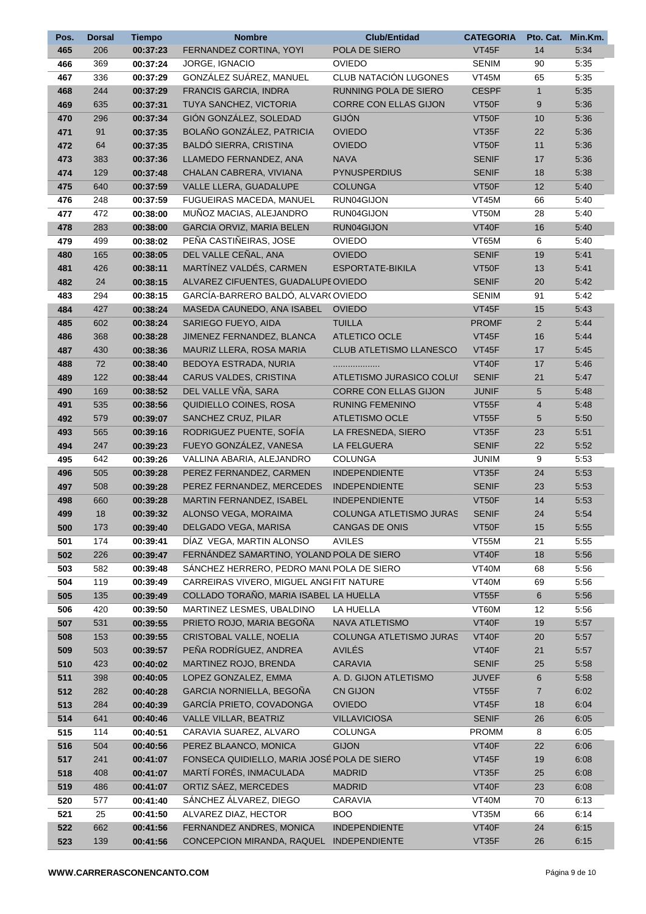| Pos. | Dorsal | Tiempo | Nombre | Club/Entidad | CATEGORIA | Pto. Cat. | Min.Km. |
|---|---|---|---|---|---|---|---|
| 465 | 206 | 00:37:23 | FERNANDEZ CORTINA, YOYI | POLA DE SIERO | VT45F | 14 | 5:34 |
| 466 | 369 | 00:37:24 | JORGE, IGNACIO | OVIEDO | SENIM | 90 | 5:35 |
| 467 | 336 | 00:37:29 | GONZÁLEZ SUÁREZ, MANUEL | CLUB NATACIÓN LUGONES | VT45M | 65 | 5:35 |
| 468 | 244 | 00:37:29 | FRANCIS GARCIA, INDRA | RUNNING POLA DE SIERO | CESPF | 1 | 5:35 |
| 469 | 635 | 00:37:31 | TUYA SANCHEZ, VICTORIA | CORRE CON ELLAS GIJON | VT50F | 9 | 5:36 |
| 470 | 296 | 00:37:34 | GIÓN GONZÁLEZ, SOLEDAD | GIJÓN | VT50F | 10 | 5:36 |
| 471 | 91 | 00:37:35 | BOLAÑO GONZÁLEZ, PATRICIA | OVIEDO | VT35F | 22 | 5:36 |
| 472 | 64 | 00:37:35 | BALDÓ SIERRA, CRISTINA | OVIEDO | VT50F | 11 | 5:36 |
| 473 | 383 | 00:37:36 | LLAMEDO FERNANDEZ, ANA | NAVA | SENIF | 17 | 5:36 |
| 474 | 129 | 00:37:48 | CHALAN CABRERA, VIVIANA | PYNUSPERDIUS | SENIF | 18 | 5:38 |
| 475 | 640 | 00:37:59 | VALLE LLERA, GUADALUPE | COLUNGA | VT50F | 12 | 5:40 |
| 476 | 248 | 00:37:59 | FUGUEIRAS MACEDA, MANUEL | RUN04GIJON | VT45M | 66 | 5:40 |
| 477 | 472 | 00:38:00 | MUÑOZ MACIAS, ALEJANDRO | RUN04GIJON | VT50M | 28 | 5:40 |
| 478 | 283 | 00:38:00 | GARCIA ORVIZ, MARIA BELEN | RUN04GIJON | VT40F | 16 | 5:40 |
| 479 | 499 | 00:38:02 | PEÑA CASTIÑEIRAS, JOSE | OVIEDO | VT65M | 6 | 5:40 |
| 480 | 165 | 00:38:05 | DEL VALLE CEÑAL, ANA | OVIEDO | SENIF | 19 | 5:41 |
| 481 | 426 | 00:38:11 | MARTÍNEZ VALDÉS, CARMEN | ESPORTATE-BIKILA | VT50F | 13 | 5:41 |
| 482 | 24 | 00:38:15 | ALVAREZ CIFUENTES, GUADALUPE | OVIEDO | SENIF | 20 | 5:42 |
| 483 | 294 | 00:38:15 | GARCÍA-BARRERO BALDÓ, ALVARO | OVIEDO | SENIM | 91 | 5:42 |
| 484 | 427 | 00:38:24 | MASEDA CAUNEDO, ANA ISABEL | OVIEDO | VT45F | 15 | 5:43 |
| 485 | 602 | 00:38:24 | SARIEGO FUEYO, AIDA | TUILLA | PROMF | 2 | 5:44 |
| 486 | 368 | 00:38:28 | JIMENEZ FERNANDEZ, BLANCA | ATLETICO OCLE | VT45F | 16 | 5:44 |
| 487 | 430 | 00:38:36 | MAURIZ LLERA, ROSA MARIA | CLUB ATLETISMO LLANESCO | VT45F | 17 | 5:45 |
| 488 | 72 | 00:38:40 | BEDOYA ESTRADA, NURIA | .................. | VT40F | 17 | 5:46 |
| 489 | 122 | 00:38:44 | CARUS VALDES, CRISTINA | ATLETISMO JURASICO COLUI | SENIF | 21 | 5:47 |
| 490 | 169 | 00:38:52 | DEL VALLE VÑA, SARA | CORRE CON ELLAS GIJON | JUNIF | 5 | 5:48 |
| 491 | 535 | 00:38:56 | QUIDIELLO COINES, ROSA | RUNING FEMENINO | VT55F | 4 | 5:48 |
| 492 | 579 | 00:39:07 | SANCHEZ CRUZ, PILAR | ATLETISMO OCLE | VT55F | 5 | 5:50 |
| 493 | 565 | 00:39:16 | RODRIGUEZ PUENTE, SOFÍA | LA FRESNEDA, SIERO | VT35F | 23 | 5:51 |
| 494 | 247 | 00:39:23 | FUEYO GONZÁLEZ, VANESA | LA FELGUERA | SENIF | 22 | 5:52 |
| 495 | 642 | 00:39:26 | VALLINA ABARIA, ALEJANDRO | COLUNGA | JUNIM | 9 | 5:53 |
| 496 | 505 | 00:39:28 | PEREZ FERNANDEZ, CARMEN | INDEPENDIENTE | VT35F | 24 | 5:53 |
| 497 | 508 | 00:39:28 | PEREZ FERNANDEZ, MERCEDES | INDEPENDIENTE | SENIF | 23 | 5:53 |
| 498 | 660 | 00:39:28 | MARTIN FERNANDEZ, ISABEL | INDEPENDIENTE | VT50F | 14 | 5:53 |
| 499 | 18 | 00:39:32 | ALONSO VEGA, MORAIMA | COLUNGA ATLETISMO JURAS | SENIF | 24 | 5:54 |
| 500 | 173 | 00:39:40 | DELGADO VEGA, MARISA | CANGAS DE ONIS | VT50F | 15 | 5:55 |
| 501 | 174 | 00:39:41 | DÍAZ VEGA, MARTIN ALONSO | AVILES | VT55M | 21 | 5:55 |
| 502 | 226 | 00:39:47 | FERNÁNDEZ SAMARTINO, YOLAND | POLA DE SIERO | VT40F | 18 | 5:56 |
| 503 | 582 | 00:39:48 | SÁNCHEZ HERRERO, PEDRO MANU | POLA DE SIERO | VT40M | 68 | 5:56 |
| 504 | 119 | 00:39:49 | CARREIRAS VIVERO, MIGUEL ANGI | FIT NATURE | VT40M | 69 | 5:56 |
| 505 | 135 | 00:39:49 | COLLADO TORAÑO, MARIA ISABEL | LA HUELLA | VT55F | 6 | 5:56 |
| 506 | 420 | 00:39:50 | MARTINEZ LESMES, UBALDINO | LA HUELLA | VT60M | 12 | 5:56 |
| 507 | 531 | 00:39:55 | PRIETO ROJO, MARIA BEGOÑA | NAVA ATLETISMO | VT40F | 19 | 5:57 |
| 508 | 153 | 00:39:55 | CRISTOBAL VALLE, NOELIA | COLUNGA ATLETISMO JURAS | VT40F | 20 | 5:57 |
| 509 | 503 | 00:39:57 | PEÑA RODRÍGUEZ, ANDREA | AVILÉS | VT40F | 21 | 5:57 |
| 510 | 423 | 00:40:02 | MARTINEZ ROJO, BRENDA | CARAVIA | SENIF | 25 | 5:58 |
| 511 | 398 | 00:40:05 | LOPEZ GONZALEZ, EMMA | A. D. GIJON ATLETISMO | JUVEF | 6 | 5:58 |
| 512 | 282 | 00:40:28 | GARCIA NORNIELLA, BEGOÑA | CN GIJON | VT55F | 7 | 6:02 |
| 513 | 284 | 00:40:39 | GARCÍA PRIETO, COVADONGA | OVIEDO | VT45F | 18 | 6:04 |
| 514 | 641 | 00:40:46 | VALLE VILLAR, BEATRIZ | VILLAVICIOSA | SENIF | 26 | 6:05 |
| 515 | 114 | 00:40:51 | CARAVIA SUAREZ, ALVARO | COLUNGA | PROMM | 8 | 6:05 |
| 516 | 504 | 00:40:56 | PEREZ BLAANCO, MONICA | GIJON | VT40F | 22 | 6:06 |
| 517 | 241 | 00:41:07 | FONSECA QUIDIELLO, MARIA JOSÉ | POLA DE SIERO | VT45F | 19 | 6:08 |
| 518 | 408 | 00:41:07 | MARTÍ FORÉS, INMACULADA | MADRID | VT35F | 25 | 6:08 |
| 519 | 486 | 00:41:07 | ORTIZ SÁEZ, MERCEDES | MADRID | VT40F | 23 | 6:08 |
| 520 | 577 | 00:41:40 | SÁNCHEZ ÁLVAREZ, DIEGO | CARAVIA | VT40M | 70 | 6:13 |
| 521 | 25 | 00:41:50 | ALVAREZ DIAZ, HECTOR | BOO | VT35M | 66 | 6:14 |
| 522 | 662 | 00:41:56 | FERNANDEZ ANDRES, MONICA | INDEPENDIENTE | VT40F | 24 | 6:15 |
| 523 | 139 | 00:41:56 | CONCEPCION MIRANDA, RAQUEL | INDEPENDIENTE | VT35F | 26 | 6:15 |

WWW.CARRERASCONENCANTO.COM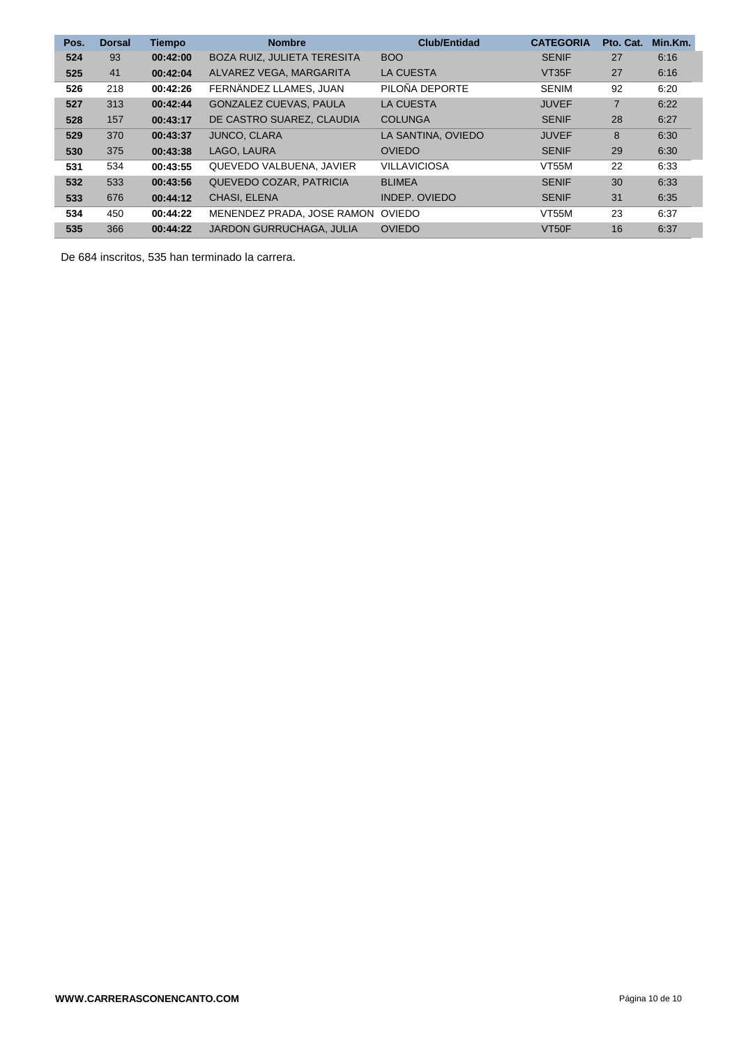| Pos. | Dorsal | Tiempo | Nombre | Club/Entidad | CATEGORIA | Pto. Cat. | Min.Km. |
|---|---|---|---|---|---|---|---|
| **524** | 93 | **00:42:00** | BOZA RUIZ, JULIETA TERESITA | BOO | SENIF | 27 | 6:16 |
| **525** | 41 | **00:42:04** | ALVAREZ VEGA, MARGARITA | LA CUESTA | VT35F | 27 | 6:16 |
| **526** | 218 | **00:42:26** | FERNÄNDEZ LLAMES, JUAN | PILOÑA DEPORTE | SENIM | 92 | 6:20 |
| **527** | 313 | **00:42:44** | GONZALEZ CUEVAS, PAULA | LA CUESTA | JUVEF | 7 | 6:22 |
| **528** | 157 | **00:43:17** | DE CASTRO SUAREZ, CLAUDIA | COLUNGA | SENIF | 28 | 6:27 |
| **529** | 370 | **00:43:37** | JUNCO, CLARA | LA SANTINA, OVIEDO | JUVEF | 8 | 6:30 |
| **530** | 375 | **00:43:38** | LAGO, LAURA | OVIEDO | SENIF | 29 | 6:30 |
| **531** | 534 | **00:43:55** | QUEVEDO VALBUENA, JAVIER | VILLAVICIOSA | VT55M | 22 | 6:33 |
| **532** | 533 | **00:43:56** | QUEVEDO COZAR, PATRICIA | BLIMEA | SENIF | 30 | 6:33 |
| **533** | 676 | **00:44:12** | CHASI, ELENA | INDEP. OVIEDO | SENIF | 31 | 6:35 |
| **534** | 450 | **00:44:22** | MENENDEZ PRADA, JOSE RAMON | OVIEDO | VT55M | 23 | 6:37 |
| **535** | 366 | **00:44:22** | JARDON GURRUCHAGA, JULIA | OVIEDO | VT50F | 16 | 6:37 |

De 684 inscritos, 535 han terminado la carrera.

**WWW.CARRERASCONENCANTO.COM**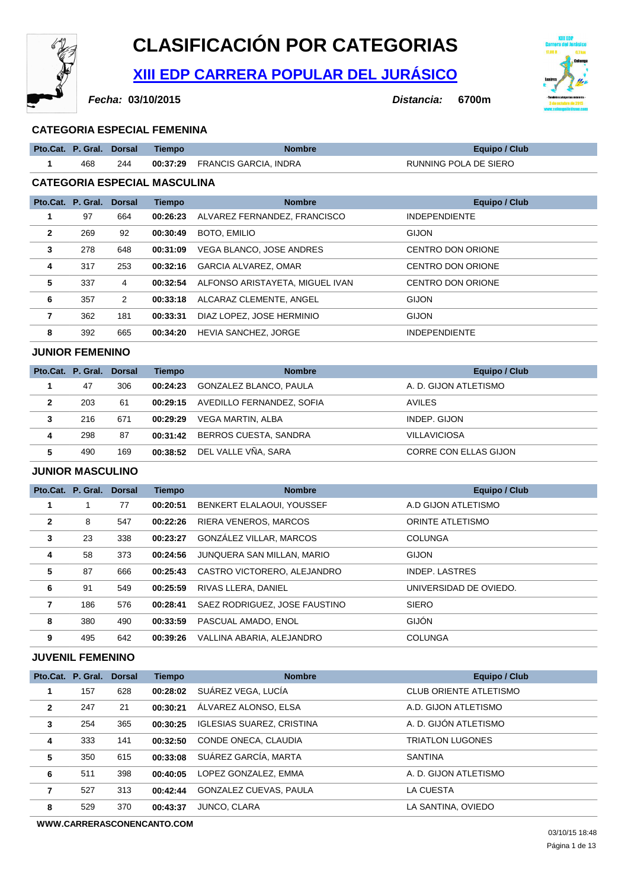# CLASIFICACIÓN POR CATEGORIAS

## XIII EDP CARRERA POPULAR DEL JURÁSICO

***Fecha:*** **03/10/2015** ***Distancia:*** **6700m**

### CATEGORIA ESPECIAL FEMENINA

| Pto.Cat. | P. Gral. | Dorsal | Tiempo | Nombre | Equipo / Club |
|---|---|---|---|---|---|
| **1** | 468 | 244 | **00:37:29** | FRANCIS GARCIA, INDRA | RUNNING POLA DE SIERO |

### CATEGORIA ESPECIAL MASCULINA

| Pto.Cat. | P. Gral. | Dorsal | Tiempo | Nombre | Equipo / Club |
|---|---|---|---|---|---|
| **1** | 97 | 664 | **00:26:23** | ALVAREZ FERNANDEZ, FRANCISCO | INDEPENDIENTE |
| **2** | 269 | 92 | **00:30:49** | BOTO, EMILIO | GIJON |
| **3** | 278 | 648 | **00:31:09** | VEGA BLANCO, JOSE ANDRES | CENTRO DON ORIONE |
| **4** | 317 | 253 | **00:32:16** | GARCIA ALVAREZ, OMAR | CENTRO DON ORIONE |
| **5** | 337 | 4 | **00:32:54** | ALFONSO ARISTAYETA, MIGUEL IVAN | CENTRO DON ORIONE |
| **6** | 357 | 2 | **00:33:18** | ALCARAZ CLEMENTE, ANGEL | GIJON |
| **7** | 362 | 181 | **00:33:31** | DIAZ LOPEZ, JOSE HERMINIO | GIJON |
| **8** | 392 | 665 | **00:34:20** | HEVIA SANCHEZ, JORGE | INDEPENDIENTE |

### JUNIOR FEMENINO

| Pto.Cat. | P. Gral. | Dorsal | Tiempo | Nombre | Equipo / Club |
|---|---|---|---|---|---|
| **1** | 47 | 306 | **00:24:23** | GONZALEZ BLANCO, PAULA | A. D. GIJON ATLETISMO |
| **2** | 203 | 61 | **00:29:15** | AVEDILLO FERNANDEZ, SOFIA | AVILES |
| **3** | 216 | 671 | **00:29:29** | VEGA MARTIN, ALBA | INDEP. GIJON |
| **4** | 298 | 87 | **00:31:42** | BERROS CUESTA, SANDRA | VILLAVICIOSA |
| **5** | 490 | 169 | **00:38:52** | DEL VALLE VÑA, SARA | CORRE CON ELLAS GIJON |

### JUNIOR MASCULINO

| Pto.Cat. | P. Gral. | Dorsal | Tiempo | Nombre | Equipo / Club |
|---|---|---|---|---|---|
| **1** | 1 | 77 | **00:20:51** | BENKERT ELALAOUI, YOUSSEF | A.D GIJON ATLETISMO |
| **2** | 8 | 547 | **00:22:26** | RIERA VENEROS, MARCOS | ORINTE ATLETISMO |
| **3** | 23 | 338 | **00:23:27** | GONZÁLEZ VILLAR, MARCOS | COLUNGA |
| **4** | 58 | 373 | **00:24:56** | JUNQUERA SAN MILLAN, MARIO | GIJON |
| **5** | 87 | 666 | **00:25:43** | CASTRO VICTORERO, ALEJANDRO | INDEP. LASTRES |
| **6** | 91 | 549 | **00:25:59** | RIVAS LLERA, DANIEL | UNIVERSIDAD DE OVIEDO. |
| **7** | 186 | 576 | **00:28:41** | SAEZ RODRIGUEZ, JOSE FAUSTINO | SIERO |
| **8** | 380 | 490 | **00:33:59** | PASCUAL AMADO, ENOL | GIJÓN |
| **9** | 495 | 642 | **00:39:26** | VALLINA ABARIA, ALEJANDRO | COLUNGA |

### JUVENIL FEMENINO

| Pto.Cat. | P. Gral. | Dorsal | Tiempo | Nombre | Equipo / Club |
|---|---|---|---|---|---|
| **1** | 157 | 628 | **00:28:02** | SUÁREZ VEGA, LUCÍA | CLUB ORIENTE ATLETISMO |
| **2** | 247 | 21 | **00:30:21** | ÁLVAREZ ALONSO, ELSA | A.D. GIJON ATLETISMO |
| **3** | 254 | 365 | **00:30:25** | IGLESIAS SUAREZ, CRISTINA | A. D. GIJÓN ATLETISMO |
| **4** | 333 | 141 | **00:32:50** | CONDE ONECA, CLAUDIA | TRIATLON LUGONES |
| **5** | 350 | 615 | **00:33:08** | SUÁREZ GARCÍA, MARTA | SANTINA |
| **6** | 511 | 398 | **00:40:05** | LOPEZ GONZALEZ, EMMA | A. D. GIJON ATLETISMO |
| **7** | 527 | 313 | **00:42:44** | GONZALEZ CUEVAS, PAULA | LA CUESTA |
| **8** | 529 | 370 | **00:43:37** | JUNCO, CLARA | LA SANTINA, OVIEDO |

**WWW.CARRERASCONENCANTO.COM**

03/10/15 18:48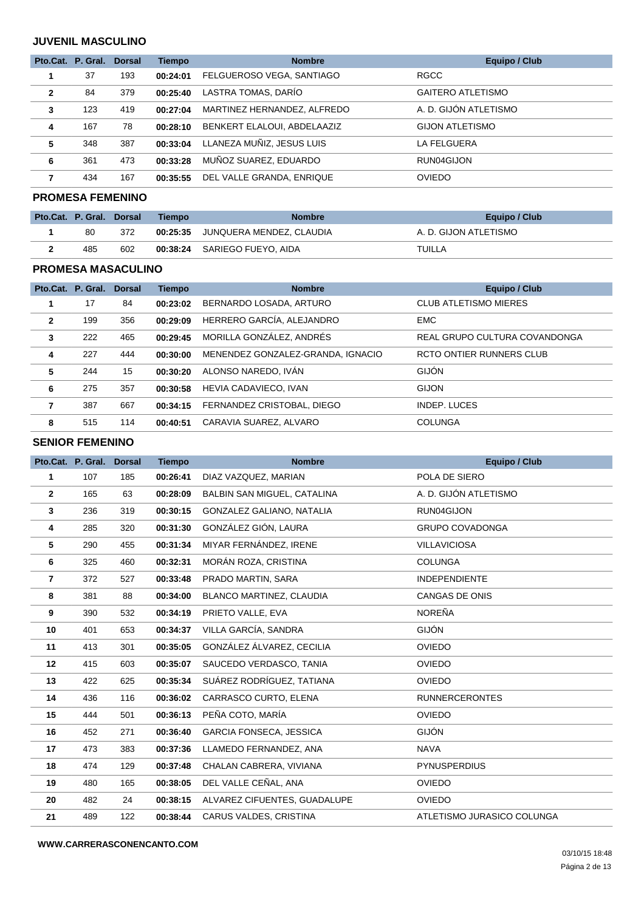### JUVENIL MASCULINO

| Pto.Cat. | P. Gral. | Dorsal | Tiempo | Nombre | Equipo / Club |
|---|---|---|---|---|---|
| 1 | 37 | 193 | 00:24:01 | FELGUEROSO VEGA, SANTIAGO | RGCC |
| 2 | 84 | 379 | 00:25:40 | LASTRA TOMAS, DARÍO | GAITERO ATLETISMO |
| 3 | 123 | 419 | 00:27:04 | MARTINEZ HERNANDEZ, ALFREDO | A. D. GIJÓN ATLETISMO |
| 4 | 167 | 78 | 00:28:10 | BENKERT ELALOUI, ABDELAAZIZ | GIJON ATLETISMO |
| 5 | 348 | 387 | 00:33:04 | LLANEZA MUÑIZ, JESUS LUIS | LA FELGUERA |
| 6 | 361 | 473 | 00:33:28 | MUÑOZ SUAREZ, EDUARDO | RUN04GIJON |
| 7 | 434 | 167 | 00:35:55 | DEL VALLE GRANDA, ENRIQUE | OVIEDO |

### PROMESA FEMENINO

| Pto.Cat. | P. Gral. | Dorsal | Tiempo | Nombre | Equipo / Club |
|---|---|---|---|---|---|
| 1 | 80 | 372 | 00:25:35 | JUNQUERA MENDEZ, CLAUDIA | A. D. GIJON ATLETISMO |
| 2 | 485 | 602 | 00:38:24 | SARIEGO FUEYO, AIDA | TUILLA |

### PROMESA MASACULINO

| Pto.Cat. | P. Gral. | Dorsal | Tiempo | Nombre | Equipo / Club |
|---|---|---|---|---|---|
| 1 | 17 | 84 | 00:23:02 | BERNARDO LOSADA, ARTURO | CLUB ATLETISMO MIERES |
| 2 | 199 | 356 | 00:29:09 | HERRERO GARCÍA, ALEJANDRO | EMC |
| 3 | 222 | 465 | 00:29:45 | MORILLA GONZÁLEZ, ANDRÉS | REAL GRUPO CULTURA COVANDONGA |
| 4 | 227 | 444 | 00:30:00 | MENENDEZ GONZALEZ-GRANDA, IGNACIO | RCTO ONTIER RUNNERS CLUB |
| 5 | 244 | 15 | 00:30:20 | ALONSO NAREDO, IVÁN | GIJÓN |
| 6 | 275 | 357 | 00:30:58 | HEVIA CADAVIECO, IVAN | GIJON |
| 7 | 387 | 667 | 00:34:15 | FERNANDEZ CRISTOBAL, DIEGO | INDEP. LUCES |
| 8 | 515 | 114 | 00:40:51 | CARAVIA SUAREZ, ALVARO | COLUNGA |

### SENIOR FEMENINO

| Pto.Cat. | P. Gral. | Dorsal | Tiempo | Nombre | Equipo / Club |
|---|---|---|---|---|---|
| 1 | 107 | 185 | 00:26:41 | DIAZ VAZQUEZ, MARIAN | POLA DE SIERO |
| 2 | 165 | 63 | 00:28:09 | BALBIN SAN MIGUEL, CATALINA | A. D. GIJÓN ATLETISMO |
| 3 | 236 | 319 | 00:30:15 | GONZALEZ GALIANO, NATALIA | RUN04GIJON |
| 4 | 285 | 320 | 00:31:30 | GONZÁLEZ GIÓN, LAURA | GRUPO COVADONGA |
| 5 | 290 | 455 | 00:31:34 | MIYAR FERNÁNDEZ, IRENE | VILLAVICIOSA |
| 6 | 325 | 460 | 00:32:31 | MORÁN ROZA, CRISTINA | COLUNGA |
| 7 | 372 | 527 | 00:33:48 | PRADO MARTIN, SARA | INDEPENDIENTE |
| 8 | 381 | 88 | 00:34:00 | BLANCO MARTINEZ, CLAUDIA | CANGAS DE ONIS |
| 9 | 390 | 532 | 00:34:19 | PRIETO VALLE, EVA | NOREÑA |
| 10 | 401 | 653 | 00:34:37 | VILLA GARCÍA, SANDRA | GIJÓN |
| 11 | 413 | 301 | 00:35:05 | GONZÁLEZ ÁLVAREZ, CECILIA | OVIEDO |
| 12 | 415 | 603 | 00:35:07 | SAUCEDO VERDASCO, TANIA | OVIEDO |
| 13 | 422 | 625 | 00:35:34 | SUÁREZ RODRÍGUEZ, TATIANA | OVIEDO |
| 14 | 436 | 116 | 00:36:02 | CARRASCO CURTO, ELENA | RUNNERCERONTES |
| 15 | 444 | 501 | 00:36:13 | PEÑA COTO, MARÍA | OVIEDO |
| 16 | 452 | 271 | 00:36:40 | GARCIA FONSECA, JESSICA | GIJÓN |
| 17 | 473 | 383 | 00:37:36 | LLAMEDO FERNANDEZ, ANA | NAVA |
| 18 | 474 | 129 | 00:37:48 | CHALAN CABRERA, VIVIANA | PYNUSPERDIUS |
| 19 | 480 | 165 | 00:38:05 | DEL VALLE CEÑAL, ANA | OVIEDO |
| 20 | 482 | 24 | 00:38:15 | ALVAREZ CIFUENTES, GUADALUPE | OVIEDO |
| 21 | 489 | 122 | 00:38:44 | CARUS VALDES, CRISTINA | ATLETISMO JURASICO COLUNGA |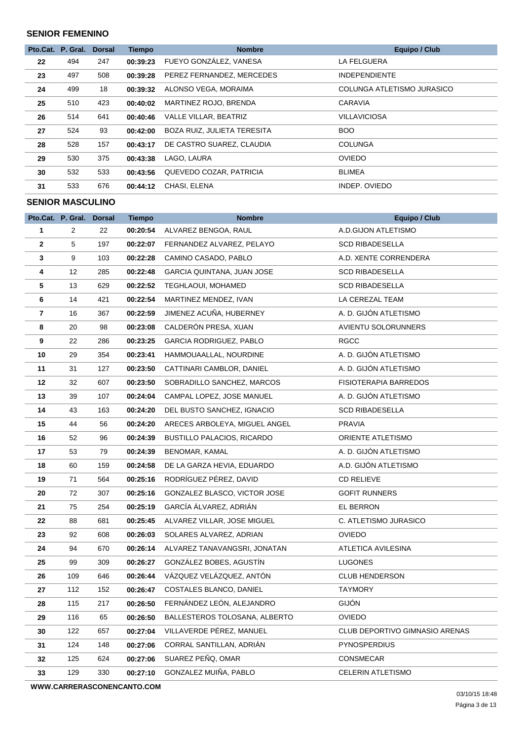## SENIOR FEMENINO

| Pto.Cat. | P. Gral. | Dorsal | Tiempo | Nombre | Equipo / Club |
|---|---|---|---|---|---|
| 22 | 494 | 247 | 00:39:23 | FUEYO GONZÁLEZ, VANESA | LA FELGUERA |
| 23 | 497 | 508 | 00:39:28 | PEREZ FERNANDEZ, MERCEDES | INDEPENDIENTE |
| 24 | 499 | 18 | 00:39:32 | ALONSO VEGA, MORAIMA | COLUNGA ATLETISMO JURASICO |
| 25 | 510 | 423 | 00:40:02 | MARTINEZ ROJO, BRENDA | CARAVIA |
| 26 | 514 | 641 | 00:40:46 | VALLE VILLAR, BEATRIZ | VILLAVICIOSA |
| 27 | 524 | 93 | 00:42:00 | BOZA RUIZ, JULIETA TERESITA | BOO |
| 28 | 528 | 157 | 00:43:17 | DE CASTRO SUAREZ, CLAUDIA | COLUNGA |
| 29 | 530 | 375 | 00:43:38 | LAGO, LAURA | OVIEDO |
| 30 | 532 | 533 | 00:43:56 | QUEVEDO COZAR, PATRICIA | BLIMEA |
| 31 | 533 | 676 | 00:44:12 | CHASI, ELENA | INDEP. OVIEDO |

## SENIOR MASCULINO

| Pto.Cat. | P. Gral. | Dorsal | Tiempo | Nombre | Equipo / Club |
|---|---|---|---|---|---|
| 1 | 2 | 22 | 00:20:54 | ALVAREZ BENGOA, RAUL | A.D.GIJON ATLETISMO |
| 2 | 5 | 197 | 00:22:07 | FERNANDEZ ALVAREZ, PELAYO | SCD RIBADESELLA |
| 3 | 9 | 103 | 00:22:28 | CAMINO CASADO, PABLO | A.D. XENTE CORRENDERA |
| 4 | 12 | 285 | 00:22:48 | GARCIA QUINTANA, JUAN JOSE | SCD RIBADESELLA |
| 5 | 13 | 629 | 00:22:52 | TEGHLAOUI, MOHAMED | SCD RIBADESELLA |
| 6 | 14 | 421 | 00:22:54 | MARTINEZ MENDEZ, IVAN | LA CEREZAL TEAM |
| 7 | 16 | 367 | 00:22:59 | JIMENEZ ACUÑA, HUBERNEY | A. D. GIJÓN ATLETISMO |
| 8 | 20 | 98 | 00:23:08 | CALDERÓN PRESA, XUAN | AVIENTU SOLORUNNERS |
| 9 | 22 | 286 | 00:23:25 | GARCIA RODRIGUEZ, PABLO | RGCC |
| 10 | 29 | 354 | 00:23:41 | HAMMOUAALLAL, NOURDINE | A. D. GIJÓN ATLETISMO |
| 11 | 31 | 127 | 00:23:50 | CATTINARI CAMBLOR, DANIEL | A. D. GIJÓN ATLETISMO |
| 12 | 32 | 607 | 00:23:50 | SOBRADILLO SANCHEZ, MARCOS | FISIOTERAPIA BARREDOS |
| 13 | 39 | 107 | 00:24:04 | CAMPAL LOPEZ, JOSE MANUEL | A. D. GIJÓN ATLETISMO |
| 14 | 43 | 163 | 00:24:20 | DEL BUSTO SANCHEZ, IGNACIO | SCD RIBADESELLA |
| 15 | 44 | 56 | 00:24:20 | ARECES ARBOLEYA, MIGUEL ANGEL | PRAVIA |
| 16 | 52 | 96 | 00:24:39 | BUSTILLO PALACIOS, RICARDO | ORIENTE ATLETISMO |
| 17 | 53 | 79 | 00:24:39 | BENOMAR, KAMAL | A. D. GIJÓN ATLETISMO |
| 18 | 60 | 159 | 00:24:58 | DE LA GARZA HEVIA, EDUARDO | A.D. GIJÓN ATLETISMO |
| 19 | 71 | 564 | 00:25:16 | RODRÍGUEZ PÉREZ, DAVID | CD RELIEVE |
| 20 | 72 | 307 | 00:25:16 | GONZALEZ BLASCO, VICTOR JOSE | GOFIT RUNNERS |
| 21 | 75 | 254 | 00:25:19 | GARCÍA ÁLVAREZ, ADRIÁN | EL BERRON |
| 22 | 88 | 681 | 00:25:45 | ALVAREZ VILLAR, JOSE MIGUEL | C. ATLETISMO JURASICO |
| 23 | 92 | 608 | 00:26:03 | SOLARES ALVAREZ, ADRIAN | OVIEDO |
| 24 | 94 | 670 | 00:26:14 | ALVAREZ TANAVANGSRI, JONATAN | ATLETICA AVILESINA |
| 25 | 99 | 309 | 00:26:27 | GONZÁLEZ BOBES, AGUSTÍN | LUGONES |
| 26 | 109 | 646 | 00:26:44 | VÁZQUEZ VELÁZQUEZ, ANTÓN | CLUB HENDERSON |
| 27 | 112 | 152 | 00:26:47 | COSTALES BLANCO, DANIEL | TAYMORY |
| 28 | 115 | 217 | 00:26:50 | FERNÁNDEZ LEÓN, ALEJANDRO | GIJÓN |
| 29 | 116 | 65 | 00:26:50 | BALLESTEROS TOLOSANA, ALBERTO | OVIEDO |
| 30 | 122 | 657 | 00:27:04 | VILLAVERDE PÉREZ, MANUEL | CLUB DEPORTIVO GIMNASIO ARENAS |
| 31 | 124 | 148 | 00:27:06 | CORRAL SANTILLAN, ADRIÁN | PYNOSPERDIUS |
| 32 | 125 | 624 | 00:27:06 | SUAREZ PEÑQ, OMAR | CONSMECAR |
| 33 | 129 | 330 | 00:27:10 | GONZALEZ MUIÑA, PABLO | CELERIN ATLETISMO |

WWW.CARRERASCONENCANTO.COM

03/10/15 18:48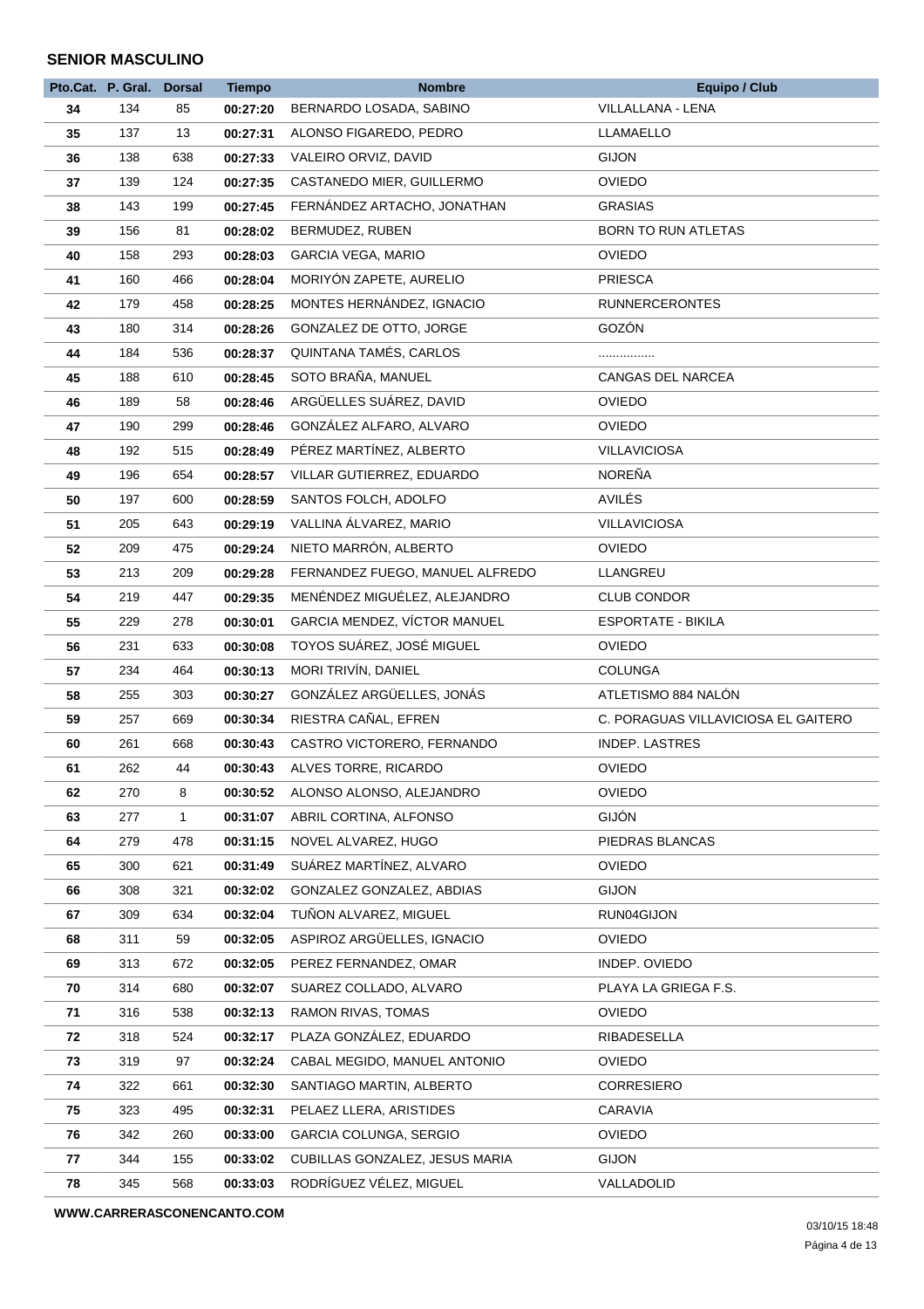## SENIOR MASCULINO

| Pto.Cat. | P. Gral. | Dorsal | Tiempo | Nombre | Equipo / Club |
|---|---|---|---|---|---|
| **34** | 134 | 85 | **00:27:20** | BERNARDO LOSADA, SABINO | VILLALLANA - LENA |
| **35** | 137 | 13 | **00:27:31** | ALONSO FIGAREDO, PEDRO | LLAMAELLO |
| **36** | 138 | 638 | **00:27:33** | VALEIRO ORVIZ, DAVID | GIJON |
| **37** | 139 | 124 | **00:27:35** | CASTANEDO MIER, GUILLERMO | OVIEDO |
| **38** | 143 | 199 | **00:27:45** | FERNÁNDEZ ARTACHO, JONATHAN | GRASIAS |
| **39** | 156 | 81 | **00:28:02** | BERMUDEZ, RUBEN | BORN TO RUN ATLETAS |
| **40** | 158 | 293 | **00:28:03** | GARCIA VEGA, MARIO | OVIEDO |
| **41** | 160 | 466 | **00:28:04** | MORIYÓN ZAPETE, AURELIO | PRIESCA |
| **42** | 179 | 458 | **00:28:25** | MONTES HERNÁNDEZ, IGNACIO | RUNNERCERONTES |
| **43** | 180 | 314 | **00:28:26** | GONZALEZ DE OTTO, JORGE | GOZÓN |
| **44** | 184 | 536 | **00:28:37** | QUINTANA TAMÉS, CARLOS | ................ |
| **45** | 188 | 610 | **00:28:45** | SOTO BRAÑA, MANUEL | CANGAS DEL NARCEA |
| **46** | 189 | 58 | **00:28:46** | ARGÜELLES SUÁREZ, DAVID | OVIEDO |
| **47** | 190 | 299 | **00:28:46** | GONZÁLEZ ALFARO, ALVARO | OVIEDO |
| **48** | 192 | 515 | **00:28:49** | PÉREZ MARTÍNEZ, ALBERTO | VILLAVICIOSA |
| **49** | 196 | 654 | **00:28:57** | VILLAR GUTIERREZ, EDUARDO | NOREÑA |
| **50** | 197 | 600 | **00:28:59** | SANTOS FOLCH, ADOLFO | AVILÉS |
| **51** | 205 | 643 | **00:29:19** | VALLINA ÁLVAREZ, MARIO | VILLAVICIOSA |
| **52** | 209 | 475 | **00:29:24** | NIETO MARRÓN, ALBERTO | OVIEDO |
| **53** | 213 | 209 | **00:29:28** | FERNANDEZ FUEGO, MANUEL ALFREDO | LLANGREU |
| **54** | 219 | 447 | **00:29:35** | MENÉNDEZ MIGUÉLEZ, ALEJANDRO | CLUB CONDOR |
| **55** | 229 | 278 | **00:30:01** | GARCIA MENDEZ, VÍCTOR MANUEL | ESPORTATE - BIKILA |
| **56** | 231 | 633 | **00:30:08** | TOYOS SUÁREZ, JOSÉ MIGUEL | OVIEDO |
| **57** | 234 | 464 | **00:30:13** | MORI TRIVÍN, DANIEL | COLUNGA |
| **58** | 255 | 303 | **00:30:27** | GONZÁLEZ ARGÜELLES, JONÁS | ATLETISMO 884 NALÓN |
| **59** | 257 | 669 | **00:30:34** | RIESTRA CAÑAL, EFREN | C. PORAGUAS VILLAVICIOSA EL GAITERO |
| **60** | 261 | 668 | **00:30:43** | CASTRO VICTORERO, FERNANDO | INDEP. LASTRES |
| **61** | 262 | 44 | **00:30:43** | ALVES TORRE, RICARDO | OVIEDO |
| **62** | 270 | 8 | **00:30:52** | ALONSO ALONSO, ALEJANDRO | OVIEDO |
| **63** | 277 | 1 | **00:31:07** | ABRIL CORTINA, ALFONSO | GIJÓN |
| **64** | 279 | 478 | **00:31:15** | NOVEL ALVAREZ, HUGO | PIEDRAS BLANCAS |
| **65** | 300 | 621 | **00:31:49** | SUÁREZ MARTÍNEZ, ALVARO | OVIEDO |
| **66** | 308 | 321 | **00:32:02** | GONZALEZ GONZALEZ, ABDIAS | GIJON |
| **67** | 309 | 634 | **00:32:04** | TUÑON ALVAREZ, MIGUEL | RUN04GIJON |
| **68** | 311 | 59 | **00:32:05** | ASPIROZ ARGÜELLES, IGNACIO | OVIEDO |
| **69** | 313 | 672 | **00:32:05** | PEREZ FERNANDEZ, OMAR | INDEP. OVIEDO |
| **70** | 314 | 680 | **00:32:07** | SUAREZ COLLADO, ALVARO | PLAYA LA GRIEGA F.S. |
| **71** | 316 | 538 | **00:32:13** | RAMON RIVAS, TOMAS | OVIEDO |
| **72** | 318 | 524 | **00:32:17** | PLAZA GONZÁLEZ, EDUARDO | RIBADESELLA |
| **73** | 319 | 97 | **00:32:24** | CABAL MEGIDO, MANUEL ANTONIO | OVIEDO |
| **74** | 322 | 661 | **00:32:30** | SANTIAGO MARTIN, ALBERTO | CORRESIERO |
| **75** | 323 | 495 | **00:32:31** | PELAEZ LLERA, ARISTIDES | CARAVIA |
| **76** | 342 | 260 | **00:33:00** | GARCIA COLUNGA, SERGIO | OVIEDO |
| **77** | 344 | 155 | **00:33:02** | CUBILLAS GONZALEZ, JESUS MARIA | GIJON |
| **78** | 345 | 568 | **00:33:03** | RODRÍGUEZ VÉLEZ, MIGUEL | VALLADOLID |

**WWW.CARRERASCONENCANTO.COM**

03/10/15 18:48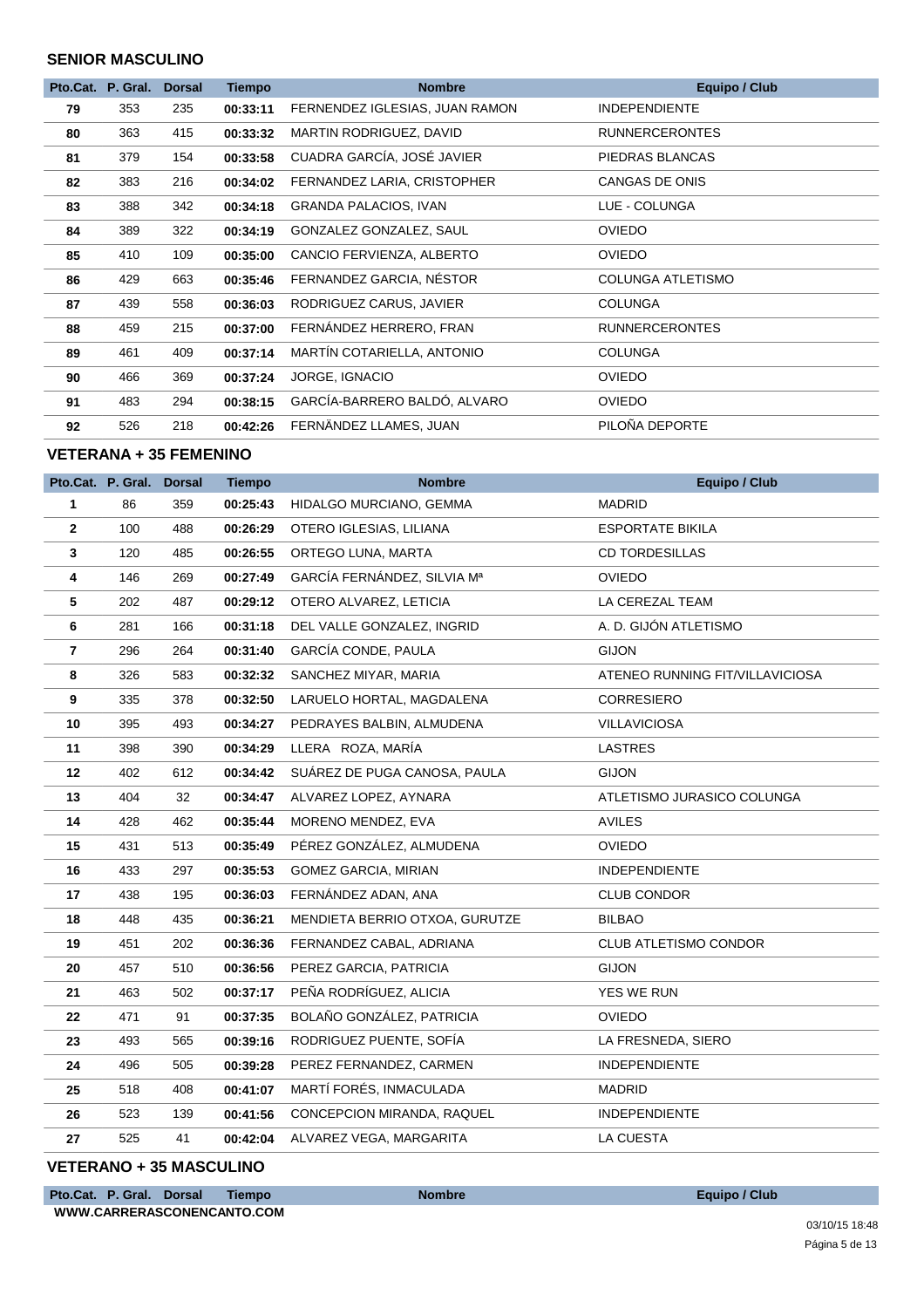## SENIOR MASCULINO

| Pto.Cat. | P. Gral. | Dorsal | Tiempo | Nombre | Equipo / Club |
|---|---|---|---|---|---|
| **79** | 353 | 235 | **00:33:11** | FERNENDEZ IGLESIAS, JUAN RAMON | INDEPENDIENTE |
| **80** | 363 | 415 | **00:33:32** | MARTIN RODRIGUEZ, DAVID | RUNNERCERONTES |
| **81** | 379 | 154 | **00:33:58** | CUADRA GARCÍA, JOSÉ JAVIER | PIEDRAS BLANCAS |
| **82** | 383 | 216 | **00:34:02** | FERNANDEZ LARIA, CRISTOPHER | CANGAS DE ONIS |
| **83** | 388 | 342 | **00:34:18** | GRANDA PALACIOS, IVAN | LUE - COLUNGA |
| **84** | 389 | 322 | **00:34:19** | GONZALEZ GONZALEZ, SAUL | OVIEDO |
| **85** | 410 | 109 | **00:35:00** | CANCIO FERVIENZA, ALBERTO | OVIEDO |
| **86** | 429 | 663 | **00:35:46** | FERNANDEZ GARCIA, NÉSTOR | COLUNGA ATLETISMO |
| **87** | 439 | 558 | **00:36:03** | RODRIGUEZ CARUS, JAVIER | COLUNGA |
| **88** | 459 | 215 | **00:37:00** | FERNÁNDEZ HERRERO, FRAN | RUNNERCERONTES |
| **89** | 461 | 409 | **00:37:14** | MARTÍN COTARIELLA, ANTONIO | COLUNGA |
| **90** | 466 | 369 | **00:37:24** | JORGE, IGNACIO | OVIEDO |
| **91** | 483 | 294 | **00:38:15** | GARCÍA-BARRERO BALDÓ, ALVARO | OVIEDO |
| **92** | 526 | 218 | **00:42:26** | FERNÄNDEZ LLAMES, JUAN | PILOÑA DEPORTE |

## VETERANA + 35 FEMENINO

| Pto.Cat. | P. Gral. | Dorsal | Tiempo | Nombre | Equipo / Club |
|---|---|---|---|---|---|
| **1** | 86 | 359 | **00:25:43** | HIDALGO MURCIANO, GEMMA | MADRID |
| **2** | 100 | 488 | **00:26:29** | OTERO IGLESIAS, LILIANA | ESPORTATE BIKILA |
| **3** | 120 | 485 | **00:26:55** | ORTEGO LUNA, MARTA | CD TORDESILLAS |
| **4** | 146 | 269 | **00:27:49** | GARCÍA FERNÁNDEZ, SILVIA Mª | OVIEDO |
| **5** | 202 | 487 | **00:29:12** | OTERO ALVAREZ, LETICIA | LA CEREZAL TEAM |
| **6** | 281 | 166 | **00:31:18** | DEL VALLE GONZALEZ, INGRID | A. D. GIJÓN ATLETISMO |
| **7** | 296 | 264 | **00:31:40** | GARCÍA CONDE, PAULA | GIJON |
| **8** | 326 | 583 | **00:32:32** | SANCHEZ MIYAR, MARIA | ATENEO RUNNING FIT/VILLAVICIOSA |
| **9** | 335 | 378 | **00:32:50** | LARUELO HORTAL, MAGDALENA | CORRESIERO |
| **10** | 395 | 493 | **00:34:27** | PEDRAYES BALBIN, ALMUDENA | VILLAVICIOSA |
| **11** | 398 | 390 | **00:34:29** | LLERA ROZA, MARÍA | LASTRES |
| **12** | 402 | 612 | **00:34:42** | SUÁREZ DE PUGA CANOSA, PAULA | GIJON |
| **13** | 404 | 32 | **00:34:47** | ALVAREZ LOPEZ, AYNARA | ATLETISMO JURASICO COLUNGA |
| **14** | 428 | 462 | **00:35:44** | MORENO MENDEZ, EVA | AVILES |
| **15** | 431 | 513 | **00:35:49** | PÉREZ GONZÁLEZ, ALMUDENA | OVIEDO |
| **16** | 433 | 297 | **00:35:53** | GOMEZ GARCIA, MIRIAN | INDEPENDIENTE |
| **17** | 438 | 195 | **00:36:03** | FERNÁNDEZ ADAN, ANA | CLUB CONDOR |
| **18** | 448 | 435 | **00:36:21** | MENDIETA BERRIO OTXOA, GURUTZE | BILBAO |
| **19** | 451 | 202 | **00:36:36** | FERNANDEZ CABAL, ADRIANA | CLUB ATLETISMO CONDOR |
| **20** | 457 | 510 | **00:36:56** | PEREZ GARCIA, PATRICIA | GIJON |
| **21** | 463 | 502 | **00:37:17** | PEÑA RODRÍGUEZ, ALICIA | YES WE RUN |
| **22** | 471 | 91 | **00:37:35** | BOLAÑO GONZÁLEZ, PATRICIA | OVIEDO |
| **23** | 493 | 565 | **00:39:16** | RODRIGUEZ PUENTE, SOFÍA | LA FRESNEDA, SIERO |
| **24** | 496 | 505 | **00:39:28** | PEREZ FERNANDEZ, CARMEN | INDEPENDIENTE |
| **25** | 518 | 408 | **00:41:07** | MARTÍ FORÉS, INMACULADA | MADRID |
| **26** | 523 | 139 | **00:41:56** | CONCEPCION MIRANDA, RAQUEL | INDEPENDIENTE |
| **27** | 525 | 41 | **00:42:04** | ALVAREZ VEGA, MARGARITA | LA CUESTA |

## VETERANO + 35 MASCULINO

| Pto.Cat. | P. Gral. | Dorsal | Tiempo | Nombre | Equipo / Club |
|---|---|---|---|---|---|

WWW.CARRERASCONENCANTO.COM

03/10/15 18:48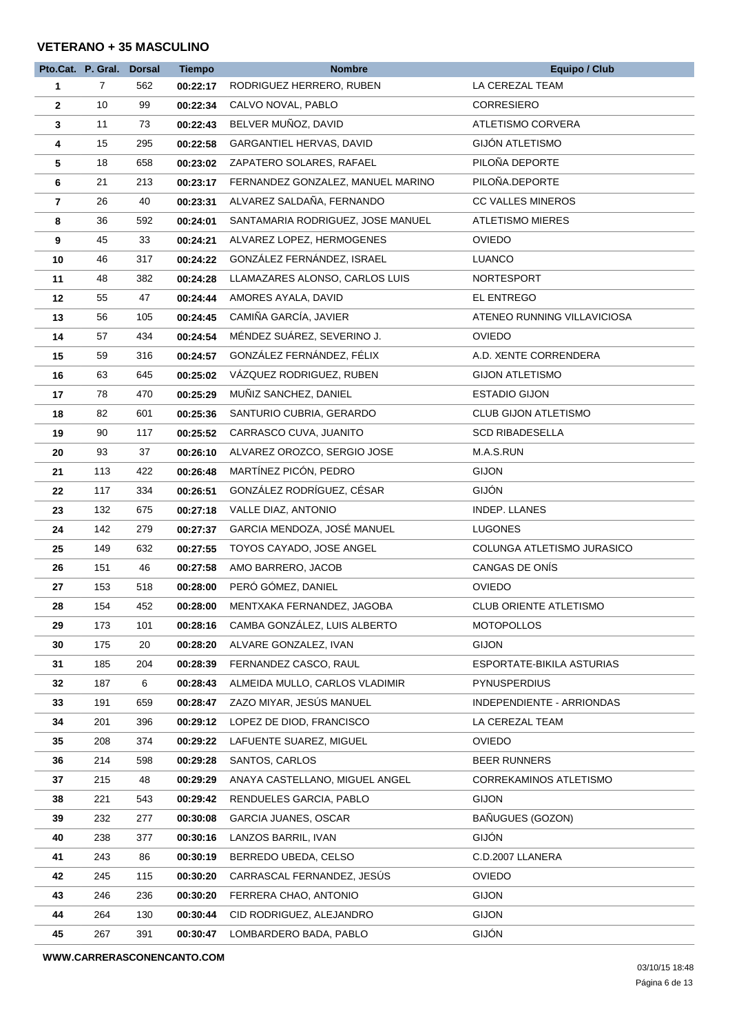## VETERANO + 35 MASCULINO

| Pto.Cat. | P. Gral. | Dorsal | Tiempo | Nombre | Equipo / Club |
|---|---|---|---|---|---|
| 1 | 7 | 562 | 00:22:17 | RODRIGUEZ HERRERO, RUBEN | LA CEREZAL TEAM |
| 2 | 10 | 99 | 00:22:34 | CALVO NOVAL, PABLO | CORRESIERO |
| 3 | 11 | 73 | 00:22:43 | BELVER MUÑOZ, DAVID | ATLETISMO CORVERA |
| 4 | 15 | 295 | 00:22:58 | GARGANTIEL HERVAS, DAVID | GIJÓN ATLETISMO |
| 5 | 18 | 658 | 00:23:02 | ZAPATERO SOLARES, RAFAEL | PILOÑA DEPORTE |
| 6 | 21 | 213 | 00:23:17 | FERNANDEZ GONZALEZ, MANUEL MARINO | PILOÑA.DEPORTE |
| 7 | 26 | 40 | 00:23:31 | ALVAREZ SALDAÑA, FERNANDO | CC VALLES MINEROS |
| 8 | 36 | 592 | 00:24:01 | SANTAMARIA RODRIGUEZ, JOSE MANUEL | ATLETISMO MIERES |
| 9 | 45 | 33 | 00:24:21 | ALVAREZ LOPEZ, HERMOGENES | OVIEDO |
| 10 | 46 | 317 | 00:24:22 | GONZÁLEZ FERNÁNDEZ, ISRAEL | LUANCO |
| 11 | 48 | 382 | 00:24:28 | LLAMAZARES ALONSO, CARLOS LUIS | NORTESPORT |
| 12 | 55 | 47 | 00:24:44 | AMORES AYALA, DAVID | EL ENTREGO |
| 13 | 56 | 105 | 00:24:45 | CAMIÑA GARCÍA, JAVIER | ATENEO RUNNING VILLAVICIOSA |
| 14 | 57 | 434 | 00:24:54 | MÉNDEZ SUÁREZ, SEVERINO J. | OVIEDO |
| 15 | 59 | 316 | 00:24:57 | GONZÁLEZ FERNÁNDEZ, FÉLIX | A.D. XENTE CORRENDERA |
| 16 | 63 | 645 | 00:25:02 | VÁZQUEZ RODRIGUEZ, RUBEN | GIJON ATLETISMO |
| 17 | 78 | 470 | 00:25:29 | MUÑIZ SANCHEZ, DANIEL | ESTADIO GIJON |
| 18 | 82 | 601 | 00:25:36 | SANTURIO CUBRIA, GERARDO | CLUB GIJON ATLETISMO |
| 19 | 90 | 117 | 00:25:52 | CARRASCO CUVA, JUANITO | SCD RIBADESELLA |
| 20 | 93 | 37 | 00:26:10 | ALVAREZ OROZCO, SERGIO JOSE | M.A.S.RUN |
| 21 | 113 | 422 | 00:26:48 | MARTÍNEZ PICÓN, PEDRO | GIJON |
| 22 | 117 | 334 | 00:26:51 | GONZÁLEZ RODRÍGUEZ, CÉSAR | GIJÓN |
| 23 | 132 | 675 | 00:27:18 | VALLE DIAZ, ANTONIO | INDEP. LLANES |
| 24 | 142 | 279 | 00:27:37 | GARCIA MENDOZA, JOSÉ MANUEL | LUGONES |
| 25 | 149 | 632 | 00:27:55 | TOYOS CAYADO, JOSE ANGEL | COLUNGA ATLETISMO JURASICO |
| 26 | 151 | 46 | 00:27:58 | AMO BARRERO, JACOB | CANGAS DE ONÍS |
| 27 | 153 | 518 | 00:28:00 | PERÓ GÓMEZ, DANIEL | OVIEDO |
| 28 | 154 | 452 | 00:28:00 | MENTXAKA FERNANDEZ, JAGOBA | CLUB ORIENTE ATLETISMO |
| 29 | 173 | 101 | 00:28:16 | CAMBA GONZÁLEZ, LUIS ALBERTO | MOTOPOLLOS |
| 30 | 175 | 20 | 00:28:20 | ALVARE GONZALEZ, IVAN | GIJON |
| 31 | 185 | 204 | 00:28:39 | FERNANDEZ CASCO, RAUL | ESPORTATE-BIKILA ASTURIAS |
| 32 | 187 | 6 | 00:28:43 | ALMEIDA MULLO, CARLOS VLADIMIR | PYNUSPERDIUS |
| 33 | 191 | 659 | 00:28:47 | ZAZO MIYAR, JESÚS MANUEL | INDEPENDIENTE - ARRIONDAS |
| 34 | 201 | 396 | 00:29:12 | LOPEZ DE DIOD, FRANCISCO | LA CEREZAL TEAM |
| 35 | 208 | 374 | 00:29:22 | LAFUENTE SUAREZ, MIGUEL | OVIEDO |
| 36 | 214 | 598 | 00:29:28 | SANTOS, CARLOS | BEER RUNNERS |
| 37 | 215 | 48 | 00:29:29 | ANAYA CASTELLANO, MIGUEL ANGEL | CORREKAMINOS ATLETISMO |
| 38 | 221 | 543 | 00:29:42 | RENDUELES GARCIA, PABLO | GIJON |
| 39 | 232 | 277 | 00:30:08 | GARCIA JUANES, OSCAR | BAÑUGUES (GOZON) |
| 40 | 238 | 377 | 00:30:16 | LANZOS BARRIL, IVAN | GIJÓN |
| 41 | 243 | 86 | 00:30:19 | BERREDO UBEDA, CELSO | C.D.2007 LLANERA |
| 42 | 245 | 115 | 00:30:20 | CARRASCAL FERNANDEZ, JESÚS | OVIEDO |
| 43 | 246 | 236 | 00:30:20 | FERRERA CHAO, ANTONIO | GIJON |
| 44 | 264 | 130 | 00:30:44 | CID RODRIGUEZ, ALEJANDRO | GIJON |
| 45 | 267 | 391 | 00:30:47 | LOMBARDERO BADA, PABLO | GIJÓN |

WWW.CARRERASCONENCANTO.COM

03/10/15 18:48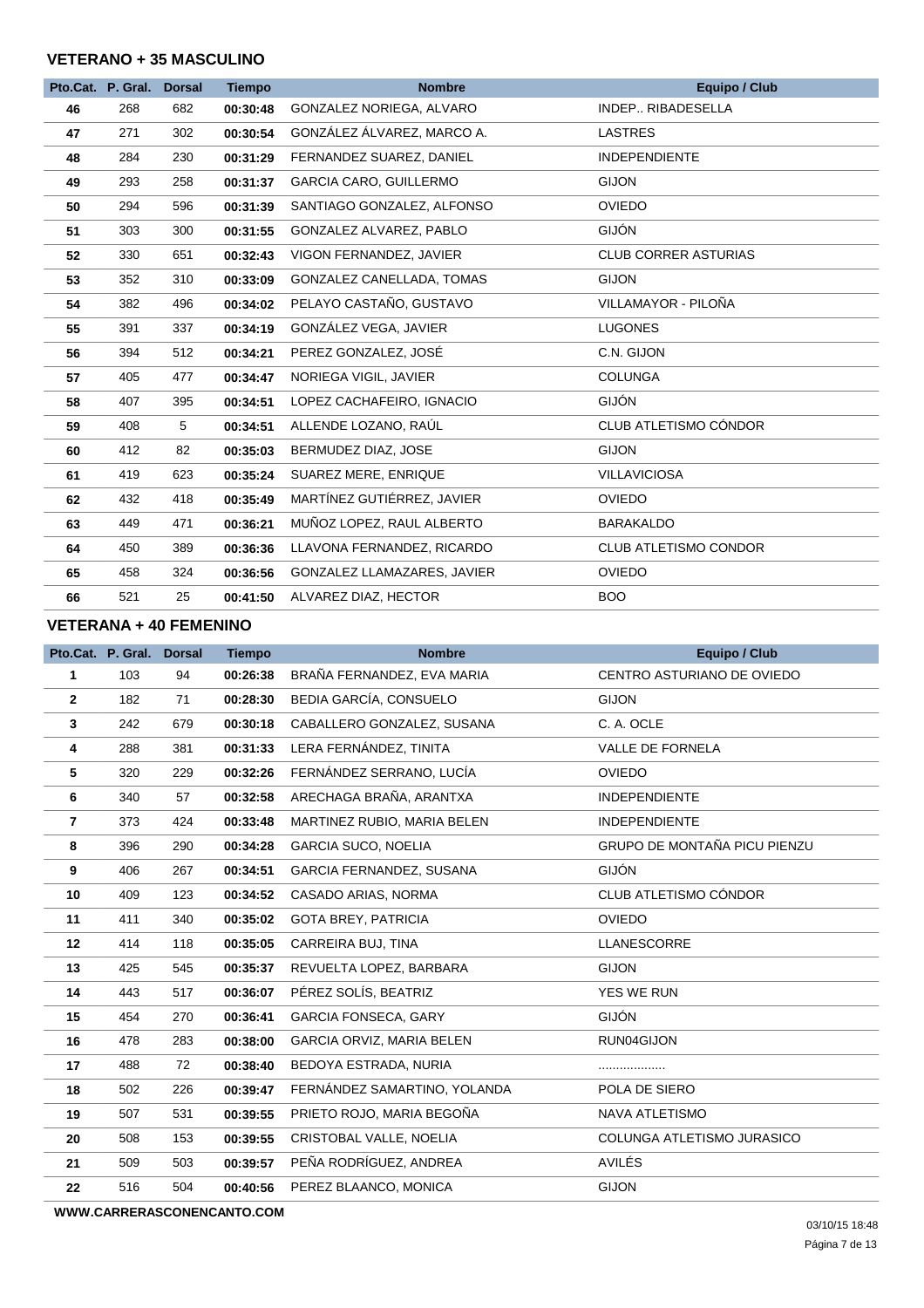## VETERANO + 35 MASCULINO

| Pto.Cat. | P. Gral. | Dorsal | Tiempo | Nombre | Equipo / Club |
|---|---|---|---|---|---|
| 46 | 268 | 682 | 00:30:48 | GONZALEZ NORIEGA, ALVARO | INDEP.. RIBADESELLA |
| 47 | 271 | 302 | 00:30:54 | GONZÁLEZ ÁLVAREZ, MARCO A. | LASTRES |
| 48 | 284 | 230 | 00:31:29 | FERNANDEZ SUAREZ, DANIEL | INDEPENDIENTE |
| 49 | 293 | 258 | 00:31:37 | GARCIA CARO, GUILLERMO | GIJON |
| 50 | 294 | 596 | 00:31:39 | SANTIAGO GONZALEZ, ALFONSO | OVIEDO |
| 51 | 303 | 300 | 00:31:55 | GONZALEZ ALVAREZ, PABLO | GIJÓN |
| 52 | 330 | 651 | 00:32:43 | VIGON FERNANDEZ, JAVIER | CLUB CORRER ASTURIAS |
| 53 | 352 | 310 | 00:33:09 | GONZALEZ CANELLADA, TOMAS | GIJON |
| 54 | 382 | 496 | 00:34:02 | PELAYO CASTAÑO, GUSTAVO | VILLAMAYOR - PILOÑA |
| 55 | 391 | 337 | 00:34:19 | GONZÁLEZ VEGA, JAVIER | LUGONES |
| 56 | 394 | 512 | 00:34:21 | PEREZ GONZALEZ, JOSÉ | C.N. GIJON |
| 57 | 405 | 477 | 00:34:47 | NORIEGA VIGIL, JAVIER | COLUNGA |
| 58 | 407 | 395 | 00:34:51 | LOPEZ CACHAFEIRO, IGNACIO | GIJÓN |
| 59 | 408 | 5 | 00:34:51 | ALLENDE LOZANO, RAÚL | CLUB ATLETISMO CÓNDOR |
| 60 | 412 | 82 | 00:35:03 | BERMUDEZ DIAZ, JOSE | GIJON |
| 61 | 419 | 623 | 00:35:24 | SUAREZ MERE, ENRIQUE | VILLAVICIOSA |
| 62 | 432 | 418 | 00:35:49 | MARTÍNEZ GUTIÉRREZ, JAVIER | OVIEDO |
| 63 | 449 | 471 | 00:36:21 | MUÑOZ LOPEZ, RAUL ALBERTO | BARAKALDO |
| 64 | 450 | 389 | 00:36:36 | LLAVONA FERNANDEZ, RICARDO | CLUB ATLETISMO CONDOR |
| 65 | 458 | 324 | 00:36:56 | GONZALEZ LLAMAZARES, JAVIER | OVIEDO |
| 66 | 521 | 25 | 00:41:50 | ALVAREZ DIAZ, HECTOR | BOO |

## VETERANA + 40 FEMENINO

| Pto.Cat. | P. Gral. | Dorsal | Tiempo | Nombre | Equipo / Club |
|---|---|---|---|---|---|
| 1 | 103 | 94 | 00:26:38 | BRAÑA FERNANDEZ, EVA MARIA | CENTRO ASTURIANO DE OVIEDO |
| 2 | 182 | 71 | 00:28:30 | BEDIA GARCÍA, CONSUELO | GIJON |
| 3 | 242 | 679 | 00:30:18 | CABALLERO GONZALEZ, SUSANA | C. A. OCLE |
| 4 | 288 | 381 | 00:31:33 | LERA FERNÁNDEZ, TINITA | VALLE DE FORNELA |
| 5 | 320 | 229 | 00:32:26 | FERNÁNDEZ SERRANO, LUCÍA | OVIEDO |
| 6 | 340 | 57 | 00:32:58 | ARECHAGA BRAÑA, ARANTXA | INDEPENDIENTE |
| 7 | 373 | 424 | 00:33:48 | MARTINEZ RUBIO, MARIA BELEN | INDEPENDIENTE |
| 8 | 396 | 290 | 00:34:28 | GARCIA SUCO, NOELIA | GRUPO DE MONTAÑA PICU PIENZU |
| 9 | 406 | 267 | 00:34:51 | GARCIA FERNANDEZ, SUSANA | GIJÓN |
| 10 | 409 | 123 | 00:34:52 | CASADO ARIAS, NORMA | CLUB ATLETISMO CÓNDOR |
| 11 | 411 | 340 | 00:35:02 | GOTA BREY, PATRICIA | OVIEDO |
| 12 | 414 | 118 | 00:35:05 | CARREIRA BUJ, TINA | LLANESCORRE |
| 13 | 425 | 545 | 00:35:37 | REVUELTA LOPEZ, BARBARA | GIJON |
| 14 | 443 | 517 | 00:36:07 | PÉREZ SOLÍS, BEATRIZ | YES WE RUN |
| 15 | 454 | 270 | 00:36:41 | GARCIA FONSECA, GARY | GIJÓN |
| 16 | 478 | 283 | 00:38:00 | GARCIA ORVIZ, MARIA BELEN | RUN04GIJON |
| 17 | 488 | 72 | 00:38:40 | BEDOYA ESTRADA, NURIA | .................. |
| 18 | 502 | 226 | 00:39:47 | FERNÁNDEZ SAMARTINO, YOLANDA | POLA DE SIERO |
| 19 | 507 | 531 | 00:39:55 | PRIETO ROJO, MARIA BEGOÑA | NAVA ATLETISMO |
| 20 | 508 | 153 | 00:39:55 | CRISTOBAL VALLE, NOELIA | COLUNGA ATLETISMO JURASICO |
| 21 | 509 | 503 | 00:39:57 | PEÑA RODRÍGUEZ, ANDREA | AVILÉS |
| 22 | 516 | 504 | 00:40:56 | PEREZ BLAANCO, MONICA | GIJON |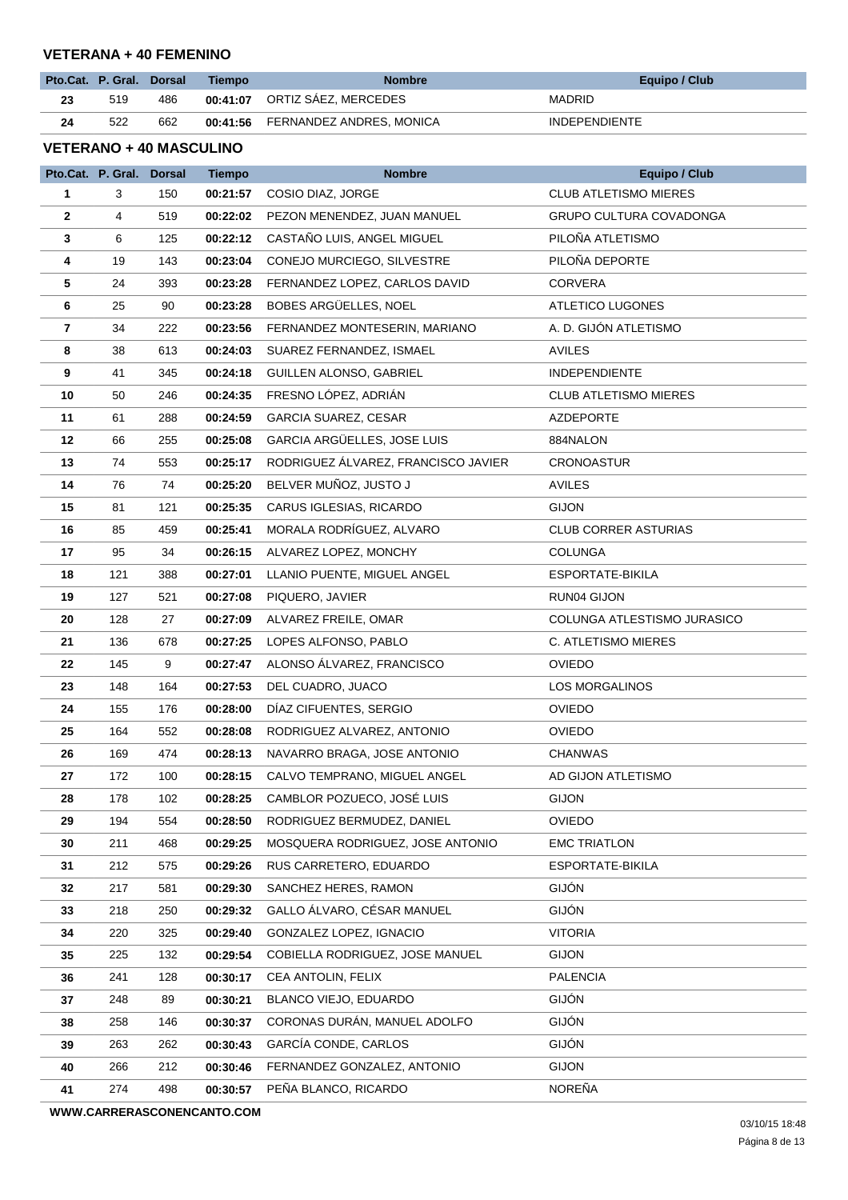### VETERANA + 40 FEMENINO

| Pto.Cat. | P. Gral. | Dorsal | Tiempo | Nombre | Equipo / Club |
|---|---|---|---|---|---|
| 23 | 519 | 486 | 00:41:07 | ORTIZ SÁEZ, MERCEDES | MADRID |
| 24 | 522 | 662 | 00:41:56 | FERNANDEZ ANDRES, MONICA | INDEPENDIENTE |

### VETERANO + 40 MASCULINO

| Pto.Cat. | P. Gral. | Dorsal | Tiempo | Nombre | Equipo / Club |
|---|---|---|---|---|---|
| 1 | 3 | 150 | 00:21:57 | COSIO DIAZ, JORGE | CLUB ATLETISMO MIERES |
| 2 | 4 | 519 | 00:22:02 | PEZON MENENDEZ, JUAN MANUEL | GRUPO CULTURA COVADONGA |
| 3 | 6 | 125 | 00:22:12 | CASTAÑO LUIS, ANGEL MIGUEL | PILOÑA ATLETISMO |
| 4 | 19 | 143 | 00:23:04 | CONEJO MURCIEGO, SILVESTRE | PILOÑA DEPORTE |
| 5 | 24 | 393 | 00:23:28 | FERNANDEZ LOPEZ, CARLOS DAVID | CORVERA |
| 6 | 25 | 90 | 00:23:28 | BOBES ARGÜELLES, NOEL | ATLETICO LUGONES |
| 7 | 34 | 222 | 00:23:56 | FERNANDEZ MONTESERIN, MARIANO | A. D. GIJÓN ATLETISMO |
| 8 | 38 | 613 | 00:24:03 | SUAREZ FERNANDEZ, ISMAEL | AVILES |
| 9 | 41 | 345 | 00:24:18 | GUILLEN ALONSO, GABRIEL | INDEPENDIENTE |
| 10 | 50 | 246 | 00:24:35 | FRESNO LÓPEZ, ADRIÁN | CLUB ATLETISMO MIERES |
| 11 | 61 | 288 | 00:24:59 | GARCIA SUAREZ, CESAR | AZDEPORTE |
| 12 | 66 | 255 | 00:25:08 | GARCIA ARGÜELLES, JOSE LUIS | 884NALON |
| 13 | 74 | 553 | 00:25:17 | RODRIGUEZ ÁLVAREZ, FRANCISCO JAVIER | CRONOASTUR |
| 14 | 76 | 74 | 00:25:20 | BELVER MUÑOZ, JUSTO J | AVILES |
| 15 | 81 | 121 | 00:25:35 | CARUS IGLESIAS, RICARDO | GIJON |
| 16 | 85 | 459 | 00:25:41 | MORALA RODRÍGUEZ, ALVARO | CLUB CORRER ASTURIAS |
| 17 | 95 | 34 | 00:26:15 | ALVAREZ LOPEZ, MONCHY | COLUNGA |
| 18 | 121 | 388 | 00:27:01 | LLANIO PUENTE, MIGUEL ANGEL | ESPORTATE-BIKILA |
| 19 | 127 | 521 | 00:27:08 | PIQUERO, JAVIER | RUN04 GIJON |
| 20 | 128 | 27 | 00:27:09 | ALVAREZ FREILE, OMAR | COLUNGA ATLESTISMO JURASICO |
| 21 | 136 | 678 | 00:27:25 | LOPES ALFONSO, PABLO | C. ATLETISMO MIERES |
| 22 | 145 | 9 | 00:27:47 | ALONSO ÁLVAREZ, FRANCISCO | OVIEDO |
| 23 | 148 | 164 | 00:27:53 | DEL CUADRO, JUACO | LOS MORGALINOS |
| 24 | 155 | 176 | 00:28:00 | DÍAZ CIFUENTES, SERGIO | OVIEDO |
| 25 | 164 | 552 | 00:28:08 | RODRIGUEZ ALVAREZ, ANTONIO | OVIEDO |
| 26 | 169 | 474 | 00:28:13 | NAVARRO BRAGA, JOSE ANTONIO | CHANWAS |
| 27 | 172 | 100 | 00:28:15 | CALVO TEMPRANO, MIGUEL ANGEL | AD GIJON ATLETISMO |
| 28 | 178 | 102 | 00:28:25 | CAMBLOR POZUECO, JOSÉ LUIS | GIJON |
| 29 | 194 | 554 | 00:28:50 | RODRIGUEZ BERMUDEZ, DANIEL | OVIEDO |
| 30 | 211 | 468 | 00:29:25 | MOSQUERA RODRIGUEZ, JOSE ANTONIO | EMC TRIATLON |
| 31 | 212 | 575 | 00:29:26 | RUS CARRETERO, EDUARDO | ESPORTATE-BIKILA |
| 32 | 217 | 581 | 00:29:30 | SANCHEZ HERES, RAMON | GIJÓN |
| 33 | 218 | 250 | 00:29:32 | GALLO ÁLVARO, CÉSAR MANUEL | GIJÓN |
| 34 | 220 | 325 | 00:29:40 | GONZALEZ LOPEZ, IGNACIO | VITORIA |
| 35 | 225 | 132 | 00:29:54 | COBIELLA RODRIGUEZ, JOSE MANUEL | GIJON |
| 36 | 241 | 128 | 00:30:17 | CEA ANTOLIN, FELIX | PALENCIA |
| 37 | 248 | 89 | 00:30:21 | BLANCO VIEJO, EDUARDO | GIJÓN |
| 38 | 258 | 146 | 00:30:37 | CORONAS DURÁN, MANUEL ADOLFO | GIJÓN |
| 39 | 263 | 262 | 00:30:43 | GARCÍA CONDE, CARLOS | GIJÓN |
| 40 | 266 | 212 | 00:30:46 | FERNANDEZ GONZALEZ, ANTONIO | GIJON |
| 41 | 274 | 498 | 00:30:57 | PEÑA BLANCO, RICARDO | NOREÑA |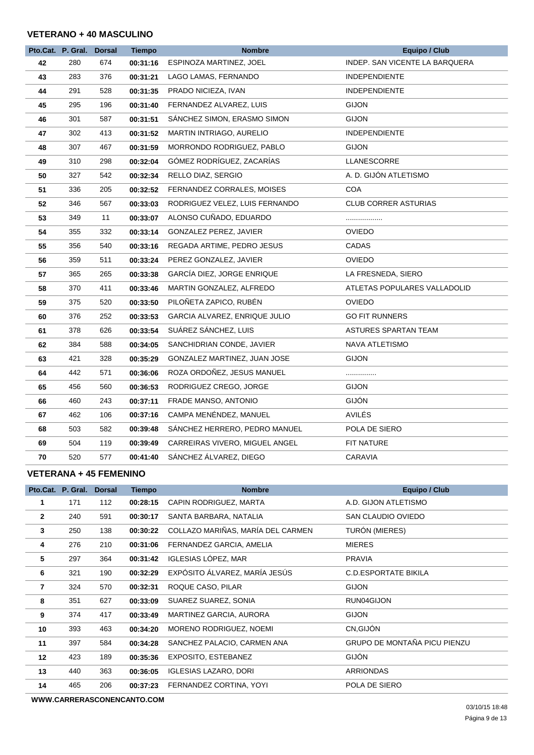## VETERANO + 40 MASCULINO

| Pto.Cat. | P. Gral. | Dorsal | Tiempo | Nombre | Equipo / Club |
|---|---|---|---|---|---|
| 42 | 280 | 674 | 00:31:16 | ESPINOZA MARTINEZ, JOEL | INDEP. SAN VICENTE LA BARQUERA |
| 43 | 283 | 376 | 00:31:21 | LAGO LAMAS, FERNANDO | INDEPENDIENTE |
| 44 | 291 | 528 | 00:31:35 | PRADO NICIEZA, IVAN | INDEPENDIENTE |
| 45 | 295 | 196 | 00:31:40 | FERNANDEZ ALVAREZ, LUIS | GIJON |
| 46 | 301 | 587 | 00:31:51 | SÁNCHEZ SIMON, ERASMO SIMON | GIJON |
| 47 | 302 | 413 | 00:31:52 | MARTIN INTRIAGO, AURELIO | INDEPENDIENTE |
| 48 | 307 | 467 | 00:31:59 | MORRONDO RODRIGUEZ, PABLO | GIJON |
| 49 | 310 | 298 | 00:32:04 | GÓMEZ RODRÍGUEZ, ZACARÍAS | LLANESCORRE |
| 50 | 327 | 542 | 00:32:34 | RELLO DIAZ, SERGIO | A. D. GIJÓN ATLETISMO |
| 51 | 336 | 205 | 00:32:52 | FERNANDEZ CORRALES, MOISES | COA |
| 52 | 346 | 567 | 00:33:03 | RODRIGUEZ VELEZ, LUIS FERNANDO | CLUB CORRER ASTURIAS |
| 53 | 349 | 11 | 00:33:07 | ALONSO CUÑADO, EDUARDO | .................. |
| 54 | 355 | 332 | 00:33:14 | GONZALEZ PEREZ, JAVIER | OVIEDO |
| 55 | 356 | 540 | 00:33:16 | REGADA ARTIME, PEDRO JESUS | CADAS |
| 56 | 359 | 511 | 00:33:24 | PEREZ GONZALEZ, JAVIER | OVIEDO |
| 57 | 365 | 265 | 00:33:38 | GARCÍA DIEZ, JORGE ENRIQUE | LA FRESNEDA, SIERO |
| 58 | 370 | 411 | 00:33:46 | MARTIN GONZALEZ, ALFREDO | ATLETAS POPULARES VALLADOLID |
| 59 | 375 | 520 | 00:33:50 | PILOÑETA ZAPICO, RUBÉN | OVIEDO |
| 60 | 376 | 252 | 00:33:53 | GARCIA ALVAREZ, ENRIQUE JULIO | GO FIT RUNNERS |
| 61 | 378 | 626 | 00:33:54 | SUÁREZ SÁNCHEZ, LUIS | ASTURES SPARTAN TEAM |
| 62 | 384 | 588 | 00:34:05 | SANCHIDRIAN CONDE, JAVIER | NAVA ATLETISMO |
| 63 | 421 | 328 | 00:35:29 | GONZALEZ MARTINEZ, JUAN JOSE | GIJON |
| 64 | 442 | 571 | 00:36:06 | ROZA ORDOÑEZ, JESUS MANUEL | ............... |
| 65 | 456 | 560 | 00:36:53 | RODRIGUEZ CREGO, JORGE | GIJON |
| 66 | 460 | 243 | 00:37:11 | FRADE MANSO, ANTONIO | GIJÓN |
| 67 | 462 | 106 | 00:37:16 | CAMPA MENÉNDEZ, MANUEL | AVILÉS |
| 68 | 503 | 582 | 00:39:48 | SÁNCHEZ HERRERO, PEDRO MANUEL | POLA DE SIERO |
| 69 | 504 | 119 | 00:39:49 | CARREIRAS VIVERO, MIGUEL ANGEL | FIT NATURE |
| 70 | 520 | 577 | 00:41:40 | SÁNCHEZ ÁLVAREZ, DIEGO | CARAVIA |

## VETERANA + 45 FEMENINO

| Pto.Cat. | P. Gral. | Dorsal | Tiempo | Nombre | Equipo / Club |
|---|---|---|---|---|---|
| 1 | 171 | 112 | 00:28:15 | CAPIN RODRIGUEZ, MARTA | A.D. GIJON ATLETISMO |
| 2 | 240 | 591 | 00:30:17 | SANTA BARBARA, NATALIA | SAN CLAUDIO OVIEDO |
| 3 | 250 | 138 | 00:30:22 | COLLAZO MARIÑAS, MARÍA DEL CARMEN | TURÓN (MIERES) |
| 4 | 276 | 210 | 00:31:06 | FERNANDEZ GARCIA, AMELIA | MIERES |
| 5 | 297 | 364 | 00:31:42 | IGLESIAS LÓPEZ, MAR | PRAVIA |
| 6 | 321 | 190 | 00:32:29 | EXPÓSITO ÁLVAREZ, MARÍA JESÚS | C.D.ESPORTATE BIKILA |
| 7 | 324 | 570 | 00:32:31 | ROQUE CASO, PILAR | GIJON |
| 8 | 351 | 627 | 00:33:09 | SUAREZ SUAREZ, SONIA | RUN04GIJON |
| 9 | 374 | 417 | 00:33:49 | MARTINEZ GARCIA, AURORA | GIJON |
| 10 | 393 | 463 | 00:34:20 | MORENO RODRIGUEZ, NOEMI | CN,GIJÓN |
| 11 | 397 | 584 | 00:34:28 | SANCHEZ PALACIO, CARMEN ANA | GRUPO DE MONTAÑA PICU PIENZU |
| 12 | 423 | 189 | 00:35:36 | EXPOSITO, ESTEBANEZ | GIJÓN |
| 13 | 440 | 363 | 00:36:05 | IGLESIAS LAZARO, DORI | ARRIONDAS |
| 14 | 465 | 206 | 00:37:23 | FERNANDEZ CORTINA, YOYI | POLA DE SIERO |

**WWW.CARRERASCONENCANTO.COM**

03/10/15 18:48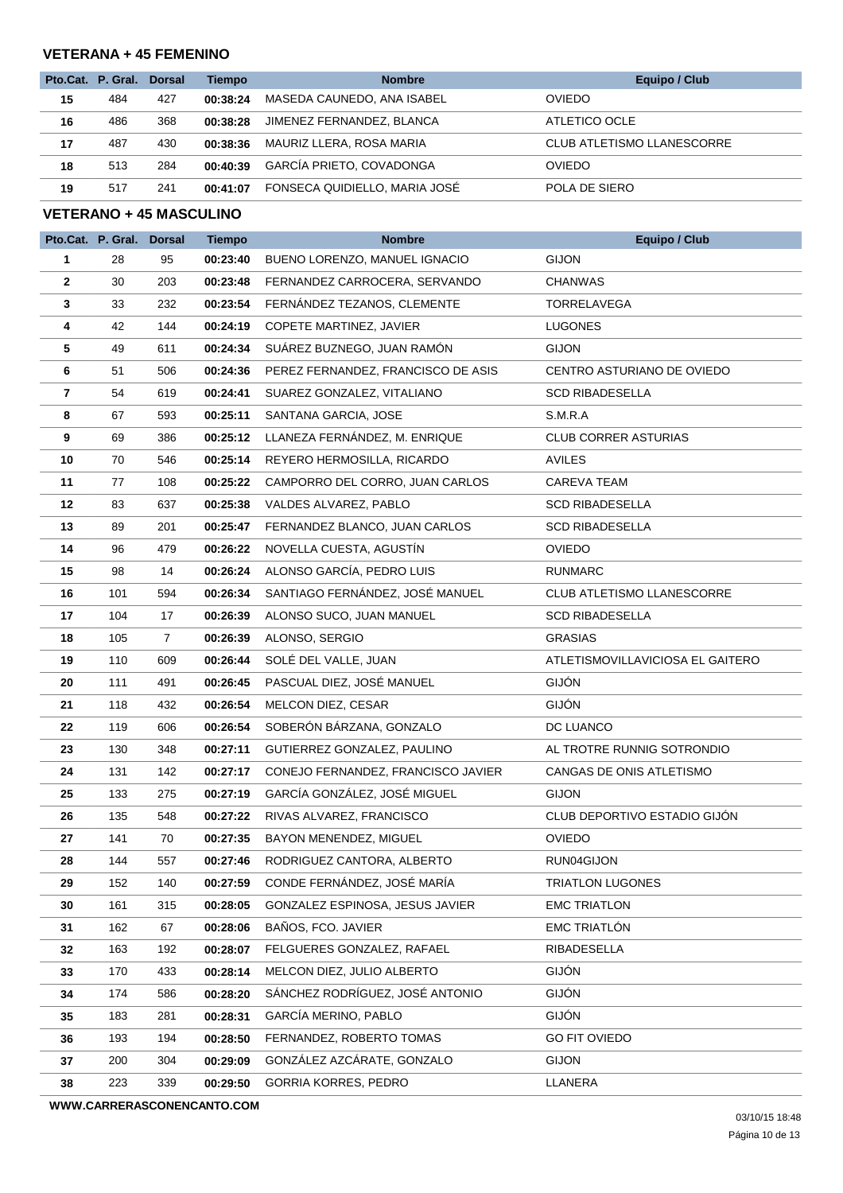## VETERANA + 45 FEMENINO

| Pto.Cat. | P. Gral. | Dorsal | Tiempo | Nombre | Equipo / Club |
|---|---|---|---|---|---|
| 15 | 484 | 427 | **00:38:24** | MASEDA CAUNEDO, ANA ISABEL | OVIEDO |
| 16 | 486 | 368 | **00:38:28** | JIMENEZ FERNANDEZ, BLANCA | ATLETICO OCLE |
| 17 | 487 | 430 | **00:38:36** | MAURIZ LLERA, ROSA MARIA | CLUB ATLETISMO LLANESCORRE |
| 18 | 513 | 284 | **00:40:39** | GARCÍA PRIETO, COVADONGA | OVIEDO |
| 19 | 517 | 241 | **00:41:07** | FONSECA QUIDIELLO, MARIA JOSÉ | POLA DE SIERO |

## VETERANO + 45 MASCULINO

| Pto.Cat. | P. Gral. | Dorsal | Tiempo | Nombre | Equipo / Club |
|---|---|---|---|---|---|
| 1 | 28 | 95 | **00:23:40** | BUENO LORENZO, MANUEL IGNACIO | GIJON |
| 2 | 30 | 203 | **00:23:48** | FERNANDEZ CARROCERA, SERVANDO | CHANWAS |
| 3 | 33 | 232 | **00:23:54** | FERNÁNDEZ TEZANOS, CLEMENTE | TORRELAVEGA |
| 4 | 42 | 144 | **00:24:19** | COPETE MARTINEZ, JAVIER | LUGONES |
| 5 | 49 | 611 | **00:24:34** | SUÁREZ BUZNEGO, JUAN RAMÓN | GIJON |
| 6 | 51 | 506 | **00:24:36** | PEREZ FERNANDEZ, FRANCISCO DE ASIS | CENTRO ASTURIANO DE OVIEDO |
| 7 | 54 | 619 | **00:24:41** | SUAREZ GONZALEZ, VITALIANO | SCD RIBADESELLA |
| 8 | 67 | 593 | **00:25:11** | SANTANA GARCIA, JOSE | S.M.R.A |
| 9 | 69 | 386 | **00:25:12** | LLANEZA FERNÁNDEZ, M. ENRIQUE | CLUB CORRER ASTURIAS |
| 10 | 70 | 546 | **00:25:14** | REYERO HERMOSILLA, RICARDO | AVILES |
| 11 | 77 | 108 | **00:25:22** | CAMPORRO DEL CORRO, JUAN CARLOS | CAREVA TEAM |
| 12 | 83 | 637 | **00:25:38** | VALDES ALVAREZ, PABLO | SCD RIBADESELLA |
| 13 | 89 | 201 | **00:25:47** | FERNANDEZ BLANCO, JUAN CARLOS | SCD RIBADESELLA |
| 14 | 96 | 479 | **00:26:22** | NOVELLA CUESTA, AGUSTÍN | OVIEDO |
| 15 | 98 | 14 | **00:26:24** | ALONSO GARCÍA, PEDRO LUIS | RUNMARC |
| 16 | 101 | 594 | **00:26:34** | SANTIAGO FERNÁNDEZ, JOSÉ MANUEL | CLUB ATLETISMO LLANESCORRE |
| 17 | 104 | 17 | **00:26:39** | ALONSO SUCO, JUAN MANUEL | SCD RIBADESELLA |
| 18 | 105 | 7 | **00:26:39** | ALONSO, SERGIO | GRASIAS |
| 19 | 110 | 609 | **00:26:44** | SOLÉ DEL VALLE, JUAN | ATLETISMOVILLAVICIOSA EL GAITERO |
| 20 | 111 | 491 | **00:26:45** | PASCUAL DIEZ, JOSÉ MANUEL | GIJÓN |
| 21 | 118 | 432 | **00:26:54** | MELCON DIEZ, CESAR | GIJÓN |
| 22 | 119 | 606 | **00:26:54** | SOBERÓN BÁRZANA, GONZALO | DC LUANCO |
| 23 | 130 | 348 | **00:27:11** | GUTIERREZ GONZALEZ, PAULINO | AL TROTRE RUNNIG SOTRONDIO |
| 24 | 131 | 142 | **00:27:17** | CONEJO FERNANDEZ, FRANCISCO JAVIER | CANGAS DE ONIS ATLETISMO |
| 25 | 133 | 275 | **00:27:19** | GARCÍA GONZÁLEZ, JOSÉ MIGUEL | GIJON |
| 26 | 135 | 548 | **00:27:22** | RIVAS ALVAREZ, FRANCISCO | CLUB DEPORTIVO ESTADIO GIJÓN |
| 27 | 141 | 70 | **00:27:35** | BAYON MENENDEZ, MIGUEL | OVIEDO |
| 28 | 144 | 557 | **00:27:46** | RODRIGUEZ CANTORA, ALBERTO | RUN04GIJON |
| 29 | 152 | 140 | **00:27:59** | CONDE FERNÁNDEZ, JOSÉ MARÍA | TRIATLON LUGONES |
| 30 | 161 | 315 | **00:28:05** | GONZALEZ ESPINOSA, JESUS JAVIER | EMC TRIATLON |
| 31 | 162 | 67 | **00:28:06** | BAÑOS, FCO. JAVIER | EMC TRIATLÓN |
| 32 | 163 | 192 | **00:28:07** | FELGUERES GONZALEZ, RAFAEL | RIBADESELLA |
| 33 | 170 | 433 | **00:28:14** | MELCON DIEZ, JULIO ALBERTO | GIJÓN |
| 34 | 174 | 586 | **00:28:20** | SÁNCHEZ RODRÍGUEZ, JOSÉ ANTONIO | GIJÓN |
| 35 | 183 | 281 | **00:28:31** | GARCÍA MERINO, PABLO | GIJÓN |
| 36 | 193 | 194 | **00:28:50** | FERNANDEZ, ROBERTO TOMAS | GO FIT OVIEDO |
| 37 | 200 | 304 | **00:29:09** | GONZÁLEZ AZCÁRATE, GONZALO | GIJON |
| 38 | 223 | 339 | **00:29:50** | GORRIA KORRES, PEDRO | LLANERA |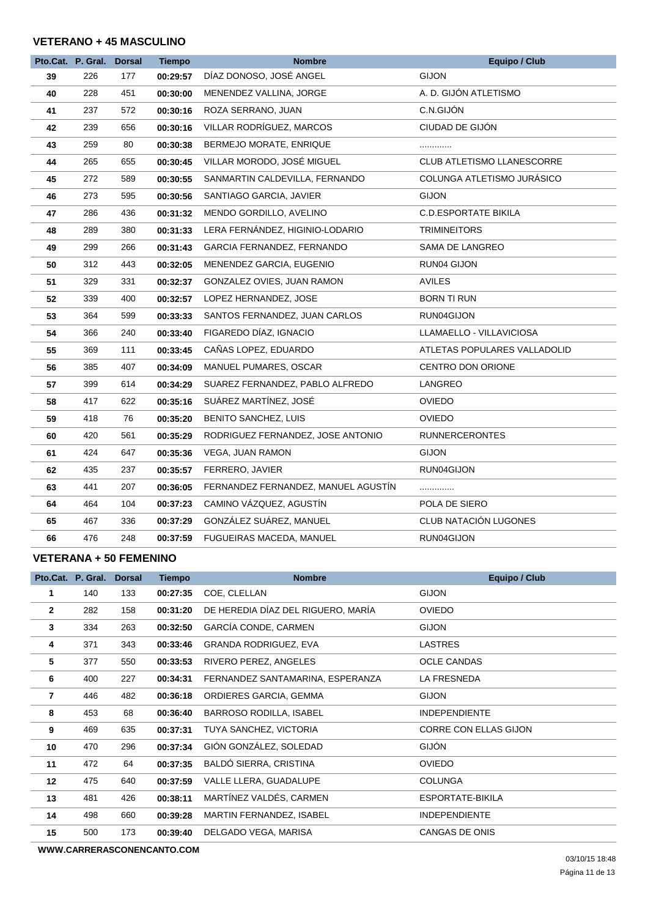## VETERANO + 45 MASCULINO

| Pto.Cat. | P. Gral. | Dorsal | Tiempo | Nombre | Equipo / Club |
|---|---|---|---|---|---|
| 39 | 226 | 177 | 00:29:57 | DÍAZ DONOSO, JOSÉ ANGEL | GIJON |
| 40 | 228 | 451 | 00:30:00 | MENENDEZ VALLINA, JORGE | A. D. GIJÓN ATLETISMO |
| 41 | 237 | 572 | 00:30:16 | ROZA SERRANO, JUAN | C.N.GIJÓN |
| 42 | 239 | 656 | 00:30:16 | VILLAR RODRÍGUEZ, MARCOS | CIUDAD DE GIJÓN |
| 43 | 259 | 80 | 00:30:38 | BERMEJO MORATE, ENRIQUE | ............. |
| 44 | 265 | 655 | 00:30:45 | VILLAR MORODO, JOSÉ MIGUEL | CLUB ATLETISMO LLANESCORRE |
| 45 | 272 | 589 | 00:30:55 | SANMARTIN CALDEVILLA, FERNANDO | COLUNGA ATLETISMO JURÁSICO |
| 46 | 273 | 595 | 00:30:56 | SANTIAGO GARCIA, JAVIER | GIJON |
| 47 | 286 | 436 | 00:31:32 | MENDO GORDILLO, AVELINO | C.D.ESPORTATE BIKILA |
| 48 | 289 | 380 | 00:31:33 | LERA FERNÁNDEZ, HIGINIO-LODARIO | TRIMINEITORS |
| 49 | 299 | 266 | 00:31:43 | GARCIA FERNANDEZ, FERNANDO | SAMA DE LANGREO |
| 50 | 312 | 443 | 00:32:05 | MENENDEZ GARCIA, EUGENIO | RUN04 GIJON |
| 51 | 329 | 331 | 00:32:37 | GONZALEZ OVIES, JUAN RAMON | AVILES |
| 52 | 339 | 400 | 00:32:57 | LOPEZ HERNANDEZ, JOSE | BORN TI RUN |
| 53 | 364 | 599 | 00:33:33 | SANTOS FERNANDEZ, JUAN CARLOS | RUN04GIJON |
| 54 | 366 | 240 | 00:33:40 | FIGAREDO DÍAZ, IGNACIO | LLAMAELLO - VILLAVICIOSA |
| 55 | 369 | 111 | 00:33:45 | CAÑAS LOPEZ, EDUARDO | ATLETAS POPULARES VALLADOLID |
| 56 | 385 | 407 | 00:34:09 | MANUEL PUMARES, OSCAR | CENTRO DON ORIONE |
| 57 | 399 | 614 | 00:34:29 | SUAREZ FERNANDEZ, PABLO ALFREDO | LANGREO |
| 58 | 417 | 622 | 00:35:16 | SUÁREZ MARTÍNEZ, JOSÉ | OVIEDO |
| 59 | 418 | 76 | 00:35:20 | BENITO SANCHEZ, LUIS | OVIEDO |
| 60 | 420 | 561 | 00:35:29 | RODRIGUEZ FERNANDEZ, JOSE ANTONIO | RUNNERCERONTES |
| 61 | 424 | 647 | 00:35:36 | VEGA, JUAN RAMON | GIJON |
| 62 | 435 | 237 | 00:35:57 | FERRERO, JAVIER | RUN04GIJON |
| 63 | 441 | 207 | 00:36:05 | FERNANDEZ FERNANDEZ, MANUEL AGUSTÍN | .............. |
| 64 | 464 | 104 | 00:37:23 | CAMINO VÁZQUEZ, AGUSTÍN | POLA DE SIERO |
| 65 | 467 | 336 | 00:37:29 | GONZÁLEZ SUÁREZ, MANUEL | CLUB NATACIÓN LUGONES |
| 66 | 476 | 248 | 00:37:59 | FUGUEIRAS MACEDA, MANUEL | RUN04GIJON |

## VETERANA + 50 FEMENINO

| Pto.Cat. | P. Gral. | Dorsal | Tiempo | Nombre | Equipo / Club |
|---|---|---|---|---|---|
| 1 | 140 | 133 | 00:27:35 | COE, CLELLAN | GIJON |
| 2 | 282 | 158 | 00:31:20 | DE HEREDIA DÍAZ DEL RIGUERO, MARÍA | OVIEDO |
| 3 | 334 | 263 | 00:32:50 | GARCÍA CONDE, CARMEN | GIJON |
| 4 | 371 | 343 | 00:33:46 | GRANDA RODRIGUEZ, EVA | LASTRES |
| 5 | 377 | 550 | 00:33:53 | RIVERO PEREZ, ANGELES | OCLE CANDAS |
| 6 | 400 | 227 | 00:34:31 | FERNANDEZ SANTAMARINA, ESPERANZA | LA FRESNEDA |
| 7 | 446 | 482 | 00:36:18 | ORDIERES GARCIA, GEMMA | GIJON |
| 8 | 453 | 68 | 00:36:40 | BARROSO RODILLA, ISABEL | INDEPENDIENTE |
| 9 | 469 | 635 | 00:37:31 | TUYA SANCHEZ, VICTORIA | CORRE CON ELLAS GIJON |
| 10 | 470 | 296 | 00:37:34 | GIÓN GONZÁLEZ, SOLEDAD | GIJÓN |
| 11 | 472 | 64 | 00:37:35 | BALDÓ SIERRA, CRISTINA | OVIEDO |
| 12 | 475 | 640 | 00:37:59 | VALLE LLERA, GUADALUPE | COLUNGA |
| 13 | 481 | 426 | 00:38:11 | MARTÍNEZ VALDÉS, CARMEN | ESPORTATE-BIKILA |
| 14 | 498 | 660 | 00:39:28 | MARTIN FERNANDEZ, ISABEL | INDEPENDIENTE |
| 15 | 500 | 173 | 00:39:40 | DELGADO VEGA, MARISA | CANGAS DE ONIS |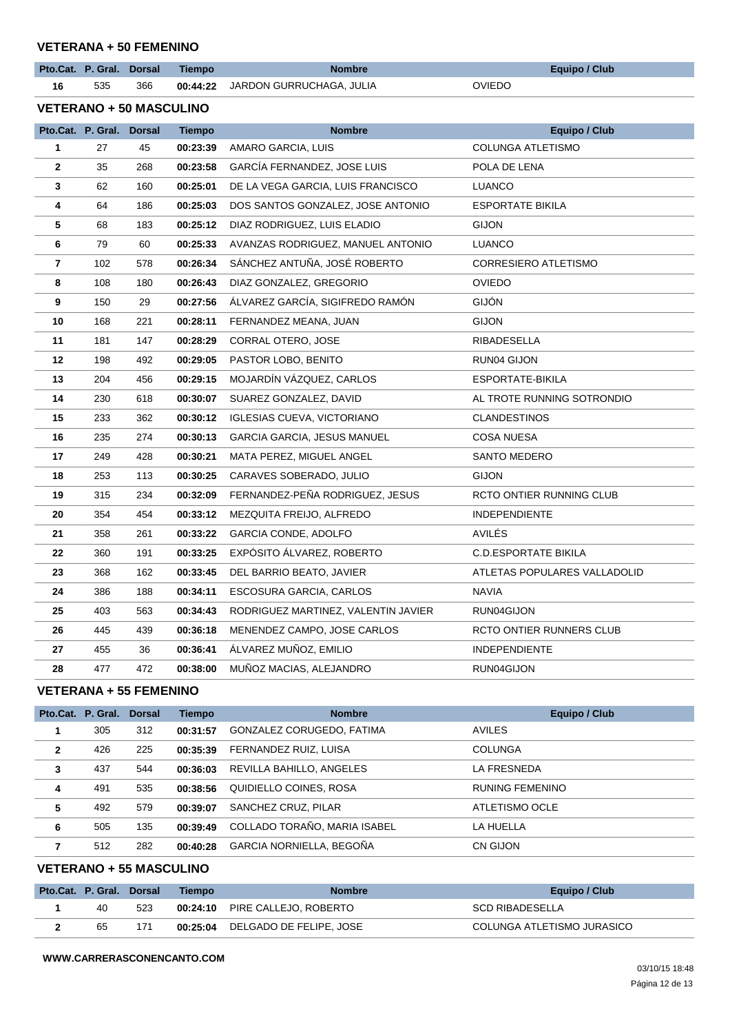## VETERANA + 50 FEMENINO

| Pto.Cat. | P. Gral. | Dorsal | Tiempo | Nombre | Equipo / Club |
|---|---|---|---|---|---|
| 16 | 535 | 366 | 00:44:22 | JARDON GURRUCHAGA, JULIA | OVIEDO |

## VETERANO + 50 MASCULINO

| Pto.Cat. | P. Gral. | Dorsal | Tiempo | Nombre | Equipo / Club |
|---|---|---|---|---|---|
| 1 | 27 | 45 | 00:23:39 | AMARO GARCIA, LUIS | COLUNGA ATLETISMO |
| 2 | 35 | 268 | 00:23:58 | GARCÍA FERNANDEZ, JOSE LUIS | POLA DE LENA |
| 3 | 62 | 160 | 00:25:01 | DE LA VEGA GARCIA, LUIS FRANCISCO | LUANCO |
| 4 | 64 | 186 | 00:25:03 | DOS SANTOS GONZALEZ, JOSE ANTONIO | ESPORTATE BIKILA |
| 5 | 68 | 183 | 00:25:12 | DIAZ RODRIGUEZ, LUIS ELADIO | GIJON |
| 6 | 79 | 60 | 00:25:33 | AVANZAS RODRIGUEZ, MANUEL ANTONIO | LUANCO |
| 7 | 102 | 578 | 00:26:34 | SÁNCHEZ ANTUÑA, JOSÉ ROBERTO | CORRESIERO ATLETISMO |
| 8 | 108 | 180 | 00:26:43 | DIAZ GONZALEZ, GREGORIO | OVIEDO |
| 9 | 150 | 29 | 00:27:56 | ÁLVAREZ GARCÍA, SIGIFREDO RAMÓN | GIJÓN |
| 10 | 168 | 221 | 00:28:11 | FERNANDEZ MEANA, JUAN | GIJON |
| 11 | 181 | 147 | 00:28:29 | CORRAL OTERO, JOSE | RIBADESELLA |
| 12 | 198 | 492 | 00:29:05 | PASTOR LOBO, BENITO | RUN04 GIJON |
| 13 | 204 | 456 | 00:29:15 | MOJARDÍN VÁZQUEZ, CARLOS | ESPORTATE-BIKILA |
| 14 | 230 | 618 | 00:30:07 | SUAREZ GONZALEZ, DAVID | AL TROTE RUNNING SOTRONDIO |
| 15 | 233 | 362 | 00:30:12 | IGLESIAS CUEVA, VICTORIANO | CLANDESTINOS |
| 16 | 235 | 274 | 00:30:13 | GARCIA GARCIA, JESUS MANUEL | COSA NUESA |
| 17 | 249 | 428 | 00:30:21 | MATA PEREZ, MIGUEL ANGEL | SANTO MEDERO |
| 18 | 253 | 113 | 00:30:25 | CARAVES SOBERADO, JULIO | GIJON |
| 19 | 315 | 234 | 00:32:09 | FERNANDEZ-PEÑA RODRIGUEZ, JESUS | RCTO ONTIER RUNNING CLUB |
| 20 | 354 | 454 | 00:33:12 | MEZQUITA FREIJO, ALFREDO | INDEPENDIENTE |
| 21 | 358 | 261 | 00:33:22 | GARCIA CONDE, ADOLFO | AVILÉS |
| 22 | 360 | 191 | 00:33:25 | EXPÓSITO ÁLVAREZ, ROBERTO | C.D.ESPORTATE BIKILA |
| 23 | 368 | 162 | 00:33:45 | DEL BARRIO BEATO, JAVIER | ATLETAS POPULARES VALLADOLID |
| 24 | 386 | 188 | 00:34:11 | ESCOSURA GARCIA, CARLOS | NAVIA |
| 25 | 403 | 563 | 00:34:43 | RODRIGUEZ MARTINEZ, VALENTIN JAVIER | RUN04GIJON |
| 26 | 445 | 439 | 00:36:18 | MENENDEZ CAMPO, JOSE CARLOS | RCTO ONTIER RUNNERS CLUB |
| 27 | 455 | 36 | 00:36:41 | ÁLVAREZ MUÑOZ, EMILIO | INDEPENDIENTE |
| 28 | 477 | 472 | 00:38:00 | MUÑOZ MACIAS, ALEJANDRO | RUN04GIJON |

## VETERANA + 55 FEMENINO

| Pto.Cat. | P. Gral. | Dorsal | Tiempo | Nombre | Equipo / Club |
|---|---|---|---|---|---|
| 1 | 305 | 312 | 00:31:57 | GONZALEZ CORUGEDO, FATIMA | AVILES |
| 2 | 426 | 225 | 00:35:39 | FERNANDEZ RUIZ, LUISA | COLUNGA |
| 3 | 437 | 544 | 00:36:03 | REVILLA BAHILLO, ANGELES | LA FRESNEDA |
| 4 | 491 | 535 | 00:38:56 | QUIDIELLO COINES, ROSA | RUNING FEMENINO |
| 5 | 492 | 579 | 00:39:07 | SANCHEZ CRUZ, PILAR | ATLETISMO OCLE |
| 6 | 505 | 135 | 00:39:49 | COLLADO TORAÑO, MARIA ISABEL | LA HUELLA |
| 7 | 512 | 282 | 00:40:28 | GARCIA NORNIELLA, BEGOÑA | CN GIJON |

## VETERANO + 55 MASCULINO

| Pto.Cat. | P. Gral. | Dorsal | Tiempo | Nombre | Equipo / Club |
|---|---|---|---|---|---|
| 1 | 40 | 523 | 00:24:10 | PIRE CALLEJO, ROBERTO | SCD RIBADESELLA |
| 2 | 65 | 171 | 00:25:04 | DELGADO DE FELIPE, JOSE | COLUNGA ATLETISMO JURASICO |

WWW.CARRERASCONENCANTO.COM

03/10/15 18:48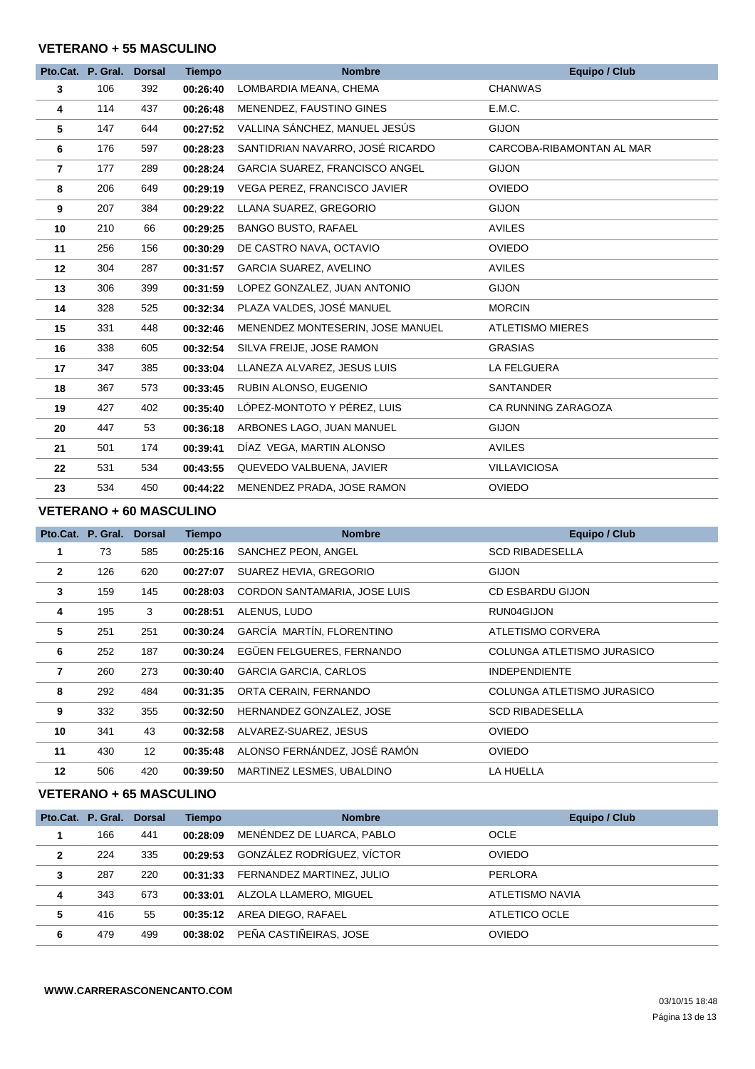## VETERANO + 55 MASCULINO

| Pto.Cat. | P. Gral. | Dorsal | Tiempo | Nombre | Equipo / Club |
|---|---|---|---|---|---|
| 3 | 106 | 392 | 00:26:40 | LOMBARDIA MEANA, CHEMA | CHANWAS |
| 4 | 114 | 437 | 00:26:48 | MENENDEZ, FAUSTINO GINES | E.M.C. |
| 5 | 147 | 644 | 00:27:52 | VALLINA SÁNCHEZ, MANUEL JESÚS | GIJON |
| 6 | 176 | 597 | 00:28:23 | SANTIDRIAN NAVARRO, JOSÉ RICARDO | CARCOBA-RIBAMONTAN AL MAR |
| 7 | 177 | 289 | 00:28:24 | GARCIA SUAREZ, FRANCISCO ANGEL | GIJON |
| 8 | 206 | 649 | 00:29:19 | VEGA PEREZ, FRANCISCO JAVIER | OVIEDO |
| 9 | 207 | 384 | 00:29:22 | LLANA SUAREZ, GREGORIO | GIJON |
| 10 | 210 | 66 | 00:29:25 | BANGO BUSTO, RAFAEL | AVILES |
| 11 | 256 | 156 | 00:30:29 | DE CASTRO NAVA, OCTAVIO | OVIEDO |
| 12 | 304 | 287 | 00:31:57 | GARCIA SUAREZ, AVELINO | AVILES |
| 13 | 306 | 399 | 00:31:59 | LOPEZ GONZALEZ, JUAN ANTONIO | GIJON |
| 14 | 328 | 525 | 00:32:34 | PLAZA VALDES, JOSÉ MANUEL | MORCIN |
| 15 | 331 | 448 | 00:32:46 | MENENDEZ MONTESERIN, JOSE MANUEL | ATLETISMO MIERES |
| 16 | 338 | 605 | 00:32:54 | SILVA FREIJE, JOSE RAMON | GRASIAS |
| 17 | 347 | 385 | 00:33:04 | LLANEZA ALVAREZ, JESUS LUIS | LA FELGUERA |
| 18 | 367 | 573 | 00:33:45 | RUBIN ALONSO, EUGENIO | SANTANDER |
| 19 | 427 | 402 | 00:35:40 | LÓPEZ-MONTOTO Y PÉREZ, LUIS | CA RUNNING ZARAGOZA |
| 20 | 447 | 53 | 00:36:18 | ARBONES LAGO, JUAN MANUEL | GIJON |
| 21 | 501 | 174 | 00:39:41 | DÍAZ VEGA, MARTIN ALONSO | AVILES |
| 22 | 531 | 534 | 00:43:55 | QUEVEDO VALBUENA, JAVIER | VILLAVICIOSA |
| 23 | 534 | 450 | 00:44:22 | MENENDEZ PRADA, JOSE RAMON | OVIEDO |

## VETERANO + 60 MASCULINO

| Pto.Cat. | P. Gral. | Dorsal | Tiempo | Nombre | Equipo / Club |
|---|---|---|---|---|---|
| 1 | 73 | 585 | 00:25:16 | SANCHEZ PEON, ANGEL | SCD RIBADESELLA |
| 2 | 126 | 620 | 00:27:07 | SUAREZ HEVIA, GREGORIO | GIJON |
| 3 | 159 | 145 | 00:28:03 | CORDON SANTAMARIA, JOSE LUIS | CD ESBARDU GIJON |
| 4 | 195 | 3 | 00:28:51 | ALENUS, LUDO | RUN04GIJON |
| 5 | 251 | 251 | 00:30:24 | GARCÍA MARTÍN, FLORENTINO | ATLETISMO CORVERA |
| 6 | 252 | 187 | 00:30:24 | EGÜEN FELGUERES, FERNANDO | COLUNGA ATLETISMO JURASICO |
| 7 | 260 | 273 | 00:30:40 | GARCIA GARCIA, CARLOS | INDEPENDIENTE |
| 8 | 292 | 484 | 00:31:35 | ORTA CERAIN, FERNANDO | COLUNGA ATLETISMO JURASICO |
| 9 | 332 | 355 | 00:32:50 | HERNANDEZ GONZALEZ, JOSE | SCD RIBADESELLA |
| 10 | 341 | 43 | 00:32:58 | ALVAREZ-SUAREZ, JESUS | OVIEDO |
| 11 | 430 | 12 | 00:35:48 | ALONSO FERNÁNDEZ, JOSÉ RAMÓN | OVIEDO |
| 12 | 506 | 420 | 00:39:50 | MARTINEZ LESMES, UBALDINO | LA HUELLA |

## VETERANO + 65 MASCULINO

| Pto.Cat. | P. Gral. | Dorsal | Tiempo | Nombre | Equipo / Club |
|---|---|---|---|---|---|
| 1 | 166 | 441 | 00:28:09 | MENÉNDEZ DE LUARCA, PABLO | OCLE |
| 2 | 224 | 335 | 00:29:53 | GONZÁLEZ RODRÍGUEZ, VÍCTOR | OVIEDO |
| 3 | 287 | 220 | 00:31:33 | FERNANDEZ MARTINEZ, JULIO | PERLORA |
| 4 | 343 | 673 | 00:33:01 | ALZOLA LLAMERO, MIGUEL | ATLETISMO NAVIA |
| 5 | 416 | 55 | 00:35:12 | AREA DIEGO, RAFAEL | ATLETICO OCLE |
| 6 | 479 | 499 | 00:38:02 | PEÑA CASTIÑEIRAS, JOSE | OVIEDO |

WWW.CARRERASCONENCANTO.COM

03/10/15 18:48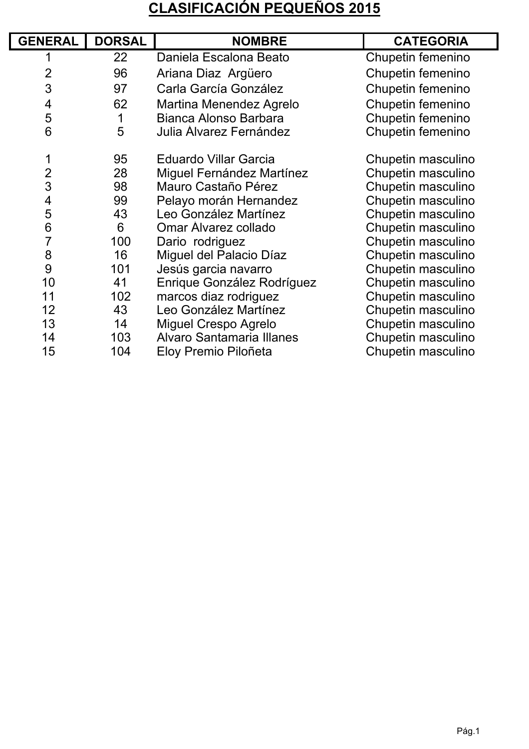# CLASIFICACIÓN PEQUEÑOS 2015

| GENERAL | DORSAL | NOMBRE | CATEGORIA |
|---|---|---|---|
| 1 | 22 | Daniela Escalona Beato | Chupetin femenino |
| 2 | 96 | Ariana Diaz  Argüero | Chupetin femenino |
| 3 | 97 | Carla García González | Chupetin femenino |
| 4 | 62 | Martina Menendez Agrelo | Chupetin femenino |
| 5 | 1 | Bianca Alonso Barbara | Chupetin femenino |
| 6 | 5 | Julia Àlvarez Fernández | Chupetin femenino |
| | | | |
| 1 | 95 | Eduardo Villar Garcia | Chupetin masculino |
| 2 | 28 | Miguel Fernández Martínez | Chupetin masculino |
| 3 | 98 | Mauro Castaño Pérez | Chupetin masculino |
| 4 | 99 | Pelayo morán Hernandez | Chupetin masculino |
| 5 | 43 | Leo González Martínez | Chupetin masculino |
| 6 | 6 | Omar Àlvarez collado | Chupetin masculino |
| 7 | 100 | Dario  rodriguez | Chupetin masculino |
| 8 | 16 | Miguel del Palacio Díaz | Chupetin masculino |
| 9 | 101 | Jesús garcia navarro | Chupetin masculino |
| 10 | 41 | Enrique González Rodríguez | Chupetin masculino |
| 11 | 102 | marcos diaz rodriguez | Chupetin masculino |
| 12 | 43 | Leo González Martínez | Chupetin masculino |
| 13 | 14 | Miguel Crespo Agrelo | Chupetin masculino |
| 14 | 103 | Alvaro Santamaria Illanes | Chupetin masculino |
| 15 | 104 | Eloy Premio Piloñeta | Chupetin masculino |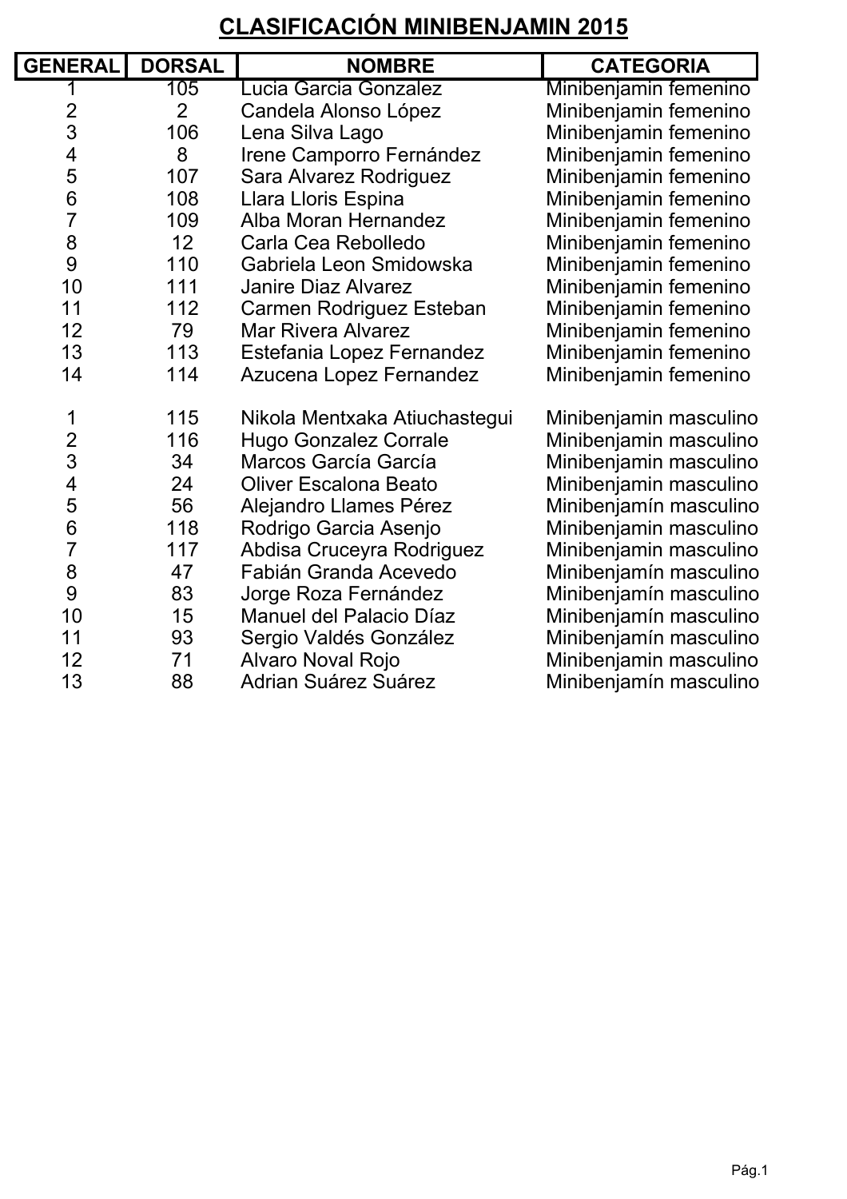# CLASIFICACIÓN MINIBENJAMIN 2015

| GENERAL | DORSAL | NOMBRE | CATEGORIA |
|---|---|---|---|
| 1 | 105 | Lucia Garcia Gonzalez | Minibenjamin femenino |
| 2 | 2 | Candela Alonso López | Minibenjamin femenino |
| 3 | 106 | Lena Silva Lago | Minibenjamin femenino |
| 4 | 8 | Irene Camporro Fernández | Minibenjamin femenino |
| 5 | 107 | Sara Alvarez Rodriguez | Minibenjamin femenino |
| 6 | 108 | Llara Lloris Espina | Minibenjamin femenino |
| 7 | 109 | Alba Moran Hernandez | Minibenjamin femenino |
| 8 | 12 | Carla Cea Rebolledo | Minibenjamin femenino |
| 9 | 110 | Gabriela Leon Smidowska | Minibenjamin femenino |
| 10 | 111 | Janire Diaz Alvarez | Minibenjamin femenino |
| 11 | 112 | Carmen Rodriguez Esteban | Minibenjamin femenino |
| 12 | 79 | Mar Rivera Alvarez | Minibenjamin femenino |
| 13 | 113 | Estefania Lopez Fernandez | Minibenjamin femenino |
| 14 | 114 | Azucena Lopez Fernandez | Minibenjamin femenino |
| | | | |
| 1 | 115 | Nikola Mentxaka Atiuchastegui | Minibenjamin masculino |
| 2 | 116 | Hugo Gonzalez Corrale | Minibenjamin masculino |
| 3 | 34 | Marcos García García | Minibenjamin masculino |
| 4 | 24 | Oliver Escalona Beato | Minibenjamin masculino |
| 5 | 56 | Alejandro Llames Pérez | Minibenjamín masculino |
| 6 | 118 | Rodrigo Garcia Asenjo | Minibenjamin masculino |
| 7 | 117 | Abdisa Cruceyra Rodriguez | Minibenjamin masculino |
| 8 | 47 | Fabián Granda Acevedo | Minibenjamín masculino |
| 9 | 83 | Jorge Roza Fernández | Minibenjamín masculino |
| 10 | 15 | Manuel del Palacio Díaz | Minibenjamín masculino |
| 11 | 93 | Sergio Valdés González | Minibenjamín masculino |
| 12 | 71 | Alvaro Noval Rojo | Minibenjamin masculino |
| 13 | 88 | Adrian Suárez Suárez | Minibenjamín masculino |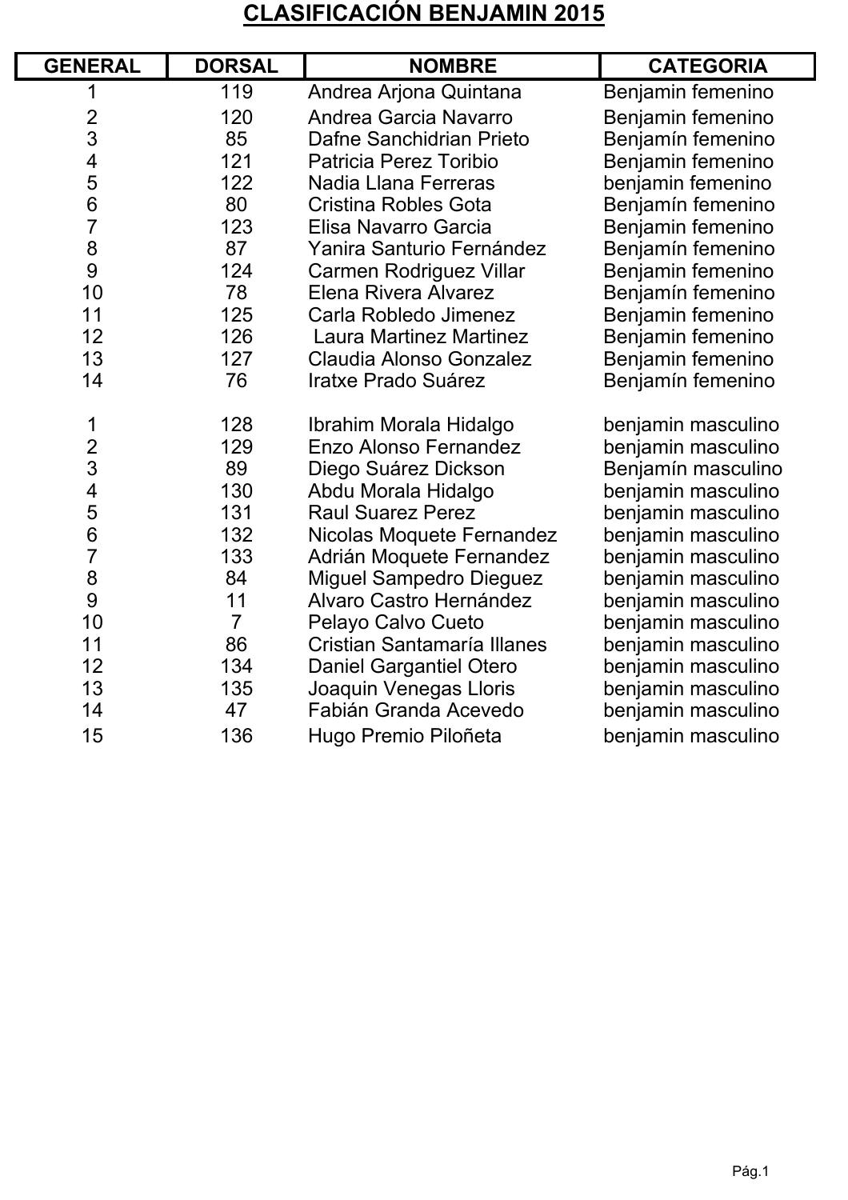# CLASIFICACIÓN BENJAMIN 2015

| GENERAL | DORSAL | NOMBRE | CATEGORIA |
|---|---|---|---|
| 1 | 119 | Andrea Arjona Quintana | Benjamin femenino |
| 2 | 120 | Andrea Garcia Navarro | Benjamin femenino |
| 3 | 85 | Dafne Sanchidrian Prieto | Benjamín femenino |
| 4 | 121 | Patricia Perez Toribio | Benjamin femenino |
| 5 | 122 | Nadia Llana Ferreras | benjamin femenino |
| 6 | 80 | Cristina Robles Gota | Benjamín femenino |
| 7 | 123 | Elisa Navarro Garcia | Benjamin femenino |
| 8 | 87 | Yanira Santurio Fernández | Benjamín femenino |
| 9 | 124 | Carmen Rodriguez Villar | Benjamin femenino |
| 10 | 78 | Elena Rivera Alvarez | Benjamín femenino |
| 11 | 125 | Carla Robledo Jimenez | Benjamin femenino |
| 12 | 126 | Laura Martinez Martinez | Benjamin femenino |
| 13 | 127 | Claudia Alonso Gonzalez | Benjamin femenino |
| 14 | 76 | Iratxe Prado Suárez | Benjamín femenino |
| | | | |
| 1 | 128 | Ibrahim Morala Hidalgo | benjamin masculino |
| 2 | 129 | Enzo Alonso Fernandez | benjamin masculino |
| 3 | 89 | Diego Suárez Dickson | Benjamín masculino |
| 4 | 130 | Abdu Morala Hidalgo | benjamin masculino |
| 5 | 131 | Raul Suarez Perez | benjamin masculino |
| 6 | 132 | Nicolas Moquete Fernandez | benjamin masculino |
| 7 | 133 | Adrián Moquete Fernandez | benjamin masculino |
| 8 | 84 | Miguel Sampedro Dieguez | benjamin masculino |
| 9 | 11 | Alvaro Castro Hernández | benjamin masculino |
| 10 | 7 | Pelayo Calvo Cueto | benjamin masculino |
| 11 | 86 | Cristian Santamaría Illanes | benjamin masculino |
| 12 | 134 | Daniel Gargantiel Otero | benjamin masculino |
| 13 | 135 | Joaquin Venegas Lloris | benjamin masculino |
| 14 | 47 | Fabián Granda Acevedo | benjamin masculino |
| 15 | 136 | Hugo Premio Piloñeta | benjamin masculino |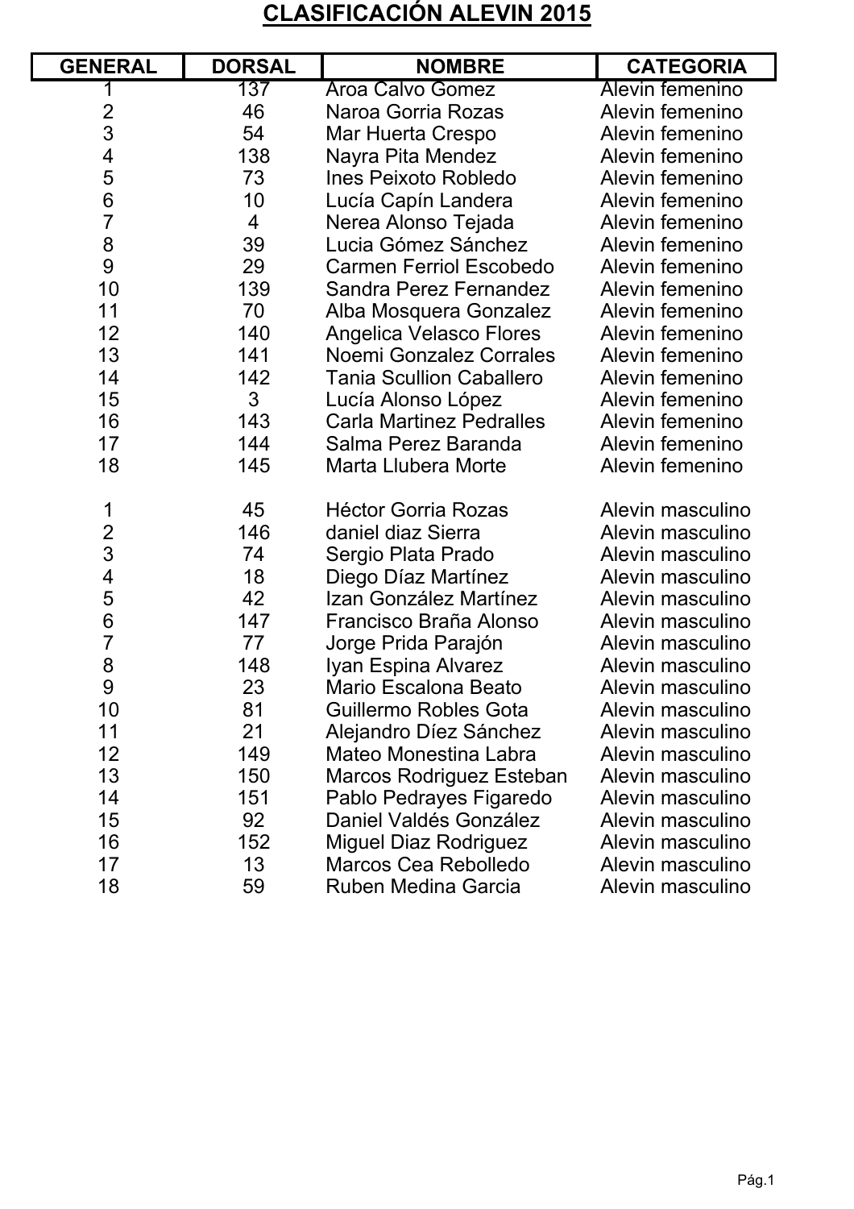# CLASIFICACIÓN ALEVIN 2015

| GENERAL | DORSAL | NOMBRE | CATEGORIA |
|---|---|---|---|
| 1 | 137 | Aroa Calvo Gomez | Alevin femenino |
| 2 | 46 | Naroa Gorria Rozas | Alevin femenino |
| 3 | 54 | Mar Huerta Crespo | Alevin femenino |
| 4 | 138 | Nayra Pita Mendez | Alevin femenino |
| 5 | 73 | Ines Peixoto Robledo | Alevin femenino |
| 6 | 10 | Lucía Capín Landera | Alevin femenino |
| 7 | 4 | Nerea Alonso Tejada | Alevin femenino |
| 8 | 39 | Lucia Gómez Sánchez | Alevin femenino |
| 9 | 29 | Carmen Ferriol Escobedo | Alevin femenino |
| 10 | 139 | Sandra Perez Fernandez | Alevin femenino |
| 11 | 70 | Alba Mosquera Gonzalez | Alevin femenino |
| 12 | 140 | Angelica Velasco Flores | Alevin femenino |
| 13 | 141 | Noemi Gonzalez Corrales | Alevin femenino |
| 14 | 142 | Tania Scullion Caballero | Alevin femenino |
| 15 | 3 | Lucía Alonso López | Alevin femenino |
| 16 | 143 | Carla Martinez Pedralles | Alevin femenino |
| 17 | 144 | Salma Perez Baranda | Alevin femenino |
| 18 | 145 | Marta Llubera Morte | Alevin femenino |
| | | | |
| 1 | 45 | Héctor Gorria Rozas | Alevin masculino |
| 2 | 146 | daniel diaz Sierra | Alevin masculino |
| 3 | 74 | Sergio Plata Prado | Alevin masculino |
| 4 | 18 | Diego Díaz Martínez | Alevin masculino |
| 5 | 42 | Izan González Martínez | Alevin masculino |
| 6 | 147 | Francisco Braña Alonso | Alevin masculino |
| 7 | 77 | Jorge Prida Parajón | Alevin masculino |
| 8 | 148 | Iyan Espina Alvarez | Alevin masculino |
| 9 | 23 | Mario Escalona Beato | Alevin masculino |
| 10 | 81 | Guillermo Robles Gota | Alevin masculino |
| 11 | 21 | Alejandro Díez Sánchez | Alevin masculino |
| 12 | 149 | Mateo Monestina Labra | Alevin masculino |
| 13 | 150 | Marcos Rodriguez Esteban | Alevin masculino |
| 14 | 151 | Pablo Pedrayes Figaredo | Alevin masculino |
| 15 | 92 | Daniel Valdés González | Alevin masculino |
| 16 | 152 | Miguel Diaz Rodriguez | Alevin masculino |
| 17 | 13 | Marcos Cea Rebolledo | Alevin masculino |
| 18 | 59 | Ruben Medina Garcia | Alevin masculino |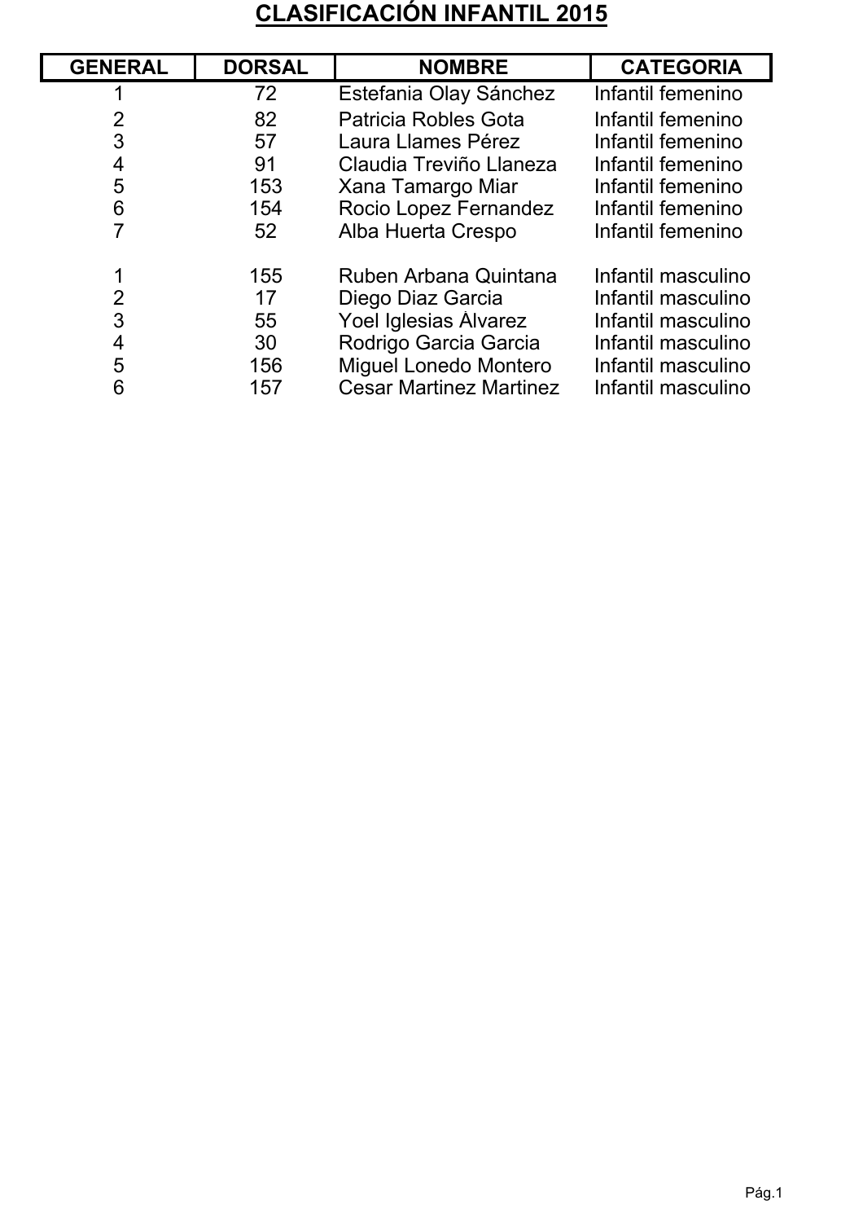# CLASIFICACIÓN INFANTIL 2015

| GENERAL | DORSAL | NOMBRE | CATEGORIA |
|---|---|---|---|
| 1 | 72 | Estefania Olay Sánchez | Infantil femenino |
| 2 | 82 | Patricia Robles Gota | Infantil femenino |
| 3 | 57 | Laura Llames Pérez | Infantil femenino |
| 4 | 91 | Claudia Treviño Llaneza | Infantil femenino |
| 5 | 153 | Xana Tamargo Miar | Infantil femenino |
| 6 | 154 | Rocio Lopez Fernandez | Infantil femenino |
| 7 | 52 | Alba Huerta Crespo | Infantil femenino |
| | | | |
| 1 | 155 | Ruben Arbana Quintana | Infantil masculino |
| 2 | 17 | Diego Diaz Garcia | Infantil masculino |
| 3 | 55 | Yoel Iglesias Álvarez | Infantil masculino |
| 4 | 30 | Rodrigo Garcia Garcia | Infantil masculino |
| 5 | 156 | Miguel Lonedo Montero | Infantil masculino |
| 6 | 157 | Cesar Martinez Martinez | Infantil masculino |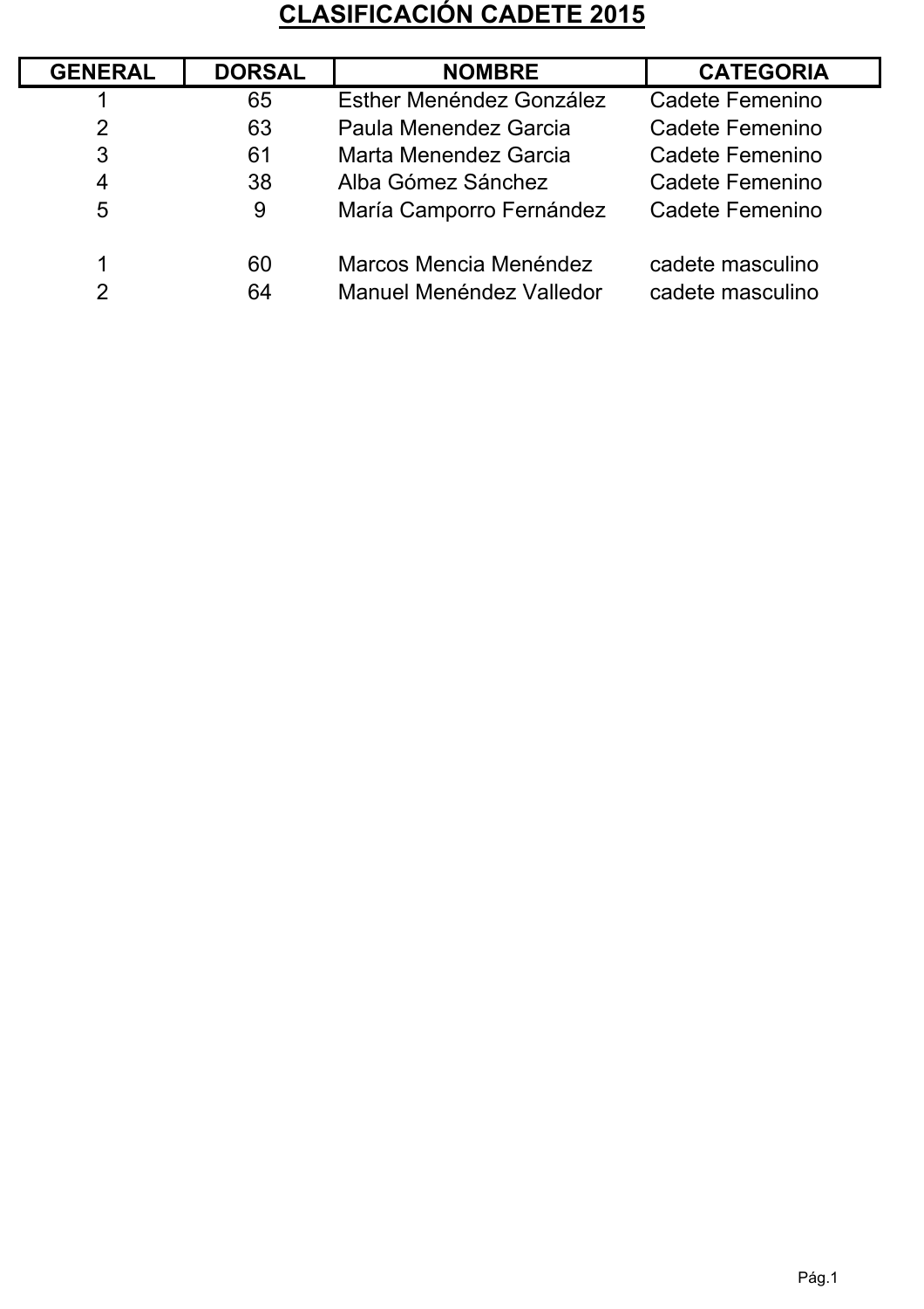# CLASIFICACIÓN CADETE 2015

| GENERAL | DORSAL | NOMBRE | CATEGORIA |
|---|---|---|---|
| 1 | 65 | Esther Menéndez González | Cadete Femenino |
| 2 | 63 | Paula Menendez Garcia | Cadete Femenino |
| 3 | 61 | Marta Menendez Garcia | Cadete Femenino |
| 4 | 38 | Alba Gómez Sánchez | Cadete Femenino |
| 5 | 9 | María Camporro Fernández | Cadete Femenino |
| | | | |
| 1 | 60 | Marcos Mencia Menéndez | cadete masculino |
| 2 | 64 | Manuel Menéndez Valledor | cadete masculino |